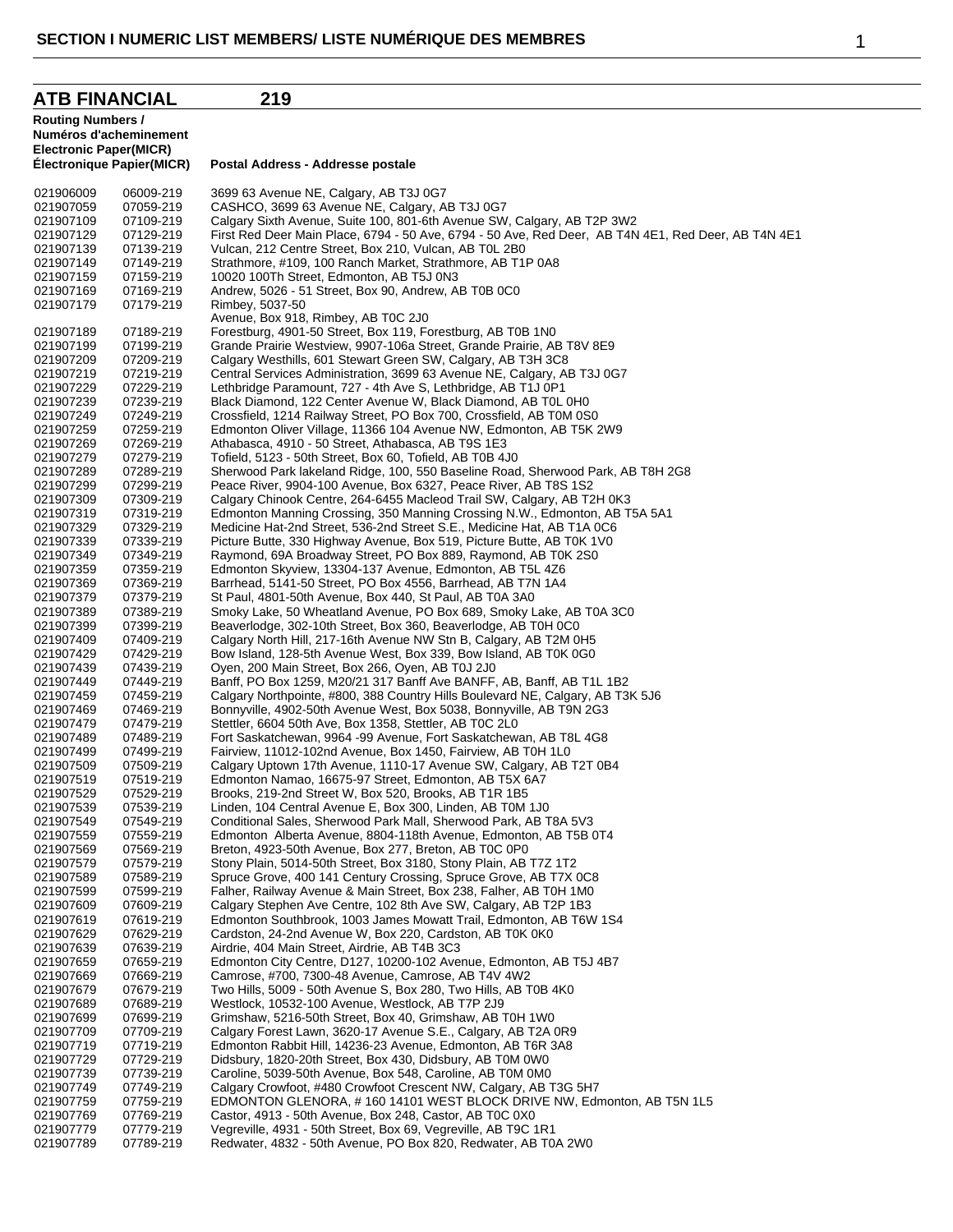## SECTION I NUMERIC LIST MEMBERS/ LISTE NUMÉRIQUE DES MEMBRES

### ATB FINANCIAL 219

| Routing Numbers / Numéros d'acheminement Electronic Paper(MICR) Électronique Papier(MICR) | | Postal Address - Addresse postale |
|---|---|---|
| 021906009 | 06009-219 | 3699 63 Avenue NE, Calgary, AB T3J 0G7 |
| 021907059 | 07059-219 | CASHCO, 3699 63 Avenue NE, Calgary, AB T3J 0G7 |
| 021907109 | 07109-219 | Calgary Sixth Avenue, Suite 100, 801-6th Avenue SW, Calgary, AB T2P 3W2 |
| 021907129 | 07129-219 | First Red Deer Main Place, 6794 - 50 Ave, 6794 - 50 Ave, Red Deer, AB T4N 4E1, Red Deer, AB T4N 4E1 |
| 021907139 | 07139-219 | Vulcan, 212 Centre Street, Box 210, Vulcan, AB T0L 2B0 |
| 021907149 | 07149-219 | Strathmore, #109, 100 Ranch Market, Strathmore, AB T1P 0A8 |
| 021907159 | 07159-219 | 10020 100Th Street, Edmonton, AB T5J 0N3 |
| 021907169 | 07169-219 | Andrew, 5026 - 51 Street, Box 90, Andrew, AB T0B 0C0 |
| 021907179 | 07179-219 | Rimbey, 5037-50 Avenue, Box 918, Rimbey, AB T0C 2J0 |
| 021907189 | 07189-219 | Forestburg, 4901-50 Street, Box 119, Forestburg, AB T0B 1N0 |
| 021907199 | 07199-219 | Grande Prairie Westview, 9907-106a Street, Grande Prairie, AB T8V 8E9 |
| 021907209 | 07209-219 | Calgary Westhills, 601 Stewart Green SW, Calgary, AB T3H 3C8 |
| 021907219 | 07219-219 | Central Services Administration, 3699 63 Avenue NE, Calgary, AB T3J 0G7 |
| 021907229 | 07229-219 | Lethbridge Paramount, 727 - 4th Ave S, Lethbridge, AB T1J 0P1 |
| 021907239 | 07239-219 | Black Diamond, 122 Center Avenue W, Black Diamond, AB T0L 0H0 |
| 021907249 | 07249-219 | Crossfield, 1214 Railway Street, PO Box 700, Crossfield, AB T0M 0S0 |
| 021907259 | 07259-219 | Edmonton Oliver Village, 11366 104 Avenue NW, Edmonton, AB T5K 2W9 |
| 021907269 | 07269-219 | Athabasca, 4910 - 50 Street, Athabasca, AB T9S 1E3 |
| 021907279 | 07279-219 | Tofield, 5123 - 50th Street, Box 60, Tofield, AB T0B 4J0 |
| 021907289 | 07289-219 | Sherwood Park lakeland Ridge, 100, 550 Baseline Road, Sherwood Park, AB T8H 2G8 |
| 021907299 | 07299-219 | Peace River, 9904-100 Avenue, Box 6327, Peace River, AB T8S 1S2 |
| 021907309 | 07309-219 | Calgary Chinook Centre, 264-6455 Macleod Trail SW, Calgary, AB T2H 0K3 |
| 021907319 | 07319-219 | Edmonton Manning Crossing, 350 Manning Crossing N.W., Edmonton, AB T5A 5A1 |
| 021907329 | 07329-219 | Medicine Hat-2nd Street, 536-2nd Street S.E., Medicine Hat, AB T1A 0C6 |
| 021907339 | 07339-219 | Picture Butte, 330 Highway Avenue, Box 519, Picture Butte, AB T0K 1V0 |
| 021907349 | 07349-219 | Raymond, 69A Broadway Street, PO Box 889, Raymond, AB T0K 2S0 |
| 021907359 | 07359-219 | Edmonton Skyview, 13304-137 Avenue, Edmonton, AB T5L 4Z6 |
| 021907369 | 07369-219 | Barrhead, 5141-50 Street, PO Box 4556, Barrhead, AB T7N 1A4 |
| 021907379 | 07379-219 | St Paul, 4801-50th Avenue, Box 440, St Paul, AB T0A 3A0 |
| 021907389 | 07389-219 | Smoky Lake, 50 Wheatland Avenue, PO Box 689, Smoky Lake, AB T0A 3C0 |
| 021907399 | 07399-219 | Beaverlodge, 302-10th Street, Box 360, Beaverlodge, AB T0H 0C0 |
| 021907409 | 07409-219 | Calgary North Hill, 217-16th Avenue NW Stn B, Calgary, AB T2M 0H5 |
| 021907429 | 07429-219 | Bow Island, 128-5th Avenue West, Box 339, Bow Island, AB T0K 0G0 |
| 021907439 | 07439-219 | Oyen, 200 Main Street, Box 266, Oyen, AB T0J 2J0 |
| 021907449 | 07449-219 | Banff, PO Box 1259, M20/21 317 Banff Ave BANFF, AB, Banff, AB T1L 1B2 |
| 021907459 | 07459-219 | Calgary Northpointe, #800, 388 Country Hills Boulevard NE, Calgary, AB T3K 5J6 |
| 021907469 | 07469-219 | Bonnyville, 4902-50th Avenue West, Box 5038, Bonnyville, AB T9N 2G3 |
| 021907479 | 07479-219 | Stettler, 6604 50th Ave, Box 1358, Stettler, AB T0C 2L0 |
| 021907489 | 07489-219 | Fort Saskatchewan, 9964 -99 Avenue, Fort Saskatchewan, AB T8L 4G8 |
| 021907499 | 07499-219 | Fairview, 11012-102nd Avenue, Box 1450, Fairview, AB T0H 1L0 |
| 021907509 | 07509-219 | Calgary Uptown 17th Avenue, 1110-17 Avenue SW, Calgary, AB T2T 0B4 |
| 021907519 | 07519-219 | Edmonton Namao, 16675-97 Street, Edmonton, AB T5X 6A7 |
| 021907529 | 07529-219 | Brooks, 219-2nd Street W, Box 520, Brooks, AB T1R 1B5 |
| 021907539 | 07539-219 | Linden, 104 Central Avenue E, Box 300, Linden, AB T0M 1J0 |
| 021907549 | 07549-219 | Conditional Sales, Sherwood Park Mall, Sherwood Park, AB T8A 5V3 |
| 021907559 | 07559-219 | Edmonton Alberta Avenue, 8804-118th Avenue, Edmonton, AB T5B 0T4 |
| 021907569 | 07569-219 | Breton, 4923-50th Avenue, Box 277, Breton, AB T0C 0P0 |
| 021907579 | 07579-219 | Stony Plain, 5014-50th Street, Box 3180, Stony Plain, AB T7Z 1T2 |
| 021907589 | 07589-219 | Spruce Grove, 400 141 Century Crossing, Spruce Grove, AB T7X 0C8 |
| 021907599 | 07599-219 | Falher, Railway Avenue & Main Street, Box 238, Falher, AB T0H 1M0 |
| 021907609 | 07609-219 | Calgary Stephen Ave Centre, 102 8th Ave SW, Calgary, AB T2P 1B3 |
| 021907619 | 07619-219 | Edmonton Southbrook, 1003 James Mowatt Trail, Edmonton, AB T6W 1S4 |
| 021907629 | 07629-219 | Cardston, 24-2nd Avenue W, Box 220, Cardston, AB T0K 0K0 |
| 021907639 | 07639-219 | Airdrie, 404 Main Street, Airdrie, AB T4B 3C3 |
| 021907659 | 07659-219 | Edmonton City Centre, D127, 10200-102 Avenue, Edmonton, AB T5J 4B7 |
| 021907669 | 07669-219 | Camrose, #700, 7300-48 Avenue, Camrose, AB T4V 4W2 |
| 021907679 | 07679-219 | Two Hills, 5009 - 50th Avenue S, Box 280, Two Hills, AB T0B 4K0 |
| 021907689 | 07689-219 | Westlock, 10532-100 Avenue, Westlock, AB T7P 2J9 |
| 021907699 | 07699-219 | Grimshaw, 5216-50th Street, Box 40, Grimshaw, AB T0H 1W0 |
| 021907709 | 07709-219 | Calgary Forest Lawn, 3620-17 Avenue S.E., Calgary, AB T2A 0R9 |
| 021907719 | 07719-219 | Edmonton Rabbit Hill, 14236-23 Avenue, Edmonton, AB T6R 3A8 |
| 021907729 | 07729-219 | Didsbury, 1820-20th Street, Box 430, Didsbury, AB T0M 0W0 |
| 021907739 | 07739-219 | Caroline, 5039-50th Avenue, Box 548, Caroline, AB T0M 0M0 |
| 021907749 | 07749-219 | Calgary Crowfoot, #480 Crowfoot Crescent NW, Calgary, AB T3G 5H7 |
| 021907759 | 07759-219 | EDMONTON GLENORA, # 160 14101 WEST BLOCK DRIVE NW, Edmonton, AB T5N 1L5 |
| 021907769 | 07769-219 | Castor, 4913 - 50th Avenue, Box 248, Castor, AB T0C 0X0 |
| 021907779 | 07779-219 | Vegreville, 4931 - 50th Street, Box 69, Vegreville, AB T9C 1R1 |
| 021907789 | 07789-219 | Redwater, 4832 - 50th Avenue, PO Box 820, Redwater, AB T0A 2W0 |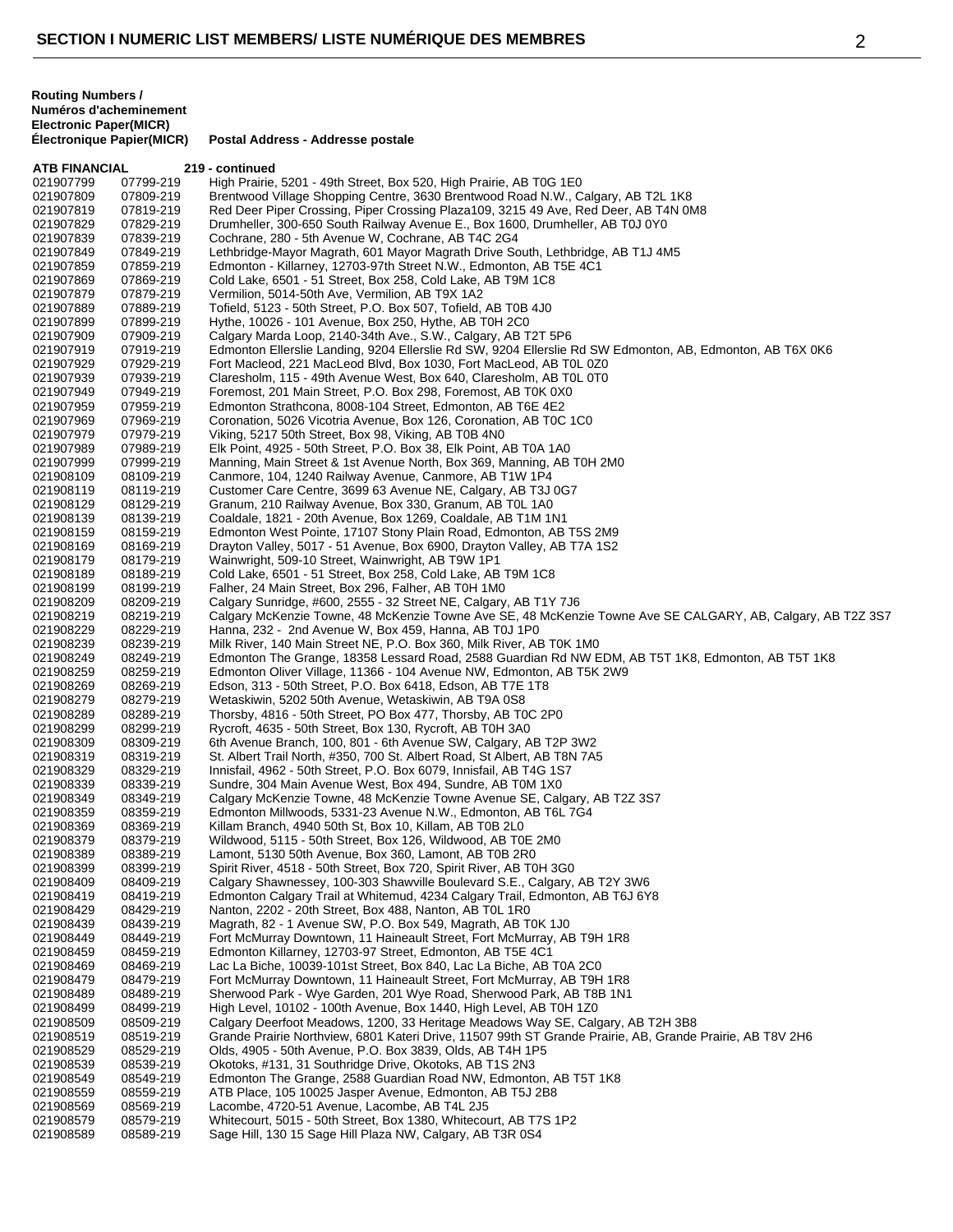**Routing Numbers / Numéros d'acheminement**

| Electronic Paper(MICR) | Électronique Papier(MICR) | Postal Address - Addresse postale |
|---|---|---|
| **ATB FINANCIAL** | | **219 - continued** |
| 021907799 | 07799-219 | High Prairie, 5201 - 49th Street, Box 520, High Prairie, AB T0G 1E0 |
| 021907809 | 07809-219 | Brentwood Village Shopping Centre, 3630 Brentwood Road N.W., Calgary, AB T2L 1K8 |
| 021907819 | 07819-219 | Red Deer Piper Crossing, Piper Crossing Plaza109, 3215 49 Ave, Red Deer, AB T4N 0M8 |
| 021907829 | 07829-219 | Drumheller, 300-650 South Railway Avenue E., Box 1600, Drumheller, AB T0J 0Y0 |
| 021907839 | 07839-219 | Cochrane, 280 - 5th Avenue W, Cochrane, AB T4C 2G4 |
| 021907849 | 07849-219 | Lethbridge-Mayor Magrath, 601 Mayor Magrath Drive South, Lethbridge, AB T1J 4M5 |
| 021907859 | 07859-219 | Edmonton - Killarney, 12703-97th Street N.W., Edmonton, AB T5E 4C1 |
| 021907869 | 07869-219 | Cold Lake, 6501 - 51 Street, Box 258, Cold Lake, AB T9M 1C8 |
| 021907879 | 07879-219 | Vermilion, 5014-50th Ave, Vermilion, AB T9X 1A2 |
| 021907889 | 07889-219 | Tofield, 5123 - 50th Street, P.O. Box 507, Tofield, AB T0B 4J0 |
| 021907899 | 07899-219 | Hythe, 10026 - 101 Avenue, Box 250, Hythe, AB T0H 2C0 |
| 021907909 | 07909-219 | Calgary Marda Loop, 2140-34th Ave., S.W., Calgary, AB T2T 5P6 |
| 021907919 | 07919-219 | Edmonton Ellerslie Landing, 9204 Ellerslie Rd SW, 9204 Ellerslie Rd SW Edmonton, AB, Edmonton, AB T6X 0K6 |
| 021907929 | 07929-219 | Fort Macleod, 221 MacLeod Blvd, Box 1030, Fort MacLeod, AB T0L 0Z0 |
| 021907939 | 07939-219 | Claresholm, 115 - 49th Avenue West, Box 640, Claresholm, AB T0L 0T0 |
| 021907949 | 07949-219 | Foremost, 201 Main Street, P.O. Box 298, Foremost, AB T0K 0X0 |
| 021907959 | 07959-219 | Edmonton Strathcona, 8008-104 Street, Edmonton, AB T6E 4E2 |
| 021907969 | 07969-219 | Coronation, 5026 Vicotria Avenue, Box 126, Coronation, AB T0C 1C0 |
| 021907979 | 07979-219 | Viking, 5217 50th Street, Box 98, Viking, AB T0B 4N0 |
| 021907989 | 07989-219 | Elk Point, 4925 - 50th Street, P.O. Box 38, Elk Point, AB T0A 1A0 |
| 021907999 | 07999-219 | Manning, Main Street & 1st Avenue North, Box 369, Manning, AB T0H 2M0 |
| 021908109 | 08109-219 | Canmore, 104, 1240 Railway Avenue, Canmore, AB T1W 1P4 |
| 021908119 | 08119-219 | Customer Care Centre, 3699 63 Avenue NE, Calgary, AB T3J 0G7 |
| 021908129 | 08129-219 | Granum, 210 Railway Avenue, Box 330, Granum, AB T0L 1A0 |
| 021908139 | 08139-219 | Coaldale, 1821 - 20th Avenue, Box 1269, Coaldale, AB T1M 1N1 |
| 021908159 | 08159-219 | Edmonton West Pointe, 17107 Stony Plain Road, Edmonton, AB T5S 2M9 |
| 021908169 | 08169-219 | Drayton Valley, 5017 - 51 Avenue, Box 6900, Drayton Valley, AB T7A 1S2 |
| 021908179 | 08179-219 | Wainwright, 509-10 Street, Wainwright, AB T9W 1P1 |
| 021908189 | 08189-219 | Cold Lake, 6501 - 51 Street, Box 258, Cold Lake, AB T9M 1C8 |
| 021908199 | 08199-219 | Falher, 24 Main Street, Box 296, Falher, AB T0H 1M0 |
| 021908209 | 08209-219 | Calgary Sunridge, #600, 2555 - 32 Street NE, Calgary, AB T1Y 7J6 |
| 021908219 | 08219-219 | Calgary McKenzie Towne, 48 McKenzie Towne Ave SE, 48 McKenzie Towne Ave SE CALGARY, AB, Calgary, AB T2Z 3S7 |
| 021908229 | 08229-219 | Hanna, 232 - 2nd Avenue W, Box 459, Hanna, AB T0J 1P0 |
| 021908239 | 08239-219 | Milk River, 140 Main Street NE, P.O. Box 360, Milk River, AB T0K 1M0 |
| 021908249 | 08249-219 | Edmonton The Grange, 18358 Lessard Road, 2588 Guardian Rd NW EDM, AB T5T 1K8, Edmonton, AB T5T 1K8 |
| 021908259 | 08259-219 | Edmonton Oliver Village, 11366 - 104 Avenue NW, Edmonton, AB T5K 2W9 |
| 021908269 | 08269-219 | Edson, 313 - 50th Street, P.O. Box 6418, Edson, AB T7E 1T8 |
| 021908279 | 08279-219 | Wetaskiwin, 5202 50th Avenue, Wetaskiwin, AB T9A 0S8 |
| 021908289 | 08289-219 | Thorsby, 4816 - 50th Street, PO Box 477, Thorsby, AB T0C 2P0 |
| 021908299 | 08299-219 | Rycroft, 4635 - 50th Street, Box 130, Rycroft, AB T0H 3A0 |
| 021908309 | 08309-219 | 6th Avenue Branch, 100, 801 - 6th Avenue SW, Calgary, AB T2P 3W2 |
| 021908319 | 08319-219 | St. Albert Trail North, #350, 700 St. Albert Road, St Albert, AB T8N 7A5 |
| 021908329 | 08329-219 | Innisfail, 4962 - 50th Street, P.O. Box 6079, Innisfail, AB T4G 1S7 |
| 021908339 | 08339-219 | Sundre, 304 Main Avenue West, Box 494, Sundre, AB T0M 1X0 |
| 021908349 | 08349-219 | Calgary McKenzie Towne, 48 McKenzie Towne Avenue SE, Calgary, AB T2Z 3S7 |
| 021908359 | 08359-219 | Edmonton Millwoods, 5331-23 Avenue N.W., Edmonton, AB T6L 7G4 |
| 021908369 | 08369-219 | Killam Branch, 4940 50th St, Box 10, Killam, AB T0B 2L0 |
| 021908379 | 08379-219 | Wildwood, 5115 - 50th Street, Box 126, Wildwood, AB T0E 2M0 |
| 021908389 | 08389-219 | Lamont, 5130 50th Avenue, Box 360, Lamont, AB T0B 2R0 |
| 021908399 | 08399-219 | Spirit River, 4518 - 50th Street, Box 720, Spirit River, AB T0H 3G0 |
| 021908409 | 08409-219 | Calgary Shawnessey, 100-303 Shawville Boulevard S.E., Calgary, AB T2Y 3W6 |
| 021908419 | 08419-219 | Edmonton Calgary Trail at Whitemud, 4234 Calgary Trail, Edmonton, AB T6J 6Y8 |
| 021908429 | 08429-219 | Nanton, 2202 - 20th Street, Box 488, Nanton, AB T0L 1R0 |
| 021908439 | 08439-219 | Magrath, 82 - 1 Avenue SW, P.O. Box 549, Magrath, AB T0K 1J0 |
| 021908449 | 08449-219 | Fort McMurray Downtown, 11 Haineault Street, Fort McMurray, AB T9H 1R8 |
| 021908459 | 08459-219 | Edmonton Killarney, 12703-97 Street, Edmonton, AB T5E 4C1 |
| 021908469 | 08469-219 | Lac La Biche, 10039-101st Street, Box 840, Lac La Biche, AB T0A 2C0 |
| 021908479 | 08479-219 | Fort McMurray Downtown, 11 Haineault Street, Fort McMurray, AB T9H 1R8 |
| 021908489 | 08489-219 | Sherwood Park - Wye Garden, 201 Wye Road, Sherwood Park, AB T8B 1N1 |
| 021908499 | 08499-219 | High Level, 10102 - 100th Avenue, Box 1440, High Level, AB T0H 1Z0 |
| 021908509 | 08509-219 | Calgary Deerfoot Meadows, 1200, 33 Heritage Meadows Way SE, Calgary, AB T2H 3B8 |
| 021908519 | 08519-219 | Grande Prairie Northview, 6801 Kateri Drive, 11507 99th ST Grande Prairie, AB, Grande Prairie, AB T8V 2H6 |
| 021908529 | 08529-219 | Olds, 4905 - 50th Avenue, P.O. Box 3839, Olds, AB T4H 1P5 |
| 021908539 | 08539-219 | Okotoks, #131, 31 Southridge Drive, Okotoks, AB T1S 2N3 |
| 021908549 | 08549-219 | Edmonton The Grange, 2588 Guardian Road NW, Edmonton, AB T5T 1K8 |
| 021908559 | 08559-219 | ATB Place, 105 10025 Jasper Avenue, Edmonton, AB T5J 2B8 |
| 021908569 | 08569-219 | Lacombe, 4720-51 Avenue, Lacombe, AB T4L 2J5 |
| 021908579 | 08579-219 | Whitecourt, 5015 - 50th Street, Box 1380, Whitecourt, AB T7S 1P2 |
| 021908589 | 08589-219 | Sage Hill, 130 15 Sage Hill Plaza NW, Calgary, AB T3R 0S4 |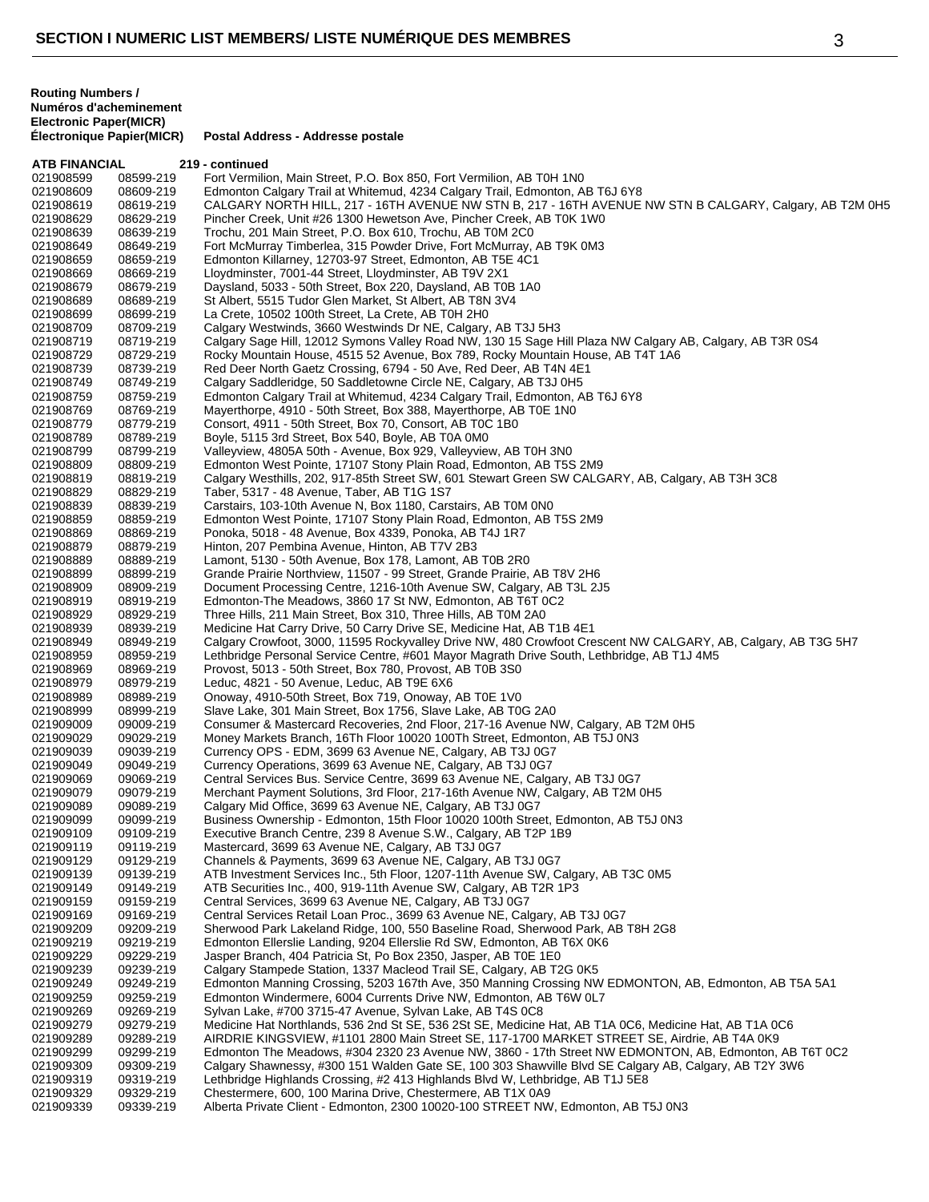| Routing Numbers / Numéros d'acheminement Electronic Paper(MICR) | Électronique Papier(MICR) | Postal Address - Addresse postale |
|---|---|---|
| **ATB FINANCIAL** | | **219 - continued** |
| 021908599 | 08599-219 | Fort Vermilion, Main Street, P.O. Box 850, Fort Vermilion, AB T0H 1N0 |
| 021908609 | 08609-219 | Edmonton Calgary Trail at Whitemud, 4234 Calgary Trail, Edmonton, AB T6J 6Y8 |
| 021908619 | 08619-219 | CALGARY NORTH HILL, 217 - 16TH AVENUE NW STN B, 217 - 16TH AVENUE NW STN B CALGARY, Calgary, AB T2M 0H5 |
| 021908629 | 08629-219 | Pincher Creek, Unit #26 1300 Hewetson Ave, Pincher Creek, AB T0K 1W0 |
| 021908639 | 08639-219 | Trochu, 201 Main Street, P.O. Box 610, Trochu, AB T0M 2C0 |
| 021908649 | 08649-219 | Fort McMurray Timberlea, 315 Powder Drive, Fort McMurray, AB T9K 0M3 |
| 021908659 | 08659-219 | Edmonton Killarney, 12703-97 Street, Edmonton, AB T5E 4C1 |
| 021908669 | 08669-219 | Lloydminster, 7001-44 Street, Lloydminster, AB T9V 2X1 |
| 021908679 | 08679-219 | Daysland, 5033 - 50th Street, Box 220, Daysland, AB T0B 1A0 |
| 021908689 | 08689-219 | St Albert, 5515 Tudor Glen Market, St Albert, AB T8N 3V4 |
| 021908699 | 08699-219 | La Crete, 10502 100th Street, La Crete, AB T0H 2H0 |
| 021908709 | 08709-219 | Calgary Westwinds, 3660 Westwinds Dr NE, Calgary, AB T3J 5H3 |
| 021908719 | 08719-219 | Calgary Sage Hill, 12012 Symons Valley Road NW, 130 15 Sage Hill Plaza NW Calgary AB, Calgary, AB T3R 0S4 |
| 021908729 | 08729-219 | Rocky Mountain House, 4515 52 Avenue, Box 789, Rocky Mountain House, AB T4T 1A6 |
| 021908739 | 08739-219 | Red Deer North Gaetz Crossing, 6794 - 50 Ave, Red Deer, AB T4N 4E1 |
| 021908749 | 08749-219 | Calgary Saddleridge, 50 Saddletowne Circle NE, Calgary, AB T3J 0H5 |
| 021908759 | 08759-219 | Edmonton Calgary Trail at Whitemud, 4234 Calgary Trail, Edmonton, AB T6J 6Y8 |
| 021908769 | 08769-219 | Mayerthorpe, 4910 - 50th Street, Box 388, Mayerthorpe, AB T0E 1N0 |
| 021908779 | 08779-219 | Consort, 4911 - 50th Street, Box 70, Consort, AB T0C 1B0 |
| 021908789 | 08789-219 | Boyle, 5115 3rd Street, Box 540, Boyle, AB T0A 0M0 |
| 021908799 | 08799-219 | Valleyview, 4805A 50th - Avenue, Box 929, Valleyview, AB T0H 3N0 |
| 021908809 | 08809-219 | Edmonton West Pointe, 17107 Stony Plain Road, Edmonton, AB T5S 2M9 |
| 021908819 | 08819-219 | Calgary Westhills, 202, 917-85th Street SW, 601 Stewart Green SW CALGARY, AB, Calgary, AB T3H 3C8 |
| 021908829 | 08829-219 | Taber, 5317 - 48 Avenue, Taber, AB T1G 1S7 |
| 021908839 | 08839-219 | Carstairs, 103-10th Avenue N, Box 1180, Carstairs, AB T0M 0N0 |
| 021908859 | 08859-219 | Edmonton West Pointe, 17107 Stony Plain Road, Edmonton, AB T5S 2M9 |
| 021908869 | 08869-219 | Ponoka, 5018 - 48 Avenue, Box 4339, Ponoka, AB T4J 1R7 |
| 021908879 | 08879-219 | Hinton, 207 Pembina Avenue, Hinton, AB T7V 2B3 |
| 021908889 | 08889-219 | Lamont, 5130 - 50th Avenue, Box 178, Lamont, AB T0B 2R0 |
| 021908899 | 08899-219 | Grande Prairie Northview, 11507 - 99 Street, Grande Prairie, AB T8V 2H6 |
| 021908909 | 08909-219 | Document Processing Centre, 1216-10th Avenue SW, Calgary, AB T3L 2J5 |
| 021908919 | 08919-219 | Edmonton-The Meadows, 3860 17 St NW, Edmonton, AB T6T 0C2 |
| 021908929 | 08929-219 | Three Hills, 211 Main Street, Box 310, Three Hills, AB T0M 2A0 |
| 021908939 | 08939-219 | Medicine Hat Carry Drive, 50 Carry Drive SE, Medicine Hat, AB T1B 4E1 |
| 021908949 | 08949-219 | Calgary Crowfoot, 3000, 11595 Rockyvalley Drive NW, 480 Crowfoot Crescent NW CALGARY, AB, Calgary, AB T3G 5H7 |
| 021908959 | 08959-219 | Lethbridge Personal Service Centre, #601 Mayor Magrath Drive South, Lethbridge, AB T1J 4M5 |
| 021908969 | 08969-219 | Provost, 5013 - 50th Street, Box 780, Provost, AB T0B 3S0 |
| 021908979 | 08979-219 | Leduc, 4821 - 50 Avenue, Leduc, AB T9E 6X6 |
| 021908989 | 08989-219 | Onoway, 4910-50th Street, Box 719, Onoway, AB T0E 1V0 |
| 021908999 | 08999-219 | Slave Lake, 301 Main Street, Box 1756, Slave Lake, AB T0G 2A0 |
| 021909009 | 09009-219 | Consumer & Mastercard Recoveries, 2nd Floor, 217-16 Avenue NW, Calgary, AB T2M 0H5 |
| 021909029 | 09029-219 | Money Markets Branch, 16Th Floor 10020 100Th Street, Edmonton, AB T5J 0N3 |
| 021909039 | 09039-219 | Currency OPS - EDM, 3699 63 Avenue NE, Calgary, AB T3J 0G7 |
| 021909049 | 09049-219 | Currency Operations, 3699 63 Avenue NE, Calgary, AB T3J 0G7 |
| 021909069 | 09069-219 | Central Services Bus. Service Centre, 3699 63 Avenue NE, Calgary, AB T3J 0G7 |
| 021909079 | 09079-219 | Merchant Payment Solutions, 3rd Floor, 217-16th Avenue NW, Calgary, AB T2M 0H5 |
| 021909089 | 09089-219 | Calgary Mid Office, 3699 63 Avenue NE, Calgary, AB T3J 0G7 |
| 021909099 | 09099-219 | Business Ownership - Edmonton, 15th Floor 10020 100th Street, Edmonton, AB T5J 0N3 |
| 021909109 | 09109-219 | Executive Branch Centre, 239 8 Avenue S.W., Calgary, AB T2P 1B9 |
| 021909119 | 09119-219 | Mastercard, 3699 63 Avenue NE, Calgary, AB T3J 0G7 |
| 021909129 | 09129-219 | Channels & Payments, 3699 63 Avenue NE, Calgary, AB T3J 0G7 |
| 021909139 | 09139-219 | ATB Investment Services Inc., 5th Floor, 1207-11th Avenue SW, Calgary, AB T3C 0M5 |
| 021909149 | 09149-219 | ATB Securities Inc., 400, 919-11th Avenue SW, Calgary, AB T2R 1P3 |
| 021909159 | 09159-219 | Central Services, 3699 63 Avenue NE, Calgary, AB T3J 0G7 |
| 021909169 | 09169-219 | Central Services Retail Loan Proc., 3699 63 Avenue NE, Calgary, AB T3J 0G7 |
| 021909209 | 09209-219 | Sherwood Park Lakeland Ridge, 100, 550 Baseline Road, Sherwood Park, AB T8H 2G8 |
| 021909219 | 09219-219 | Edmonton Ellerslie Landing, 9204 Ellerslie Rd SW, Edmonton, AB T6X 0K6 |
| 021909229 | 09229-219 | Jasper Branch, 404 Patricia St, Po Box 2350, Jasper, AB T0E 1E0 |
| 021909239 | 09239-219 | Calgary Stampede Station, 1337 Macleod Trail SE, Calgary, AB T2G 0K5 |
| 021909249 | 09249-219 | Edmonton Manning Crossing, 5203 167th Ave, 350 Manning Crossing NW EDMONTON, AB, Edmonton, AB T5A 5A1 |
| 021909259 | 09259-219 | Edmonton Windermere, 6004 Currents Drive NW, Edmonton, AB T6W 0L7 |
| 021909269 | 09269-219 | Sylvan Lake, #700 3715-47 Avenue, Sylvan Lake, AB T4S 0C8 |
| 021909279 | 09279-219 | Medicine Hat Northlands, 536 2nd St SE, 536 2St SE, Medicine Hat, AB T1A 0C6, Medicine Hat, AB T1A 0C6 |
| 021909289 | 09289-219 | AIRDRIE KINGSVIEW, #1101 2800 Main Street SE, 117-1700 MARKET STREET SE, Airdrie, AB T4A 0K9 |
| 021909299 | 09299-219 | Edmonton The Meadows, #304 2320 23 Avenue NW, 3860 - 17th Street NW EDMONTON, AB, Edmonton, AB T6T 0C2 |
| 021909309 | 09309-219 | Calgary Shawnessy, #300 151 Walden Gate SE, 100 303 Shawville Blvd SE Calgary AB, Calgary, AB T2Y 3W6 |
| 021909319 | 09319-219 | Lethbridge Highlands Crossing, #2 413 Highlands Blvd W, Lethbridge, AB T1J 5E8 |
| 021909329 | 09329-219 | Chestermere, 600, 100 Marina Drive, Chestermere, AB T1X 0A9 |
| 021909339 | 09339-219 | Alberta Private Client - Edmonton, 2300 10020-100 STREET NW, Edmonton, AB T5J 0N3 |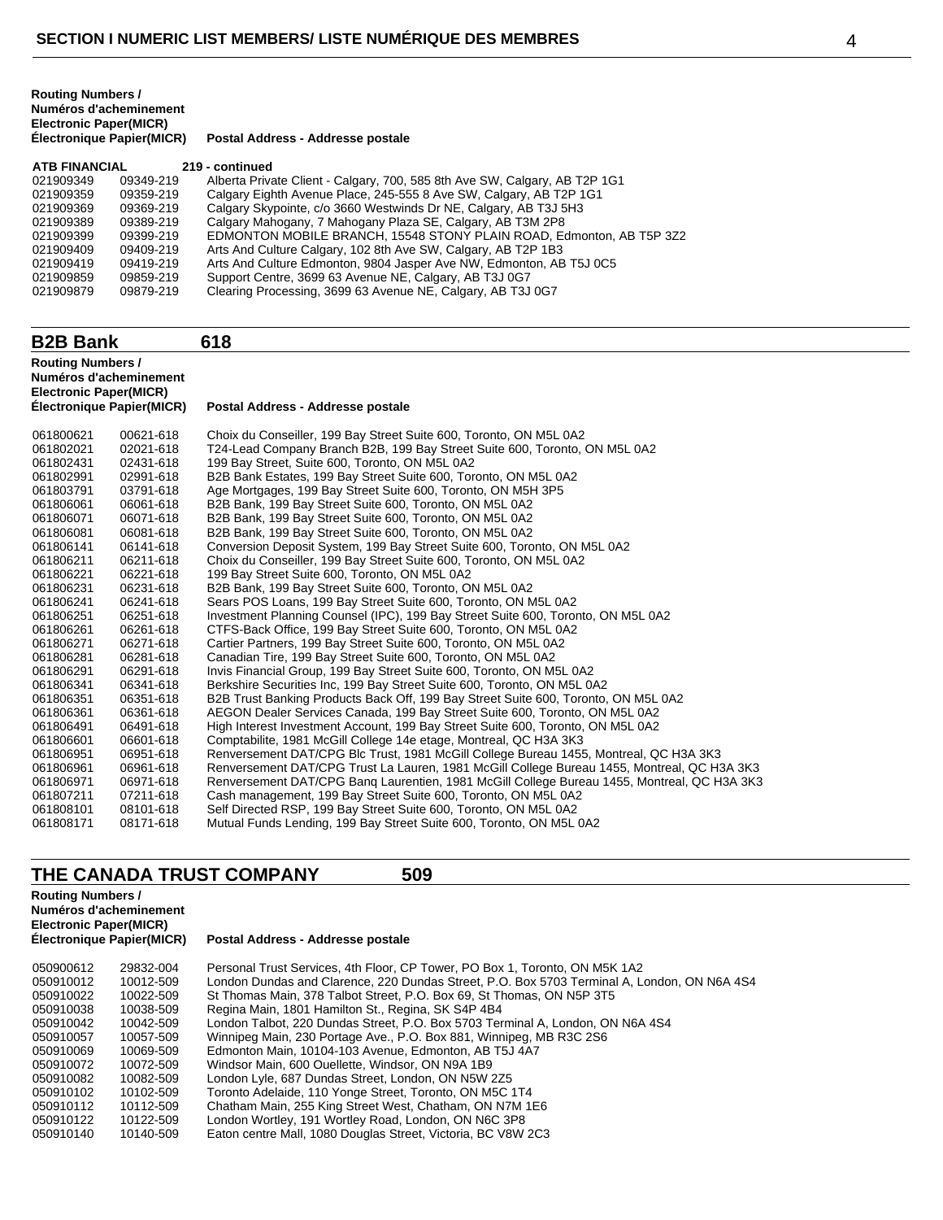**Routing Numbers / Numéros d'acheminement**

| Electronic Paper(MICR) Électronique Papier(MICR) | | Postal Address - Addresse postale |
|---|---|---|
| **ATB FINANCIAL** | | **219 - continued** |
| 021909349 | 09349-219 | Alberta Private Client - Calgary, 700, 585 8th Ave SW, Calgary, AB T2P 1G1 |
| 021909359 | 09359-219 | Calgary Eighth Avenue Place, 245-555 8 Ave SW, Calgary, AB T2P 1G1 |
| 021909369 | 09369-219 | Calgary Skypointe, c/o 3660 Westwinds Dr NE, Calgary, AB T3J 5H3 |
| 021909389 | 09389-219 | Calgary Mahogany, 7 Mahogany Plaza SE, Calgary, AB T3M 2P8 |
| 021909399 | 09399-219 | EDMONTON MOBILE BRANCH, 15548 STONY PLAIN ROAD, Edmonton, AB T5P 3Z2 |
| 021909409 | 09409-219 | Arts And Culture Calgary, 102 8th Ave SW, Calgary, AB T2P 1B3 |
| 021909419 | 09419-219 | Arts And Culture Edmonton, 9804 Jasper Ave NW, Edmonton, AB T5J 0C5 |
| 021909859 | 09859-219 | Support Centre, 3699 63 Avenue NE, Calgary, AB T3J 0G7 |
| 021909879 | 09879-219 | Clearing Processing, 3699 63 Avenue NE, Calgary, AB T3J 0G7 |

## B2B Bank 618

**Routing Numbers / Numéros d'acheminement**

| Electronic Paper(MICR) Électronique Papier(MICR) | | Postal Address - Addresse postale |
|---|---|---|
| 061800621 | 00621-618 | Choix du Conseiller, 199 Bay Street Suite 600, Toronto, ON M5L 0A2 |
| 061802021 | 02021-618 | T24-Lead Company Branch B2B, 199 Bay Street Suite 600, Toronto, ON M5L 0A2 |
| 061802431 | 02431-618 | 199 Bay Street, Suite 600, Toronto, ON M5L 0A2 |
| 061802991 | 02991-618 | B2B Bank Estates, 199 Bay Street Suite 600, Toronto, ON M5L 0A2 |
| 061803791 | 03791-618 | Age Mortgages, 199 Bay Street Suite 600, Toronto, ON M5H 3P5 |
| 061806061 | 06061-618 | B2B Bank, 199 Bay Street Suite 600, Toronto, ON M5L 0A2 |
| 061806071 | 06071-618 | B2B Bank, 199 Bay Street Suite 600, Toronto, ON M5L 0A2 |
| 061806081 | 06081-618 | B2B Bank, 199 Bay Street Suite 600, Toronto, ON M5L 0A2 |
| 061806141 | 06141-618 | Conversion Deposit System, 199 Bay Street Suite 600, Toronto, ON M5L 0A2 |
| 061806211 | 06211-618 | Choix du Conseiller, 199 Bay Street Suite 600, Toronto, ON M5L 0A2 |
| 061806221 | 06221-618 | 199 Bay Street Suite 600, Toronto, ON M5L 0A2 |
| 061806231 | 06231-618 | B2B Bank, 199 Bay Street Suite 600, Toronto, ON M5L 0A2 |
| 061806241 | 06241-618 | Sears POS Loans, 199 Bay Street Suite 600, Toronto, ON M5L 0A2 |
| 061806251 | 06251-618 | Investment Planning Counsel (IPC), 199 Bay Street Suite 600, Toronto, ON M5L 0A2 |
| 061806261 | 06261-618 | CTFS-Back Office, 199 Bay Street Suite 600, Toronto, ON M5L 0A2 |
| 061806271 | 06271-618 | Cartier Partners, 199 Bay Street Suite 600, Toronto, ON M5L 0A2 |
| 061806281 | 06281-618 | Canadian Tire, 199 Bay Street Suite 600, Toronto, ON M5L 0A2 |
| 061806291 | 06291-618 | Invis Financial Group, 199 Bay Street Suite 600, Toronto, ON M5L 0A2 |
| 061806341 | 06341-618 | Berkshire Securities Inc, 199 Bay Street Suite 600, Toronto, ON M5L 0A2 |
| 061806351 | 06351-618 | B2B Trust Banking Products Back Off, 199 Bay Street Suite 600, Toronto, ON M5L 0A2 |
| 061806361 | 06361-618 | AEGON Dealer Services Canada, 199 Bay Street Suite 600, Toronto, ON M5L 0A2 |
| 061806491 | 06491-618 | High Interest Investment Account, 199 Bay Street Suite 600, Toronto, ON M5L 0A2 |
| 061806601 | 06601-618 | Comptabilite, 1981 McGill College 14e etage, Montreal, QC H3A 3K3 |
| 061806951 | 06951-618 | Renversement DAT/CPG Blc Trust, 1981 McGill College Bureau 1455, Montreal, QC H3A 3K3 |
| 061806961 | 06961-618 | Renversement DAT/CPG Trust La Lauren, 1981 McGill College Bureau 1455, Montreal, QC H3A 3K3 |
| 061806971 | 06971-618 | Renversement DAT/CPG Banq Laurentien, 1981 McGill College Bureau 1455, Montreal, QC H3A 3K3 |
| 061807211 | 07211-618 | Cash management, 199 Bay Street Suite 600, Toronto, ON M5L 0A2 |
| 061808101 | 08101-618 | Self Directed RSP, 199 Bay Street Suite 600, Toronto, ON M5L 0A2 |
| 061808171 | 08171-618 | Mutual Funds Lending, 199 Bay Street Suite 600, Toronto, ON M5L 0A2 |

## THE CANADA TRUST COMPANY 509

**Routing Numbers / Numéros d'acheminement**

| Electronic Paper(MICR) Électronique Papier(MICR) | | Postal Address - Addresse postale |
|---|---|---|
| 050900612 | 29832-004 | Personal Trust Services, 4th Floor, CP Tower, PO Box 1, Toronto, ON M5K 1A2 |
| 050910012 | 10012-509 | London Dundas and Clarence, 220 Dundas Street, P.O. Box 5703 Terminal A, London, ON N6A 4S4 |
| 050910022 | 10022-509 | St Thomas Main, 378 Talbot Street, P.O. Box 69, St Thomas, ON N5P 3T5 |
| 050910038 | 10038-509 | Regina Main, 1801 Hamilton St., Regina, SK S4P 4B4 |
| 050910042 | 10042-509 | London Talbot, 220 Dundas Street, P.O. Box 5703 Terminal A, London, ON N6A 4S4 |
| 050910057 | 10057-509 | Winnipeg Main, 230 Portage Ave., P.O. Box 881, Winnipeg, MB R3C 2S6 |
| 050910069 | 10069-509 | Edmonton Main, 10104-103 Avenue, Edmonton, AB T5J 4A7 |
| 050910072 | 10072-509 | Windsor Main, 600 Ouellette, Windsor, ON N9A 1B9 |
| 050910082 | 10082-509 | London Lyle, 687 Dundas Street, London, ON N5W 2Z5 |
| 050910102 | 10102-509 | Toronto Adelaide, 110 Yonge Street, Toronto, ON M5C 1T4 |
| 050910112 | 10112-509 | Chatham Main, 255 King Street West, Chatham, ON N7M 1E6 |
| 050910122 | 10122-509 | London Wortley, 191 Wortley Road, London, ON N6C 3P8 |
| 050910140 | 10140-509 | Eaton centre Mall, 1080 Douglas Street, Victoria, BC V8W 2C3 |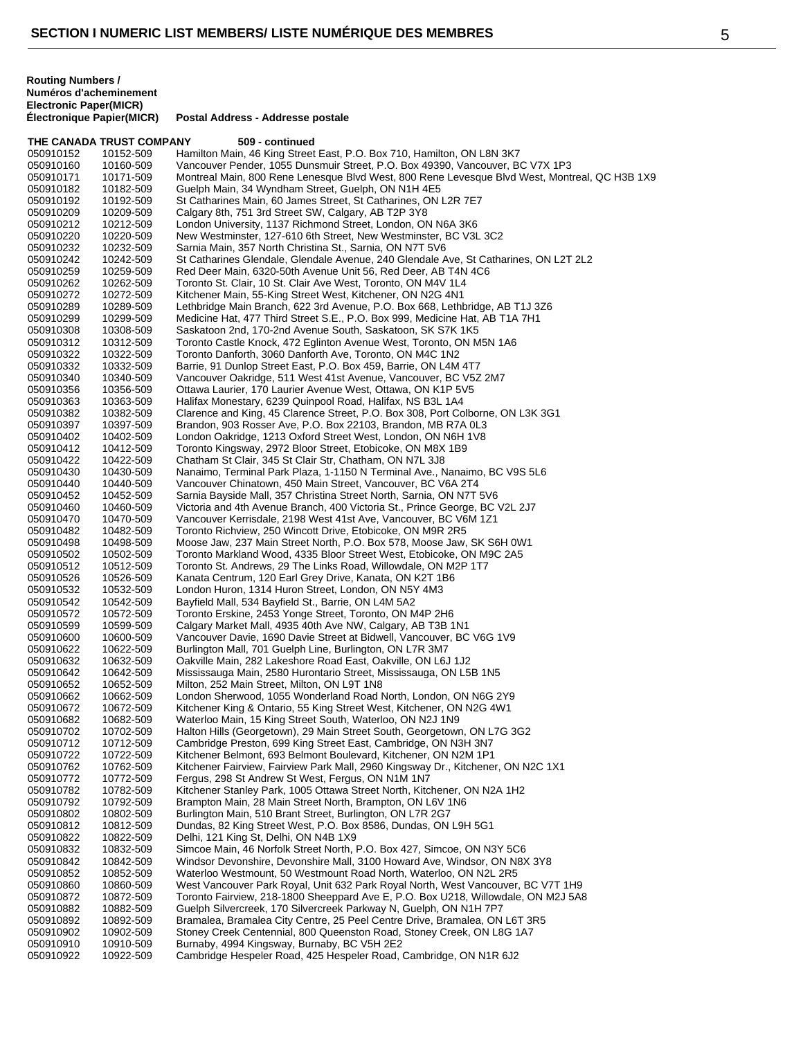**Routing Numbers / Numéros d'acheminement**

| Electronic Paper(MICR) | Électronique Papier(MICR) | Postal Address - Addresse postale |
|---|---|---|
| **THE CANADA TRUST COMPANY** | | **509 - continued** |
| 050910152 | 10152-509 | Hamilton Main, 46 King Street East, P.O. Box 710, Hamilton, ON L8N 3K7 |
| 050910160 | 10160-509 | Vancouver Pender, 1055 Dunsmuir Street, P.O. Box 49390, Vancouver, BC V7X 1P3 |
| 050910171 | 10171-509 | Montreal Main, 800 Rene Lenesque Blvd West, 800 Rene Levesque Blvd West, Montreal, QC H3B 1X9 |
| 050910182 | 10182-509 | Guelph Main, 34 Wyndham Street, Guelph, ON N1H 4E5 |
| 050910192 | 10192-509 | St Catharines Main, 60 James Street, St Catharines, ON L2R 7E7 |
| 050910209 | 10209-509 | Calgary 8th, 751 3rd Street SW, Calgary, AB T2P 3Y8 |
| 050910212 | 10212-509 | London University, 1137 Richmond Street, London, ON N6A 3K6 |
| 050910220 | 10220-509 | New Westminster, 127-610 6th Street, New Westminster, BC V3L 3C2 |
| 050910232 | 10232-509 | Sarnia Main, 357 North Christina St., Sarnia, ON N7T 5V6 |
| 050910242 | 10242-509 | St Catharines Glendale, Glendale Avenue, 240 Glendale Ave, St Catharines, ON L2T 2L2 |
| 050910259 | 10259-509 | Red Deer Main, 6320-50th Avenue Unit 56, Red Deer, AB T4N 4C6 |
| 050910262 | 10262-509 | Toronto St. Clair, 10 St. Clair Ave West, Toronto, ON M4V 1L4 |
| 050910272 | 10272-509 | Kitchener Main, 55-King Street West, Kitchener, ON N2G 4N1 |
| 050910289 | 10289-509 | Lethbridge Main Branch, 622 3rd Avenue, P.O. Box 668, Lethbridge, AB T1J 3Z6 |
| 050910299 | 10299-509 | Medicine Hat, 477 Third Street S.E., P.O. Box 999, Medicine Hat, AB T1A 7H1 |
| 050910308 | 10308-509 | Saskatoon 2nd, 170-2nd Avenue South, Saskatoon, SK S7K 1K5 |
| 050910312 | 10312-509 | Toronto Castle Knock, 472 Eglinton Avenue West, Toronto, ON M5N 1A6 |
| 050910322 | 10322-509 | Toronto Danforth, 3060 Danforth Ave, Toronto, ON M4C 1N2 |
| 050910332 | 10332-509 | Barrie, 91 Dunlop Street East, P.O. Box 459, Barrie, ON L4M 4T7 |
| 050910340 | 10340-509 | Vancouver Oakridge, 511 West 41st Avenue, Vancouver, BC V5Z 2M7 |
| 050910356 | 10356-509 | Ottawa Laurier, 170 Laurier Avenue West, Ottawa, ON K1P 5V5 |
| 050910363 | 10363-509 | Halifax Monestary, 6239 Quinpool Road, Halifax, NS B3L 1A4 |
| 050910382 | 10382-509 | Clarence and King, 45 Clarence Street, P.O. Box 308, Port Colborne, ON L3K 3G1 |
| 050910397 | 10397-509 | Brandon, 903 Rosser Ave, P.O. Box 22103, Brandon, MB R7A 0L3 |
| 050910402 | 10402-509 | London Oakridge, 1213 Oxford Street West, London, ON N6H 1V8 |
| 050910412 | 10412-509 | Toronto Kingsway, 2972 Bloor Street, Etobicoke, ON M8X 1B9 |
| 050910422 | 10422-509 | Chatham St Clair, 345 St Clair Str, Chatham, ON N7L 3J8 |
| 050910430 | 10430-509 | Nanaimo, Terminal Park Plaza, 1-1150 N Terminal Ave., Nanaimo, BC V9S 5L6 |
| 050910440 | 10440-509 | Vancouver Chinatown, 450 Main Street, Vancouver, BC V6A 2T4 |
| 050910452 | 10452-509 | Sarnia Bayside Mall, 357 Christina Street North, Sarnia, ON N7T 5V6 |
| 050910460 | 10460-509 | Victoria and 4th Avenue Branch, 400 Victoria St., Prince George, BC V2L 2J7 |
| 050910470 | 10470-509 | Vancouver Kerrisdale, 2198 West 41st Ave, Vancouver, BC V6M 1Z1 |
| 050910482 | 10482-509 | Toronto Richview, 250 Wincott Drive, Etobicoke, ON M9R 2R5 |
| 050910498 | 10498-509 | Moose Jaw, 237 Main Street North, P.O. Box 578, Moose Jaw, SK S6H 0W1 |
| 050910502 | 10502-509 | Toronto Markland Wood, 4335 Bloor Street West, Etobicoke, ON M9C 2A5 |
| 050910512 | 10512-509 | Toronto St. Andrews, 29 The Links Road, Willowdale, ON M2P 1T7 |
| 050910526 | 10526-509 | Kanata Centrum, 120 Earl Grey Drive, Kanata, ON K2T 1B6 |
| 050910532 | 10532-509 | London Huron, 1314 Huron Street, London, ON N5Y 4M3 |
| 050910542 | 10542-509 | Bayfield Mall, 534 Bayfield St., Barrie, ON L4M 5A2 |
| 050910572 | 10572-509 | Toronto Erskine, 2453 Yonge Street, Toronto, ON M4P 2H6 |
| 050910599 | 10599-509 | Calgary Market Mall, 4935 40th Ave NW, Calgary, AB T3B 1N1 |
| 050910600 | 10600-509 | Vancouver Davie, 1690 Davie Street at Bidwell, Vancouver, BC V6G 1V9 |
| 050910622 | 10622-509 | Burlington Mall, 701 Guelph Line, Burlington, ON L7R 3M7 |
| 050910632 | 10632-509 | Oakville Main, 282 Lakeshore Road East, Oakville, ON L6J 1J2 |
| 050910642 | 10642-509 | Mississauga Main, 2580 Hurontario Street, Mississauga, ON L5B 1N5 |
| 050910652 | 10652-509 | Milton, 252 Main Street, Milton, ON L9T 1N8 |
| 050910662 | 10662-509 | London Sherwood, 1055 Wonderland Road North, London, ON N6G 2Y9 |
| 050910672 | 10672-509 | Kitchener King & Ontario, 55 King Street West, Kitchener, ON N2G 4W1 |
| 050910682 | 10682-509 | Waterloo Main, 15 King Street South, Waterloo, ON N2J 1N9 |
| 050910702 | 10702-509 | Halton Hills (Georgetown), 29 Main Street South, Georgetown, ON L7G 3G2 |
| 050910712 | 10712-509 | Cambridge Preston, 699 King Street East, Cambridge, ON N3H 3N7 |
| 050910722 | 10722-509 | Kitchener Belmont, 693 Belmont Boulevard, Kitchener, ON N2M 1P1 |
| 050910762 | 10762-509 | Kitchener Fairview, Fairview Park Mall, 2960 Kingsway Dr., Kitchener, ON N2C 1X1 |
| 050910772 | 10772-509 | Fergus, 298 St Andrew St West, Fergus, ON N1M 1N7 |
| 050910782 | 10782-509 | Kitchener Stanley Park, 1005 Ottawa Street North, Kitchener, ON N2A 1H2 |
| 050910792 | 10792-509 | Brampton Main, 28 Main Street North, Brampton, ON L6V 1N6 |
| 050910802 | 10802-509 | Burlington Main, 510 Brant Street, Burlington, ON L7R 2G7 |
| 050910812 | 10812-509 | Dundas, 82 King Street West, P.O. Box 8586, Dundas, ON L9H 5G1 |
| 050910822 | 10822-509 | Delhi, 121 King St, Delhi, ON N4B 1X9 |
| 050910832 | 10832-509 | Simcoe Main, 46 Norfolk Street North, P.O. Box 427, Simcoe, ON N3Y 5C6 |
| 050910842 | 10842-509 | Windsor Devonshire, Devonshire Mall, 3100 Howard Ave, Windsor, ON N8X 3Y8 |
| 050910852 | 10852-509 | Waterloo Westmount, 50 Westmount Road North, Waterloo, ON N2L 2R5 |
| 050910860 | 10860-509 | West Vancouver Park Royal, Unit 632 Park Royal North, West Vancouver, BC V7T 1H9 |
| 050910872 | 10872-509 | Toronto Fairview, 218-1800 Sheppard Ave E, P.O. Box U218, Willowdale, ON M2J 5A8 |
| 050910882 | 10882-509 | Guelph Silvercreek, 170 Silvercreek Parkway N, Guelph, ON N1H 7P7 |
| 050910892 | 10892-509 | Bramalea, Bramalea City Centre, 25 Peel Centre Drive, Bramalea, ON L6T 3R5 |
| 050910902 | 10902-509 | Stoney Creek Centennial, 800 Queenston Road, Stoney Creek, ON L8G 1A7 |
| 050910910 | 10910-509 | Burnaby, 4994 Kingsway, Burnaby, BC V5H 2E2 |
| 050910922 | 10922-509 | Cambridge Hespeler Road, 425 Hespeler Road, Cambridge, ON N1R 6J2 |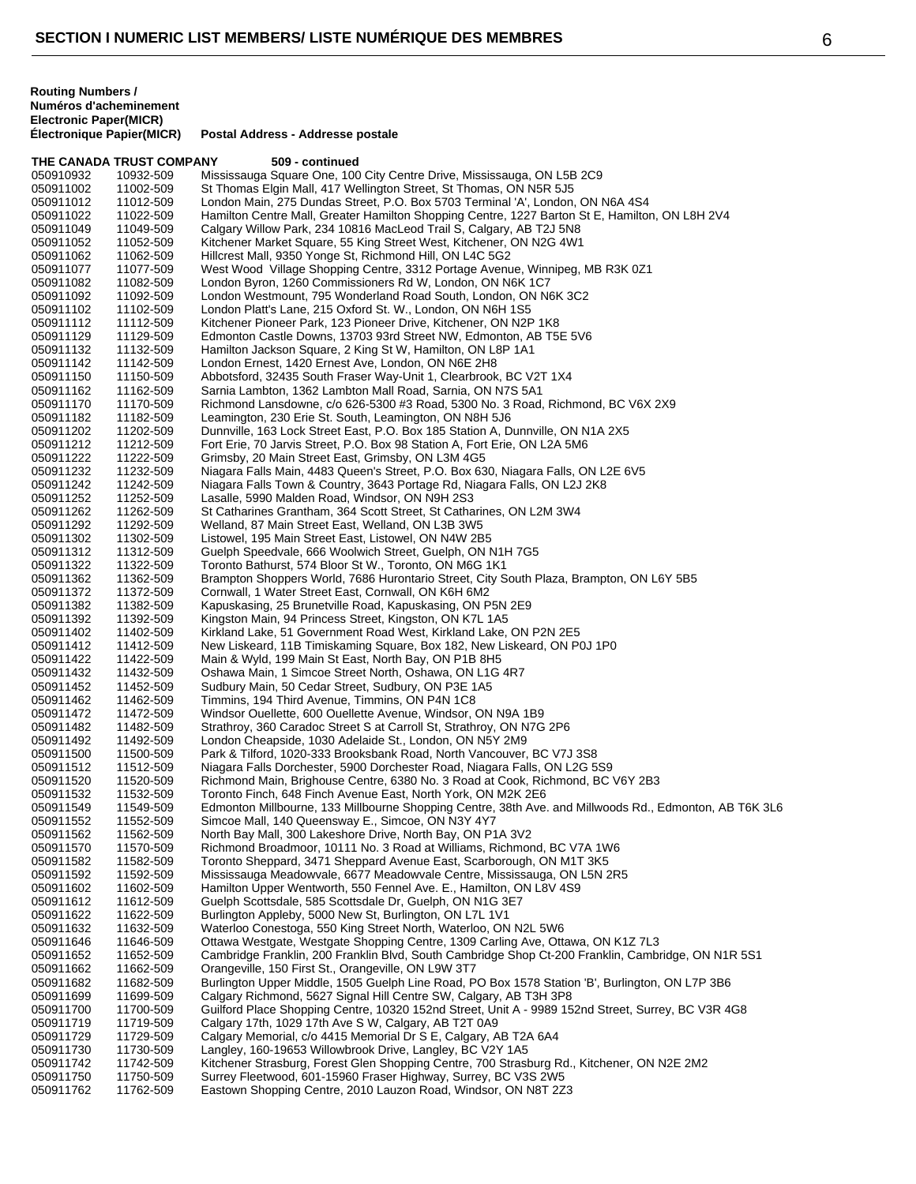**Routing Numbers / Numéros d'acheminement Electronic Paper(MICR) Électronique Papier(MICR)** | **Postal Address - Addresse postale**

**THE CANADA TRUST COMPANY 509 - continued**

| | | |
|---|---|---|
| 050910932 | 10932-509 | Mississauga Square One, 100 City Centre Drive, Mississauga, ON L5B 2C9 |
| 050911002 | 11002-509 | St Thomas Elgin Mall, 417 Wellington Street, St Thomas, ON N5R 5J5 |
| 050911012 | 11012-509 | London Main, 275 Dundas Street, P.O. Box 5703 Terminal 'A', London, ON N6A 4S4 |
| 050911022 | 11022-509 | Hamilton Centre Mall, Greater Hamilton Shopping Centre, 1227 Barton St E, Hamilton, ON L8H 2V4 |
| 050911049 | 11049-509 | Calgary Willow Park, 234 10816 MacLeod Trail S, Calgary, AB T2J 5N8 |
| 050911052 | 11052-509 | Kitchener Market Square, 55 King Street West, Kitchener, ON N2G 4W1 |
| 050911062 | 11062-509 | Hillcrest Mall, 9350 Yonge St, Richmond Hill, ON L4C 5G2 |
| 050911077 | 11077-509 | West Wood Village Shopping Centre, 3312 Portage Avenue, Winnipeg, MB R3K 0Z1 |
| 050911082 | 11082-509 | London Byron, 1260 Commissioners Rd W, London, ON N6K 1C7 |
| 050911092 | 11092-509 | London Westmount, 795 Wonderland Road South, London, ON N6K 3C2 |
| 050911102 | 11102-509 | London Platt's Lane, 215 Oxford St. W., London, ON N6H 1S5 |
| 050911112 | 11112-509 | Kitchener Pioneer Park, 123 Pioneer Drive, Kitchener, ON N2P 1K8 |
| 050911129 | 11129-509 | Edmonton Castle Downs, 13703 93rd Street NW, Edmonton, AB T5E 5V6 |
| 050911132 | 11132-509 | Hamilton Jackson Square, 2 King St W, Hamilton, ON L8P 1A1 |
| 050911142 | 11142-509 | London Ernest, 1420 Ernest Ave, London, ON N6E 2H8 |
| 050911150 | 11150-509 | Abbotsford, 32435 South Fraser Way-Unit 1, Clearbrook, BC V2T 1X4 |
| 050911162 | 11162-509 | Sarnia Lambton, 1362 Lambton Mall Road, Sarnia, ON N7S 5A1 |
| 050911170 | 11170-509 | Richmond Lansdowne, c/o 626-5300 #3 Road, 5300 No. 3 Road, Richmond, BC V6X 2X9 |
| 050911182 | 11182-509 | Leamington, 230 Erie St. South, Leamington, ON N8H 5J6 |
| 050911202 | 11202-509 | Dunnville, 163 Lock Street East, P.O. Box 185 Station A, Dunnville, ON N1A 2X5 |
| 050911212 | 11212-509 | Fort Erie, 70 Jarvis Street, P.O. Box 98 Station A, Fort Erie, ON L2A 5M6 |
| 050911222 | 11222-509 | Grimsby, 20 Main Street East, Grimsby, ON L3M 4G5 |
| 050911232 | 11232-509 | Niagara Falls Main, 4483 Queen's Street, P.O. Box 630, Niagara Falls, ON L2E 6V5 |
| 050911242 | 11242-509 | Niagara Falls Town & Country, 3643 Portage Rd, Niagara Falls, ON L2J 2K8 |
| 050911252 | 11252-509 | Lasalle, 5990 Malden Road, Windsor, ON N9H 2S3 |
| 050911262 | 11262-509 | St Catharines Grantham, 364 Scott Street, St Catharines, ON L2M 3W4 |
| 050911292 | 11292-509 | Welland, 87 Main Street East, Welland, ON L3B 3W5 |
| 050911302 | 11302-509 | Listowel, 195 Main Street East, Listowel, ON N4W 2B5 |
| 050911312 | 11312-509 | Guelph Speedvale, 666 Woolwich Street, Guelph, ON N1H 7G5 |
| 050911322 | 11322-509 | Toronto Bathurst, 574 Bloor St W., Toronto, ON M6G 1K1 |
| 050911362 | 11362-509 | Brampton Shoppers World, 7686 Hurontario Street, City South Plaza, Brampton, ON L6Y 5B5 |
| 050911372 | 11372-509 | Cornwall, 1 Water Street East, Cornwall, ON K6H 6M2 |
| 050911382 | 11382-509 | Kapuskasing, 25 Brunetville Road, Kapuskasing, ON P5N 2E9 |
| 050911392 | 11392-509 | Kingston Main, 94 Princess Street, Kingston, ON K7L 1A5 |
| 050911402 | 11402-509 | Kirkland Lake, 51 Government Road West, Kirkland Lake, ON P2N 2E5 |
| 050911412 | 11412-509 | New Liskeard, 11B Timiskaming Square, Box 182, New Liskeard, ON P0J 1P0 |
| 050911422 | 11422-509 | Main & Wyld, 199 Main St East, North Bay, ON P1B 8H5 |
| 050911432 | 11432-509 | Oshawa Main, 1 Simcoe Street North, Oshawa, ON L1G 4R7 |
| 050911452 | 11452-509 | Sudbury Main, 50 Cedar Street, Sudbury, ON P3E 1A5 |
| 050911462 | 11462-509 | Timmins, 194 Third Avenue, Timmins, ON P4N 1C8 |
| 050911472 | 11472-509 | Windsor Ouellette, 600 Ouellette Avenue, Windsor, ON N9A 1B9 |
| 050911482 | 11482-509 | Strathroy, 360 Caradoc Street S at Carroll St, Strathroy, ON N7G 2P6 |
| 050911492 | 11492-509 | London Cheapside, 1030 Adelaide St., London, ON N5Y 2M9 |
| 050911500 | 11500-509 | Park & Tilford, 1020-333 Brooksbank Road, North Vancouver, BC V7J 3S8 |
| 050911512 | 11512-509 | Niagara Falls Dorchester, 5900 Dorchester Road, Niagara Falls, ON L2G 5S9 |
| 050911520 | 11520-509 | Richmond Main, Brighouse Centre, 6380 No. 3 Road at Cook, Richmond, BC V6Y 2B3 |
| 050911532 | 11532-509 | Toronto Finch, 648 Finch Avenue East, North York, ON M2K 2E6 |
| 050911549 | 11549-509 | Edmonton Millbourne, 133 Millbourne Shopping Centre, 38th Ave. and Millwoods Rd., Edmonton, AB T6K 3L6 |
| 050911552 | 11552-509 | Simcoe Mall, 140 Queensway E., Simcoe, ON N3Y 4Y7 |
| 050911562 | 11562-509 | North Bay Mall, 300 Lakeshore Drive, North Bay, ON P1A 3V2 |
| 050911570 | 11570-509 | Richmond Broadmoor, 10111 No. 3 Road at Williams, Richmond, BC V7A 1W6 |
| 050911582 | 11582-509 | Toronto Sheppard, 3471 Sheppard Avenue East, Scarborough, ON M1T 3K5 |
| 050911592 | 11592-509 | Mississauga Meadowvale, 6677 Meadowvale Centre, Mississauga, ON L5N 2R5 |
| 050911602 | 11602-509 | Hamilton Upper Wentworth, 550 Fennel Ave. E., Hamilton, ON L8V 4S9 |
| 050911612 | 11612-509 | Guelph Scottsdale, 585 Scottsdale Dr, Guelph, ON N1G 3E7 |
| 050911622 | 11622-509 | Burlington Appleby, 5000 New St, Burlington, ON L7L 1V1 |
| 050911632 | 11632-509 | Waterloo Conestoga, 550 King Street North, Waterloo, ON N2L 5W6 |
| 050911646 | 11646-509 | Ottawa Westgate, Westgate Shopping Centre, 1309 Carling Ave, Ottawa, ON K1Z 7L3 |
| 050911652 | 11652-509 | Cambridge Franklin, 200 Franklin Blvd, South Cambridge Shop Ct-200 Franklin, Cambridge, ON N1R 5S1 |
| 050911662 | 11662-509 | Orangeville, 150 First St., Orangeville, ON L9W 3T7 |
| 050911682 | 11682-509 | Burlington Upper Middle, 1505 Guelph Line Road, PO Box 1578 Station 'B', Burlington, ON L7P 3B6 |
| 050911699 | 11699-509 | Calgary Richmond, 5627 Signal Hill Centre SW, Calgary, AB T3H 3P8 |
| 050911700 | 11700-509 | Guilford Place Shopping Centre, 10320 152nd Street, Unit A - 9989 152nd Street, Surrey, BC V3R 4G8 |
| 050911719 | 11719-509 | Calgary 17th, 1029 17th Ave S W, Calgary, AB T2T 0A9 |
| 050911729 | 11729-509 | Calgary Memorial, c/o 4415 Memorial Dr S E, Calgary, AB T2A 6A4 |
| 050911730 | 11730-509 | Langley, 160-19653 Willowbrook Drive, Langley, BC V2Y 1A5 |
| 050911742 | 11742-509 | Kitchener Strasburg, Forest Glen Shopping Centre, 700 Strasburg Rd., Kitchener, ON N2E 2M2 |
| 050911750 | 11750-509 | Surrey Fleetwood, 601-15960 Fraser Highway, Surrey, BC V3S 2W5 |
| 050911762 | 11762-509 | Eastown Shopping Centre, 2010 Lauzon Road, Windsor, ON N8T 2Z3 |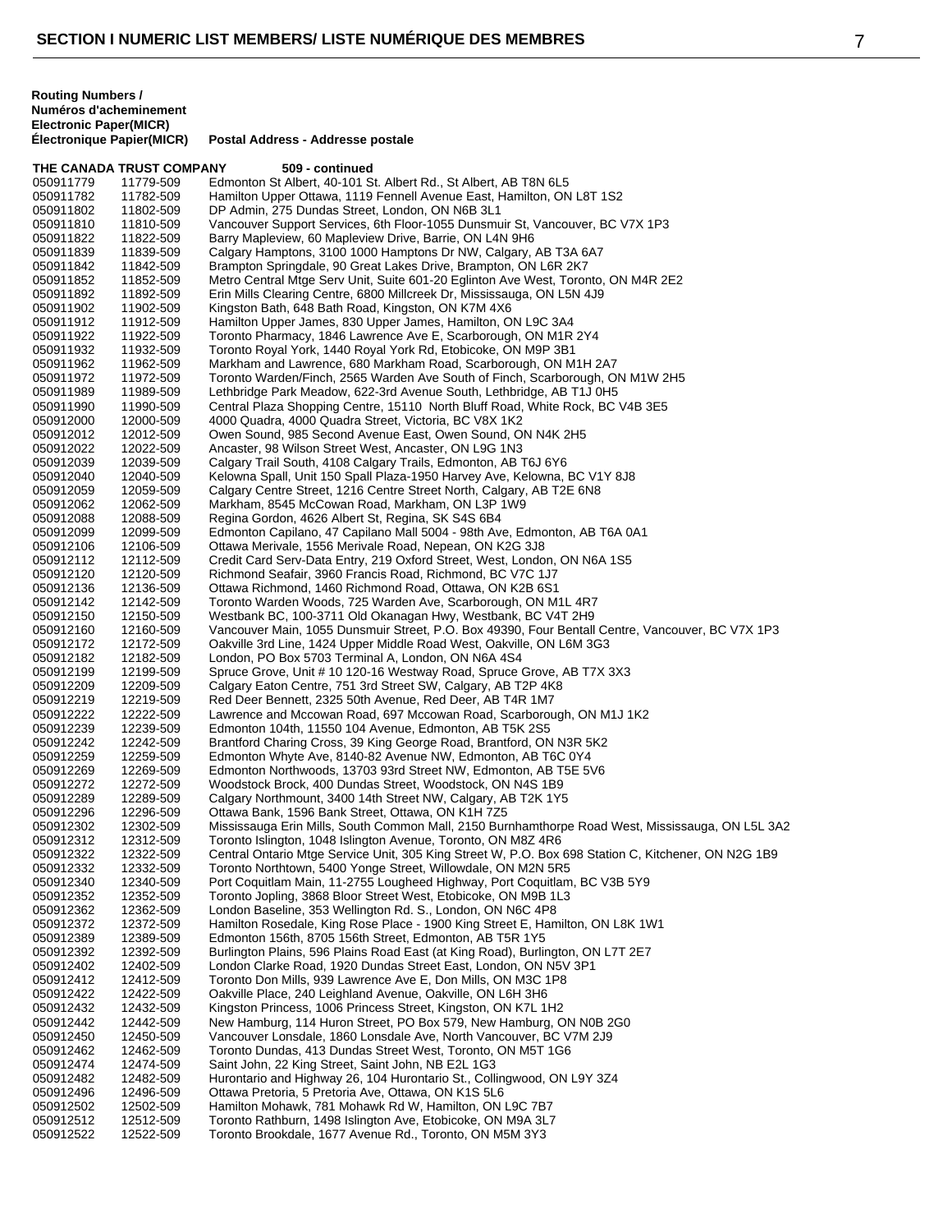**Routing Numbers / Numéros d'acheminement Electronic Paper(MICR) Électronique Papier(MICR)** **Postal Address - Addresse postale**

**THE CANADA TRUST COMPANY** **509 - continued**

| | | |
|---|---|---|
| 050911779 | 11779-509 | Edmonton St Albert, 40-101 St. Albert Rd., St Albert, AB T8N 6L5 |
| 050911782 | 11782-509 | Hamilton Upper Ottawa, 1119 Fennell Avenue East, Hamilton, ON L8T 1S2 |
| 050911802 | 11802-509 | DP Admin, 275 Dundas Street, London, ON N6B 3L1 |
| 050911810 | 11810-509 | Vancouver Support Services, 6th Floor-1055 Dunsmuir St, Vancouver, BC V7X 1P3 |
| 050911822 | 11822-509 | Barry Mapleview, 60 Mapleview Drive, Barrie, ON L4N 9H6 |
| 050911839 | 11839-509 | Calgary Hamptons, 3100 1000 Hamptons Dr NW, Calgary, AB T3A 6A7 |
| 050911842 | 11842-509 | Brampton Springdale, 90 Great Lakes Drive, Brampton, ON L6R 2K7 |
| 050911852 | 11852-509 | Metro Central Mtge Serv Unit, Suite 601-20 Eglinton Ave West, Toronto, ON M4R 2E2 |
| 050911892 | 11892-509 | Erin Mills Clearing Centre, 6800 Millcreek Dr, Mississauga, ON L5N 4J9 |
| 050911902 | 11902-509 | Kingston Bath, 648 Bath Road, Kingston, ON K7M 4X6 |
| 050911912 | 11912-509 | Hamilton Upper James, 830 Upper James, Hamilton, ON L9C 3A4 |
| 050911922 | 11922-509 | Toronto Pharmacy, 1846 Lawrence Ave E, Scarborough, ON M1R 2Y4 |
| 050911932 | 11932-509 | Toronto Royal York, 1440 Royal York Rd, Etobicoke, ON M9P 3B1 |
| 050911962 | 11962-509 | Markham and Lawrence, 680 Markham Road, Scarborough, ON M1H 2A7 |
| 050911972 | 11972-509 | Toronto Warden/Finch, 2565 Warden Ave South of Finch, Scarborough, ON M1W 2H5 |
| 050911989 | 11989-509 | Lethbridge Park Meadow, 622-3rd Avenue South, Lethbridge, AB T1J 0H5 |
| 050911990 | 11990-509 | Central Plaza Shopping Centre, 15110 North Bluff Road, White Rock, BC V4B 3E5 |
| 050912000 | 12000-509 | 4000 Quadra, 4000 Quadra Street, Victoria, BC V8X 1K2 |
| 050912012 | 12012-509 | Owen Sound, 985 Second Avenue East, Owen Sound, ON N4K 2H5 |
| 050912022 | 12022-509 | Ancaster, 98 Wilson Street West, Ancaster, ON L9G 1N3 |
| 050912039 | 12039-509 | Calgary Trail South, 4108 Calgary Trails, Edmonton, AB T6J 6Y6 |
| 050912040 | 12040-509 | Kelowna Spall, Unit 150 Spall Plaza-1950 Harvey Ave, Kelowna, BC V1Y 8J8 |
| 050912059 | 12059-509 | Calgary Centre Street, 1216 Centre Street North, Calgary, AB T2E 6N8 |
| 050912062 | 12062-509 | Markham, 8545 McCowan Road, Markham, ON L3P 1W9 |
| 050912088 | 12088-509 | Regina Gordon, 4626 Albert St, Regina, SK S4S 6B4 |
| 050912099 | 12099-509 | Edmonton Capilano, 47 Capilano Mall 5004 - 98th Ave, Edmonton, AB T6A 0A1 |
| 050912106 | 12106-509 | Ottawa Merivale, 1556 Merivale Road, Nepean, ON K2G 3J8 |
| 050912112 | 12112-509 | Credit Card Serv-Data Entry, 219 Oxford Street, West, London, ON N6A 1S5 |
| 050912120 | 12120-509 | Richmond Seafair, 3960 Francis Road, Richmond, BC V7C 1J7 |
| 050912136 | 12136-509 | Ottawa Richmond, 1460 Richmond Road, Ottawa, ON K2B 6S1 |
| 050912142 | 12142-509 | Toronto Warden Woods, 725 Warden Ave, Scarborough, ON M1L 4R7 |
| 050912150 | 12150-509 | Westbank BC, 100-3711 Old Okanagan Hwy, Westbank, BC V4T 2H9 |
| 050912160 | 12160-509 | Vancouver Main, 1055 Dunsmuir Street, P.O. Box 49390, Four Bentall Centre, Vancouver, BC V7X 1P3 |
| 050912172 | 12172-509 | Oakville 3rd Line, 1424 Upper Middle Road West, Oakville, ON L6M 3G3 |
| 050912182 | 12182-509 | London, PO Box 5703 Terminal A, London, ON N6A 4S4 |
| 050912199 | 12199-509 | Spruce Grove, Unit # 10 120-16 Westway Road, Spruce Grove, AB T7X 3X3 |
| 050912209 | 12209-509 | Calgary Eaton Centre, 751 3rd Street SW, Calgary, AB T2P 4K8 |
| 050912219 | 12219-509 | Red Deer Bennett, 2325 50th Avenue, Red Deer, AB T4R 1M7 |
| 050912222 | 12222-509 | Lawrence and Mccowan Road, 697 Mccowan Road, Scarborough, ON M1J 1K2 |
| 050912239 | 12239-509 | Edmonton 104th, 11550 104 Avenue, Edmonton, AB T5K 2S5 |
| 050912242 | 12242-509 | Brantford Charing Cross, 39 King George Road, Brantford, ON N3R 5K2 |
| 050912259 | 12259-509 | Edmonton Whyte Ave, 8140-82 Avenue NW, Edmonton, AB T6C 0Y4 |
| 050912269 | 12269-509 | Edmonton Northwoods, 13703 93rd Street NW, Edmonton, AB T5E 5V6 |
| 050912272 | 12272-509 | Woodstock Brock, 400 Dundas Street, Woodstock, ON N4S 1B9 |
| 050912289 | 12289-509 | Calgary Northmount, 3400 14th Street NW, Calgary, AB T2K 1Y5 |
| 050912296 | 12296-509 | Ottawa Bank, 1596 Bank Street, Ottawa, ON K1H 7Z5 |
| 050912302 | 12302-509 | Mississauga Erin Mills, South Common Mall, 2150 Burnhamthorpe Road West, Mississauga, ON L5L 3A2 |
| 050912312 | 12312-509 | Toronto Islington, 1048 Islington Avenue, Toronto, ON M8Z 4R6 |
| 050912322 | 12322-509 | Central Ontario Mtge Service Unit, 305 King Street W, P.O. Box 698 Station C, Kitchener, ON N2G 1B9 |
| 050912332 | 12332-509 | Toronto Northtown, 5400 Yonge Street, Willowdale, ON M2N 5R5 |
| 050912340 | 12340-509 | Port Coquitlam Main, 11-2755 Lougheed Highway, Port Coquitlam, BC V3B 5Y9 |
| 050912352 | 12352-509 | Toronto Jopling, 3868 Bloor Street West, Etobicoke, ON M9B 1L3 |
| 050912362 | 12362-509 | London Baseline, 353 Wellington Rd. S., London, ON N6C 4P8 |
| 050912372 | 12372-509 | Hamilton Rosedale, King Rose Place - 1900 King Street E, Hamilton, ON L8K 1W1 |
| 050912389 | 12389-509 | Edmonton 156th, 8705 156th Street, Edmonton, AB T5R 1Y5 |
| 050912392 | 12392-509 | Burlington Plains, 596 Plains Road East (at King Road), Burlington, ON L7T 2E7 |
| 050912402 | 12402-509 | London Clarke Road, 1920 Dundas Street East, London, ON N5V 3P1 |
| 050912412 | 12412-509 | Toronto Don Mills, 939 Lawrence Ave E, Don Mills, ON M3C 1P8 |
| 050912422 | 12422-509 | Oakville Place, 240 Leighland Avenue, Oakville, ON L6H 3H6 |
| 050912432 | 12432-509 | Kingston Princess, 1006 Princess Street, Kingston, ON K7L 1H2 |
| 050912442 | 12442-509 | New Hamburg, 114 Huron Street, PO Box 579, New Hamburg, ON N0B 2G0 |
| 050912450 | 12450-509 | Vancouver Lonsdale, 1860 Lonsdale Ave, North Vancouver, BC V7M 2J9 |
| 050912462 | 12462-509 | Toronto Dundas, 413 Dundas Street West, Toronto, ON M5T 1G6 |
| 050912474 | 12474-509 | Saint John, 22 King Street, Saint John, NB E2L 1G3 |
| 050912482 | 12482-509 | Hurontario and Highway 26, 104 Hurontario St., Collingwood, ON L9Y 3Z4 |
| 050912496 | 12496-509 | Ottawa Pretoria, 5 Pretoria Ave, Ottawa, ON K1S 5L6 |
| 050912502 | 12502-509 | Hamilton Mohawk, 781 Mohawk Rd W, Hamilton, ON L9C 7B7 |
| 050912512 | 12512-509 | Toronto Rathburn, 1498 Islington Ave, Etobicoke, ON M9A 3L7 |
| 050912522 | 12522-509 | Toronto Brookdale, 1677 Avenue Rd., Toronto, ON M5M 3Y3 |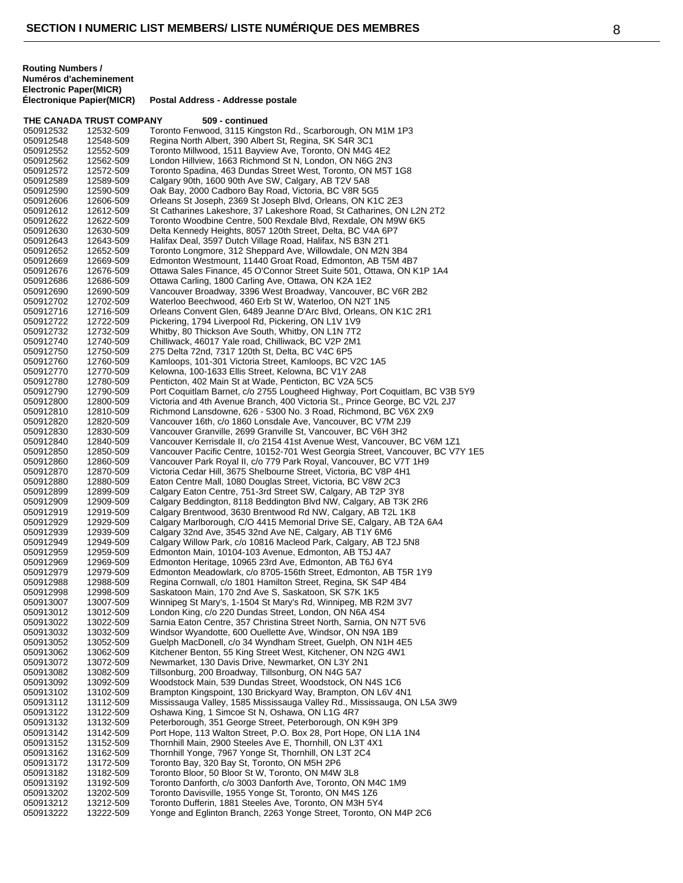**Routing Numbers / Numéros d'acheminement**

| Electronic Paper(MICR) | Électronique Papier(MICR) | Postal Address - Addresse postale |
|---|---|---|
| **THE CANADA TRUST COMPANY** | | **509 - continued** |
| 050912532 | 12532-509 | Toronto Fenwood, 3115 Kingston Rd., Scarborough, ON M1M 1P3 |
| 050912548 | 12548-509 | Regina North Albert, 390 Albert St, Regina, SK S4R 3C1 |
| 050912552 | 12552-509 | Toronto Millwood, 1511 Bayview Ave, Toronto, ON M4G 4E2 |
| 050912562 | 12562-509 | London Hillview, 1663 Richmond St N, London, ON N6G 2N3 |
| 050912572 | 12572-509 | Toronto Spadina, 463 Dundas Street West, Toronto, ON M5T 1G8 |
| 050912589 | 12589-509 | Calgary 90th, 1600 90th Ave SW, Calgary, AB T2V 5A8 |
| 050912590 | 12590-509 | Oak Bay, 2000 Cadboro Bay Road, Victoria, BC V8R 5G5 |
| 050912606 | 12606-509 | Orleans St Joseph, 2369 St Joseph Blvd, Orleans, ON K1C 2E3 |
| 050912612 | 12612-509 | St Catharines Lakeshore, 37 Lakeshore Road, St Catharines, ON L2N 2T2 |
| 050912622 | 12622-509 | Toronto Woodbine Centre, 500 Rexdale Blvd, Rexdale, ON M9W 6K5 |
| 050912630 | 12630-509 | Delta Kennedy Heights, 8057 120th Street, Delta, BC V4A 6P7 |
| 050912643 | 12643-509 | Halifax Deal, 3597 Dutch Village Road, Halifax, NS B3N 2T1 |
| 050912652 | 12652-509 | Toronto Longmore, 312 Sheppard Ave, Willowdale, ON M2N 3B4 |
| 050912669 | 12669-509 | Edmonton Westmount, 11440 Groat Road, Edmonton, AB T5M 4B7 |
| 050912676 | 12676-509 | Ottawa Sales Finance, 45 O'Connor Street Suite 501, Ottawa, ON K1P 1A4 |
| 050912686 | 12686-509 | Ottawa Carling, 1800 Carling Ave, Ottawa, ON K2A 1E2 |
| 050912690 | 12690-509 | Vancouver Broadway, 3396 West Broadway, Vancouver, BC V6R 2B2 |
| 050912702 | 12702-509 | Waterloo Beechwood, 460 Erb St W, Waterloo, ON N2T 1N5 |
| 050912716 | 12716-509 | Orleans Convent Glen, 6489 Jeanne D'Arc Blvd, Orleans, ON K1C 2R1 |
| 050912722 | 12722-509 | Pickering, 1794 Liverpool Rd, Pickering, ON L1V 1V9 |
| 050912732 | 12732-509 | Whitby, 80 Thickson Ave South, Whitby, ON L1N 7T2 |
| 050912740 | 12740-509 | Chilliwack, 46017 Yale road, Chilliwack, BC V2P 2M1 |
| 050912750 | 12750-509 | 275 Delta 72nd, 7317 120th St, Delta, BC V4C 6P5 |
| 050912760 | 12760-509 | Kamloops, 101-301 Victoria Street, Kamloops, BC V2C 1A5 |
| 050912770 | 12770-509 | Kelowna, 100-1633 Ellis Street, Kelowna, BC V1Y 2A8 |
| 050912780 | 12780-509 | Penticton, 402 Main St at Wade, Penticton, BC V2A 5C5 |
| 050912790 | 12790-509 | Port Coquitlam Barnet, c/o 2755 Lougheed Highway, Port Coquitlam, BC V3B 5Y9 |
| 050912800 | 12800-509 | Victoria and 4th Avenue Branch, 400 Victoria St., Prince George, BC V2L 2J7 |
| 050912810 | 12810-509 | Richmond Lansdowne, 626 - 5300 No. 3 Road, Richmond, BC V6X 2X9 |
| 050912820 | 12820-509 | Vancouver 16th, c/o 1860 Lonsdale Ave, Vancouver, BC V7M 2J9 |
| 050912830 | 12830-509 | Vancouver Granville, 2699 Granville St, Vancouver, BC V6H 3H2 |
| 050912840 | 12840-509 | Vancouver Kerrisdale II, c/o 2154 41st Avenue West, Vancouver, BC V6M 1Z1 |
| 050912850 | 12850-509 | Vancouver Pacific Centre, 10152-701 West Georgia Street, Vancouver, BC V7Y 1E5 |
| 050912860 | 12860-509 | Vancouver Park Royal II, c/o 779 Park Royal, Vancouver, BC V7T 1H9 |
| 050912870 | 12870-509 | Victoria Cedar Hill, 3675 Shelbourne Street, Victoria, BC V8P 4H1 |
| 050912880 | 12880-509 | Eaton Centre Mall, 1080 Douglas Street, Victoria, BC V8W 2C3 |
| 050912899 | 12899-509 | Calgary Eaton Centre, 751-3rd Street SW, Calgary, AB T2P 3Y8 |
| 050912909 | 12909-509 | Calgary Beddington, 8118 Beddington Blvd NW, Calgary, AB T3K 2R6 |
| 050912919 | 12919-509 | Calgary Brentwood, 3630 Brentwood Rd NW, Calgary, AB T2L 1K8 |
| 050912929 | 12929-509 | Calgary Marlborough, C/O 4415 Memorial Drive SE, Calgary, AB T2A 6A4 |
| 050912939 | 12939-509 | Calgary 32nd Ave, 3545 32nd Ave NE, Calgary, AB T1Y 6M6 |
| 050912949 | 12949-509 | Calgary Willow Park, c/o 10816 Macleod Park, Calgary, AB T2J 5N8 |
| 050912959 | 12959-509 | Edmonton Main, 10104-103 Avenue, Edmonton, AB T5J 4A7 |
| 050912969 | 12969-509 | Edmonton Heritage, 10965 23rd Ave, Edmonton, AB T6J 6Y4 |
| 050912979 | 12979-509 | Edmonton Meadowlark, c/o 8705-156th Street, Edmonton, AB T5R 1Y9 |
| 050912988 | 12988-509 | Regina Cornwall, c/o 1801 Hamilton Street, Regina, SK S4P 4B4 |
| 050912998 | 12998-509 | Saskatoon Main, 170 2nd Ave S, Saskatoon, SK S7K 1K5 |
| 050913007 | 13007-509 | Winnipeg St Mary's, 1-1504 St Mary's Rd, Winnipeg, MB R2M 3V7 |
| 050913012 | 13012-509 | London King, c/o 220 Dundas Street, London, ON N6A 4S4 |
| 050913022 | 13022-509 | Sarnia Eaton Centre, 357 Christina Street North, Sarnia, ON N7T 5V6 |
| 050913032 | 13032-509 | Windsor Wyandotte, 600 Ouellette Ave, Windsor, ON N9A 1B9 |
| 050913052 | 13052-509 | Guelph MacDonell, c/o 34 Wyndham Street, Guelph, ON N1H 4E5 |
| 050913062 | 13062-509 | Kitchener Benton, 55 King Street West, Kitchener, ON N2G 4W1 |
| 050913072 | 13072-509 | Newmarket, 130 Davis Drive, Newmarket, ON L3Y 2N1 |
| 050913082 | 13082-509 | Tillsonburg, 200 Broadway, Tillsonburg, ON N4G 5A7 |
| 050913092 | 13092-509 | Woodstock Main, 539 Dundas Street, Woodstock, ON N4S 1C6 |
| 050913102 | 13102-509 | Brampton Kingspoint, 130 Brickyard Way, Brampton, ON L6V 4N1 |
| 050913112 | 13112-509 | Mississauga Valley, 1585 Mississauga Valley Rd., Mississauga, ON L5A 3W9 |
| 050913122 | 13122-509 | Oshawa King, 1 Simcoe St N, Oshawa, ON L1G 4R7 |
| 050913132 | 13132-509 | Peterborough, 351 George Street, Peterborough, ON K9H 3P9 |
| 050913142 | 13142-509 | Port Hope, 113 Walton Street, P.O. Box 28, Port Hope, ON L1A 1N4 |
| 050913152 | 13152-509 | Thornhill Main, 2900 Steeles Ave E, Thornhill, ON L3T 4X1 |
| 050913162 | 13162-509 | Thornhill Yonge, 7967 Yonge St, Thornhill, ON L3T 2C4 |
| 050913172 | 13172-509 | Toronto Bay, 320 Bay St, Toronto, ON M5H 2P6 |
| 050913182 | 13182-509 | Toronto Bloor, 50 Bloor St W, Toronto, ON M4W 3L8 |
| 050913192 | 13192-509 | Toronto Danforth, c/o 3003 Danforth Ave, Toronto, ON M4C 1M9 |
| 050913202 | 13202-509 | Toronto Davisville, 1955 Yonge St, Toronto, ON M4S 1Z6 |
| 050913212 | 13212-509 | Toronto Dufferin, 1881 Steeles Ave, Toronto, ON M3H 5Y4 |
| 050913222 | 13222-509 | Yonge and Eglinton Branch, 2263 Yonge Street, Toronto, ON M4P 2C6 |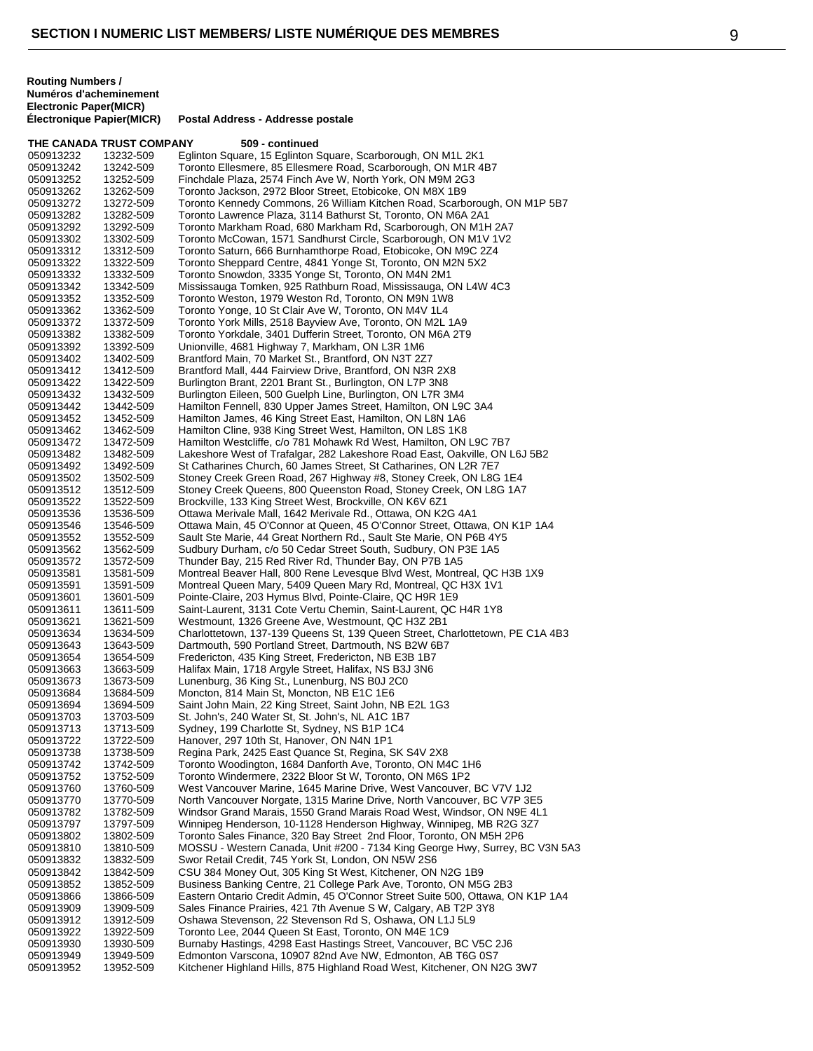| Routing Numbers / Numéros d'acheminement Electronic Paper(MICR) Électronique Papier(MICR) | | Postal Address - Addresse postale |
|---|---|---|
| **THE CANADA TRUST COMPANY** | | **509 - continued** |
| 050913232 | 13232-509 | Eglinton Square, 15 Eglinton Square, Scarborough, ON M1L 2K1 |
| 050913242 | 13242-509 | Toronto Ellesmere, 85 Ellesmere Road, Scarborough, ON M1R 4B7 |
| 050913252 | 13252-509 | Finchdale Plaza, 2574 Finch Ave W, North York, ON M9M 2G3 |
| 050913262 | 13262-509 | Toronto Jackson, 2972 Bloor Street, Etobicoke, ON M8X 1B9 |
| 050913272 | 13272-509 | Toronto Kennedy Commons, 26 William Kitchen Road, Scarborough, ON M1P 5B7 |
| 050913282 | 13282-509 | Toronto Lawrence Plaza, 3114 Bathurst St, Toronto, ON M6A 2A1 |
| 050913292 | 13292-509 | Toronto Markham Road, 680 Markham Rd, Scarborough, ON M1H 2A7 |
| 050913302 | 13302-509 | Toronto McCowan, 1571 Sandhurst Circle, Scarborough, ON M1V 1V2 |
| 050913312 | 13312-509 | Toronto Saturn, 666 Burnhamthorpe Road, Etobicoke, ON M9C 2Z4 |
| 050913322 | 13322-509 | Toronto Sheppard Centre, 4841 Yonge St, Toronto, ON M2N 5X2 |
| 050913332 | 13332-509 | Toronto Snowdon, 3335 Yonge St, Toronto, ON M4N 2M1 |
| 050913342 | 13342-509 | Mississauga Tomken, 925 Rathburn Road, Mississauga, ON L4W 4C3 |
| 050913352 | 13352-509 | Toronto Weston, 1979 Weston Rd, Toronto, ON M9N 1W8 |
| 050913362 | 13362-509 | Toronto Yonge, 10 St Clair Ave W, Toronto, ON M4V 1L4 |
| 050913372 | 13372-509 | Toronto York Mills, 2518 Bayview Ave, Toronto, ON M2L 1A9 |
| 050913382 | 13382-509 | Toronto Yorkdale, 3401 Dufferin Street, Toronto, ON M6A 2T9 |
| 050913392 | 13392-509 | Unionville, 4681 Highway 7, Markham, ON L3R 1M6 |
| 050913402 | 13402-509 | Brantford Main, 70 Market St., Brantford, ON N3T 2Z7 |
| 050913412 | 13412-509 | Brantford Mall, 444 Fairview Drive, Brantford, ON N3R 2X8 |
| 050913422 | 13422-509 | Burlington Brant, 2201 Brant St., Burlington, ON L7P 3N8 |
| 050913432 | 13432-509 | Burlington Eileen, 500 Guelph Line, Burlington, ON L7R 3M4 |
| 050913442 | 13442-509 | Hamilton Fennell, 830 Upper James Street, Hamilton, ON L9C 3A4 |
| 050913452 | 13452-509 | Hamilton James, 46 King Street East, Hamilton, ON L8N 1A6 |
| 050913462 | 13462-509 | Hamilton Cline, 938 King Street West, Hamilton, ON L8S 1K8 |
| 050913472 | 13472-509 | Hamilton Westcliffe, c/o 781 Mohawk Rd West, Hamilton, ON L9C 7B7 |
| 050913482 | 13482-509 | Lakeshore West of Trafalgar, 282 Lakeshore Road East, Oakville, ON L6J 5B2 |
| 050913492 | 13492-509 | St Catharines Church, 60 James Street, St Catharines, ON L2R 7E7 |
| 050913502 | 13502-509 | Stoney Creek Green Road, 267 Highway #8, Stoney Creek, ON L8G 1E4 |
| 050913512 | 13512-509 | Stoney Creek Queens, 800 Queenston Road, Stoney Creek, ON L8G 1A7 |
| 050913522 | 13522-509 | Brockville, 133 King Street West, Brockville, ON K6V 6Z1 |
| 050913536 | 13536-509 | Ottawa Merivale Mall, 1642 Merivale Rd., Ottawa, ON K2G 4A1 |
| 050913546 | 13546-509 | Ottawa Main, 45 O'Connor at Queen, 45 O'Connor Street, Ottawa, ON K1P 1A4 |
| 050913552 | 13552-509 | Sault Ste Marie, 44 Great Northern Rd., Sault Ste Marie, ON P6B 4Y5 |
| 050913562 | 13562-509 | Sudbury Durham, c/o 50 Cedar Street South, Sudbury, ON P3E 1A5 |
| 050913572 | 13572-509 | Thunder Bay, 215 Red River Rd, Thunder Bay, ON P7B 1A5 |
| 050913581 | 13581-509 | Montreal Beaver Hall, 800 Rene Levesque Blvd West, Montreal, QC H3B 1X9 |
| 050913591 | 13591-509 | Montreal Queen Mary, 5409 Queen Mary Rd, Montreal, QC H3X 1V1 |
| 050913601 | 13601-509 | Pointe-Claire, 203 Hymus Blvd, Pointe-Claire, QC H9R 1E9 |
| 050913611 | 13611-509 | Saint-Laurent, 3131 Cote Vertu Chemin, Saint-Laurent, QC H4R 1Y8 |
| 050913621 | 13621-509 | Westmount, 1326 Greene Ave, Westmount, QC H3Z 2B1 |
| 050913634 | 13634-509 | Charlottetown, 137-139 Queens St, 139 Queen Street, Charlottetown, PE C1A 4B3 |
| 050913643 | 13643-509 | Dartmouth, 590 Portland Street, Dartmouth, NS B2W 6B7 |
| 050913654 | 13654-509 | Fredericton, 435 King Street, Fredericton, NB E3B 1B7 |
| 050913663 | 13663-509 | Halifax Main, 1718 Argyle Street, Halifax, NS B3J 3N6 |
| 050913673 | 13673-509 | Lunenburg, 36 King St., Lunenburg, NS B0J 2C0 |
| 050913684 | 13684-509 | Moncton, 814 Main St, Moncton, NB E1C 1E6 |
| 050913694 | 13694-509 | Saint John Main, 22 King Street, Saint John, NB E2L 1G3 |
| 050913703 | 13703-509 | St. John's, 240 Water St, St. John's, NL A1C 1B7 |
| 050913713 | 13713-509 | Sydney, 199 Charlotte St, Sydney, NS B1P 1C4 |
| 050913722 | 13722-509 | Hanover, 297 10th St, Hanover, ON N4N 1P1 |
| 050913738 | 13738-509 | Regina Park, 2425 East Quance St, Regina, SK S4V 2X8 |
| 050913742 | 13742-509 | Toronto Woodington, 1684 Danforth Ave, Toronto, ON M4C 1H6 |
| 050913752 | 13752-509 | Toronto Windermere, 2322 Bloor St W, Toronto, ON M6S 1P2 |
| 050913760 | 13760-509 | West Vancouver Marine, 1645 Marine Drive, West Vancouver, BC V7V 1J2 |
| 050913770 | 13770-509 | North Vancouver Norgate, 1315 Marine Drive, North Vancouver, BC V7P 3E5 |
| 050913782 | 13782-509 | Windsor Grand Marais, 1550 Grand Marais Road West, Windsor, ON N9E 4L1 |
| 050913797 | 13797-509 | Winnipeg Henderson, 10-1128 Henderson Highway, Winnipeg, MB R2G 3Z7 |
| 050913802 | 13802-509 | Toronto Sales Finance, 320 Bay Street 2nd Floor, Toronto, ON M5H 2P6 |
| 050913810 | 13810-509 | MOSSU - Western Canada, Unit #200 - 7134 King George Hwy, Surrey, BC V3N 5A3 |
| 050913832 | 13832-509 | Swor Retail Credit, 745 York St, London, ON N5W 2S6 |
| 050913842 | 13842-509 | CSU 384 Money Out, 305 King St West, Kitchener, ON N2G 1B9 |
| 050913852 | 13852-509 | Business Banking Centre, 21 College Park Ave, Toronto, ON M5G 2B3 |
| 050913866 | 13866-509 | Eastern Ontario Credit Admin, 45 O'Connor Street Suite 500, Ottawa, ON K1P 1A4 |
| 050913909 | 13909-509 | Sales Finance Prairies, 421 7th Avenue S W, Calgary, AB T2P 3Y8 |
| 050913912 | 13912-509 | Oshawa Stevenson, 22 Stevenson Rd S, Oshawa, ON L1J 5L9 |
| 050913922 | 13922-509 | Toronto Lee, 2044 Queen St East, Toronto, ON M4E 1C9 |
| 050913930 | 13930-509 | Burnaby Hastings, 4298 East Hastings Street, Vancouver, BC V5C 2J6 |
| 050913949 | 13949-509 | Edmonton Varscona, 10907 82nd Ave NW, Edmonton, AB T6G 0S7 |
| 050913952 | 13952-509 | Kitchener Highland Hills, 875 Highland Road West, Kitchener, ON N2G 3W7 |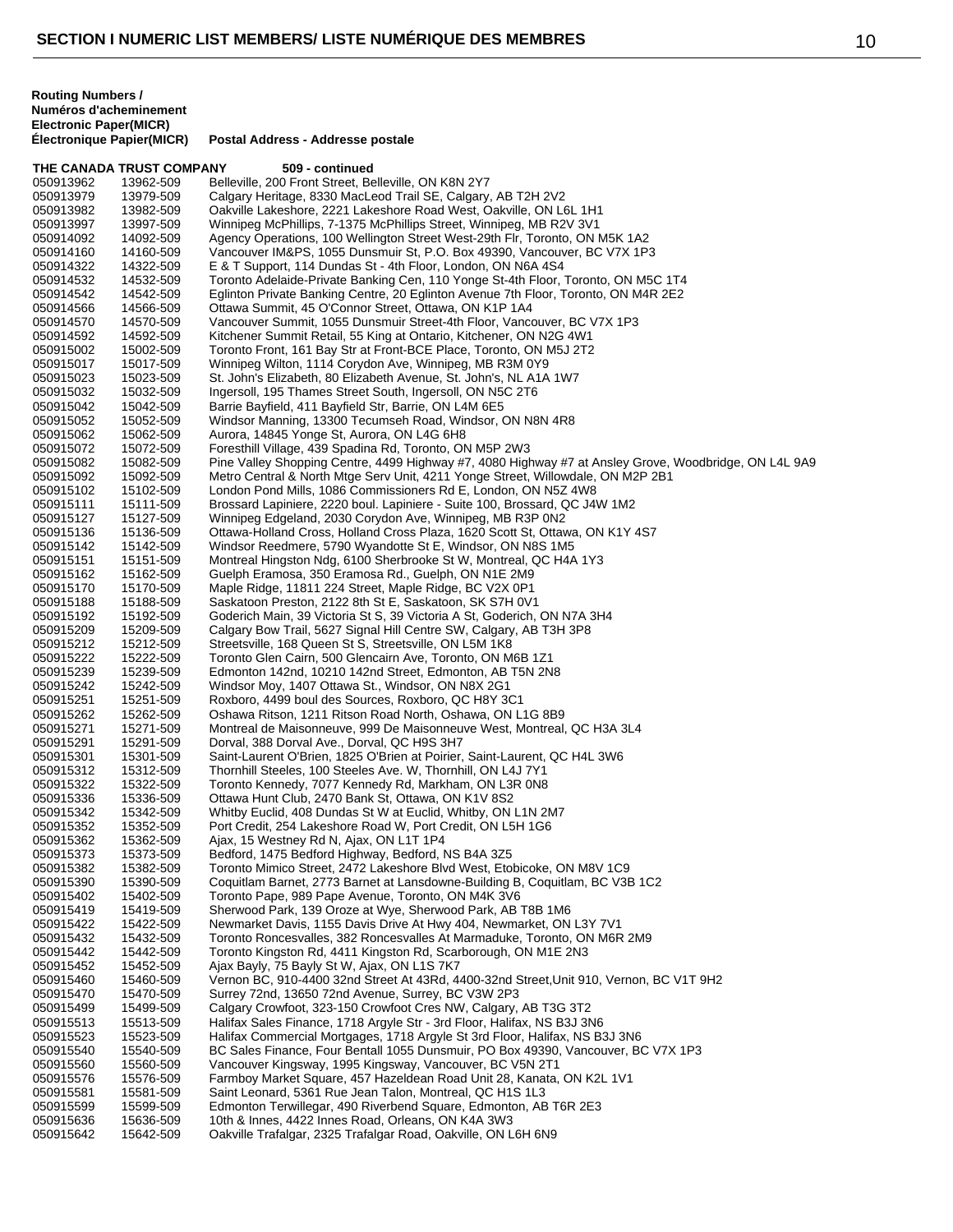**Routing Numbers / Numéros d'acheminement Electronic Paper(MICR) Électronique Papier(MICR)** **Postal Address - Addresse postale**

**THE CANADA TRUST COMPANY** **509 - continued**

| Electronic | MICR | Postal Address |
|---|---|---|
| 050913962 | 13962-509 | Belleville, 200 Front Street, Belleville, ON K8N 2Y7 |
| 050913979 | 13979-509 | Calgary Heritage, 8330 MacLeod Trail SE, Calgary, AB T2H 2V2 |
| 050913982 | 13982-509 | Oakville Lakeshore, 2221 Lakeshore Road West, Oakville, ON L6L 1H1 |
| 050913997 | 13997-509 | Winnipeg McPhillips, 7-1375 McPhillips Street, Winnipeg, MB R2V 3V1 |
| 050914092 | 14092-509 | Agency Operations, 100 Wellington Street West-29th Flr, Toronto, ON M5K 1A2 |
| 050914160 | 14160-509 | Vancouver IM&PS, 1055 Dunsmuir St, P.O. Box 49390, Vancouver, BC V7X 1P3 |
| 050914322 | 14322-509 | E & T Support, 114 Dundas St - 4th Floor, London, ON N6A 4S4 |
| 050914532 | 14532-509 | Toronto Adelaide-Private Banking Cen, 110 Yonge St-4th Floor, Toronto, ON M5C 1T4 |
| 050914542 | 14542-509 | Eglinton Private Banking Centre, 20 Eglinton Avenue 7th Floor, Toronto, ON M4R 2E2 |
| 050914566 | 14566-509 | Ottawa Summit, 45 O'Connor Street, Ottawa, ON K1P 1A4 |
| 050914570 | 14570-509 | Vancouver Summit, 1055 Dunsmuir Street-4th Floor, Vancouver, BC V7X 1P3 |
| 050914592 | 14592-509 | Kitchener Summit Retail, 55 King at Ontario, Kitchener, ON N2G 4W1 |
| 050915002 | 15002-509 | Toronto Front, 161 Bay Str at Front-BCE Place, Toronto, ON M5J 2T2 |
| 050915017 | 15017-509 | Winnipeg Wilton, 1114 Corydon Ave, Winnipeg, MB R3M 0Y9 |
| 050915023 | 15023-509 | St. John's Elizabeth, 80 Elizabeth Avenue, St. John's, NL A1A 1W7 |
| 050915032 | 15032-509 | Ingersoll, 195 Thames Street South, Ingersoll, ON N5C 2T6 |
| 050915042 | 15042-509 | Barrie Bayfield, 411 Bayfield Str, Barrie, ON L4M 6E5 |
| 050915052 | 15052-509 | Windsor Manning, 13300 Tecumseh Road, Windsor, ON N8N 4R8 |
| 050915062 | 15062-509 | Aurora, 14845 Yonge St, Aurora, ON L4G 6H8 |
| 050915072 | 15072-509 | Foresthill Village, 439 Spadina Rd, Toronto, ON M5P 2W3 |
| 050915082 | 15082-509 | Pine Valley Shopping Centre, 4499 Highway #7, 4080 Highway #7 at Ansley Grove, Woodbridge, ON L4L 9A9 |
| 050915092 | 15092-509 | Metro Central & North Mtge Serv Unit, 4211 Yonge Street, Willowdale, ON M2P 2B1 |
| 050915102 | 15102-509 | London Pond Mills, 1086 Commissioners Rd E, London, ON N5Z 4W8 |
| 050915111 | 15111-509 | Brossard Lapiniere, 2220 boul. Lapiniere - Suite 100, Brossard, QC J4W 1M2 |
| 050915127 | 15127-509 | Winnipeg Edgeland, 2030 Corydon Ave, Winnipeg, MB R3P 0N2 |
| 050915136 | 15136-509 | Ottawa-Holland Cross, Holland Cross Plaza, 1620 Scott St, Ottawa, ON K1Y 4S7 |
| 050915142 | 15142-509 | Windsor Reedmere, 5790 Wyandotte St E, Windsor, ON N8S 1M5 |
| 050915151 | 15151-509 | Montreal Hingston Ndg, 6100 Sherbrooke St W, Montreal, QC H4A 1Y3 |
| 050915162 | 15162-509 | Guelph Eramosa, 350 Eramosa Rd., Guelph, ON N1E 2M9 |
| 050915170 | 15170-509 | Maple Ridge, 11811 224 Street, Maple Ridge, BC V2X 0P1 |
| 050915188 | 15188-509 | Saskatoon Preston, 2122 8th St E, Saskatoon, SK S7H 0V1 |
| 050915192 | 15192-509 | Goderich Main, 39 Victoria St S, 39 Victoria A St, Goderich, ON N7A 3H4 |
| 050915209 | 15209-509 | Calgary Bow Trail, 5627 Signal Hill Centre SW, Calgary, AB T3H 3P8 |
| 050915212 | 15212-509 | Streetsville, 168 Queen St S, Streetsville, ON L5M 1K8 |
| 050915222 | 15222-509 | Toronto Glen Cairn, 500 Glencairn Ave, Toronto, ON M6B 1Z1 |
| 050915239 | 15239-509 | Edmonton 142nd, 10210 142nd Street, Edmonton, AB T5N 2N8 |
| 050915242 | 15242-509 | Windsor Moy, 1407 Ottawa St., Windsor, ON N8X 2G1 |
| 050915251 | 15251-509 | Roxboro, 4499 boul des Sources, Roxboro, QC H8Y 3C1 |
| 050915262 | 15262-509 | Oshawa Ritson, 1211 Ritson Road North, Oshawa, ON L1G 8B9 |
| 050915271 | 15271-509 | Montreal de Maisonneuve, 999 De Maisonneuve West, Montreal, QC H3A 3L4 |
| 050915291 | 15291-509 | Dorval, 388 Dorval Ave., Dorval, QC H9S 3H7 |
| 050915301 | 15301-509 | Saint-Laurent O'Brien, 1825 O'Brien at Poirier, Saint-Laurent, QC H4L 3W6 |
| 050915312 | 15312-509 | Thornhill Steeles, 100 Steeles Ave. W, Thornhill, ON L4J 7Y1 |
| 050915322 | 15322-509 | Toronto Kennedy, 7077 Kennedy Rd, Markham, ON L3R 0N8 |
| 050915336 | 15336-509 | Ottawa Hunt Club, 2470 Bank St, Ottawa, ON K1V 8S2 |
| 050915342 | 15342-509 | Whitby Euclid, 408 Dundas St W at Euclid, Whitby, ON L1N 2M7 |
| 050915352 | 15352-509 | Port Credit, 254 Lakeshore Road W, Port Credit, ON L5H 1G6 |
| 050915362 | 15362-509 | Ajax, 15 Westney Rd N, Ajax, ON L1T 1P4 |
| 050915373 | 15373-509 | Bedford, 1475 Bedford Highway, Bedford, NS B4A 3Z5 |
| 050915382 | 15382-509 | Toronto Mimico Street, 2472 Lakeshore Blvd West, Etobicoke, ON M8V 1C9 |
| 050915390 | 15390-509 | Coquitlam Barnet, 2773 Barnet at Lansdowne-Building B, Coquitlam, BC V3B 1C2 |
| 050915402 | 15402-509 | Toronto Pape, 989 Pape Avenue, Toronto, ON M4K 3V6 |
| 050915419 | 15419-509 | Sherwood Park, 139 Oroze at Wye, Sherwood Park, AB T8B 1M6 |
| 050915422 | 15422-509 | Newmarket Davis, 1155 Davis Drive At Hwy 404, Newmarket, ON L3Y 7V1 |
| 050915432 | 15432-509 | Toronto Roncesvalles, 382 Roncesvalles At Marmaduke, Toronto, ON M6R 2M9 |
| 050915442 | 15442-509 | Toronto Kingston Rd, 4411 Kingston Rd, Scarborough, ON M1E 2N3 |
| 050915452 | 15452-509 | Ajax Bayly, 75 Bayly St W, Ajax, ON L1S 7K7 |
| 050915460 | 15460-509 | Vernon BC, 910-4400 32nd Street At 43Rd, 4400-32nd Street,Unit 910, Vernon, BC V1T 9H2 |
| 050915470 | 15470-509 | Surrey 72nd, 13650 72nd Avenue, Surrey, BC V3W 2P3 |
| 050915499 | 15499-509 | Calgary Crowfoot, 323-150 Crowfoot Cres NW, Calgary, AB T3G 3T2 |
| 050915513 | 15513-509 | Halifax Sales Finance, 1718 Argyle Str - 3rd Floor, Halifax, NS B3J 3N6 |
| 050915523 | 15523-509 | Halifax Commercial Mortgages, 1718 Argyle St 3rd Floor, Halifax, NS B3J 3N6 |
| 050915540 | 15540-509 | BC Sales Finance, Four Bentall 1055 Dunsmuir, PO Box 49390, Vancouver, BC V7X 1P3 |
| 050915560 | 15560-509 | Vancouver Kingsway, 1995 Kingsway, Vancouver, BC V5N 2T1 |
| 050915576 | 15576-509 | Farmboy Market Square, 457 Hazeldean Road Unit 28, Kanata, ON K2L 1V1 |
| 050915581 | 15581-509 | Saint Leonard, 5361 Rue Jean Talon, Montreal, QC H1S 1L3 |
| 050915599 | 15599-509 | Edmonton Terwillegar, 490 Riverbend Square, Edmonton, AB T6R 2E3 |
| 050915636 | 15636-509 | 10th & Innes, 4422 Innes Road, Orleans, ON K4A 3W3 |
| 050915642 | 15642-509 | Oakville Trafalgar, 2325 Trafalgar Road, Oakville, ON L6H 6N9 |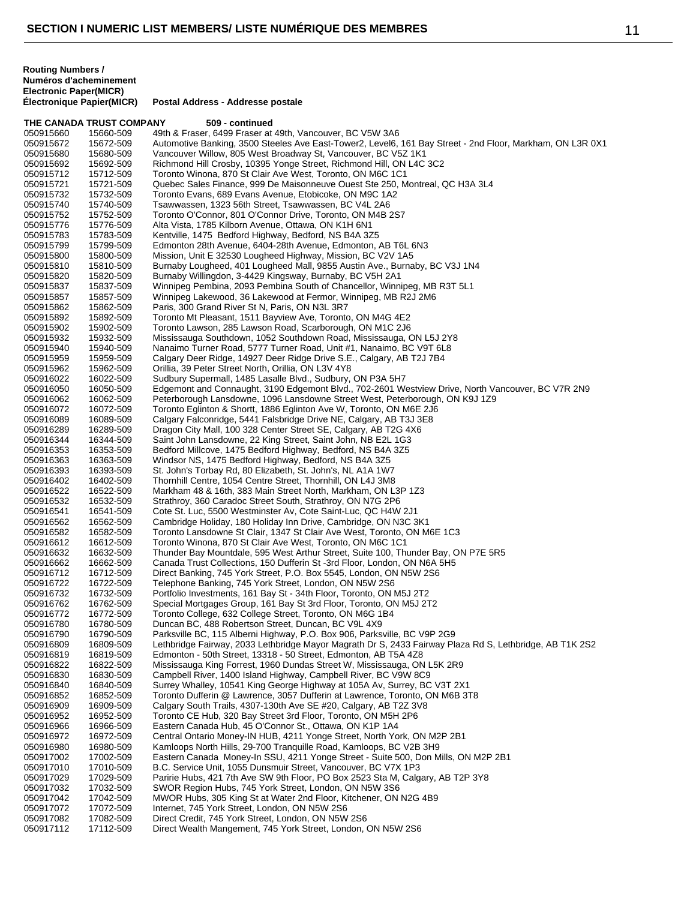**Routing Numbers / Numéros d'acheminement**

| Electronic Paper(MICR) / Électronique Papier(MICR) | | Postal Address - Addresse postale |
|---|---|---|
| **THE CANADA TRUST COMPANY** | | **509 - continued** |
| 050915660 | 15660-509 | 49th & Fraser, 6499 Fraser at 49th, Vancouver, BC V5W 3A6 |
| 050915672 | 15672-509 | Automotive Banking, 3500 Steeles Ave East-Tower2, Level6, 161 Bay Street - 2nd Floor, Markham, ON L3R 0X1 |
| 050915680 | 15680-509 | Vancouver Willow, 805 West Broadway St, Vancouver, BC V5Z 1K1 |
| 050915692 | 15692-509 | Richmond Hill Crosby, 10395 Yonge Street, Richmond Hill, ON L4C 3C2 |
| 050915712 | 15712-509 | Toronto Winona, 870 St Clair Ave West, Toronto, ON M6C 1C1 |
| 050915721 | 15721-509 | Quebec Sales Finance, 999 De Maisonneuve Ouest Ste 250, Montreal, QC H3A 3L4 |
| 050915732 | 15732-509 | Toronto Evans, 689 Evans Avenue, Etobicoke, ON M9C 1A2 |
| 050915740 | 15740-509 | Tsawwassen, 1323 56th Street, Tsawwassen, BC V4L 2A6 |
| 050915752 | 15752-509 | Toronto O'Connor, 801 O'Connor Drive, Toronto, ON M4B 2S7 |
| 050915776 | 15776-509 | Alta Vista, 1785 Kilborn Avenue, Ottawa, ON K1H 6N1 |
| 050915783 | 15783-509 | Kentville, 1475 Bedford Highway, Bedford, NS B4A 3Z5 |
| 050915799 | 15799-509 | Edmonton 28th Avenue, 6404-28th Avenue, Edmonton, AB T6L 6N3 |
| 050915800 | 15800-509 | Mission, Unit E 32530 Lougheed Highway, Mission, BC V2V 1A5 |
| 050915810 | 15810-509 | Burnaby Lougheed, 401 Lougheed Mall, 9855 Austin Ave., Burnaby, BC V3J 1N4 |
| 050915820 | 15820-509 | Burnaby Willingdon, 3-4429 Kingsway, Burnaby, BC V5H 2A1 |
| 050915837 | 15837-509 | Winnipeg Pembina, 2093 Pembina South of Chancellor, Winnipeg, MB R3T 5L1 |
| 050915857 | 15857-509 | Winnipeg Lakewood, 36 Lakewood at Fermor, Winnipeg, MB R2J 2M6 |
| 050915862 | 15862-509 | Paris, 300 Grand River St N, Paris, ON N3L 3R7 |
| 050915892 | 15892-509 | Toronto Mt Pleasant, 1511 Bayview Ave, Toronto, ON M4G 4E2 |
| 050915902 | 15902-509 | Toronto Lawson, 285 Lawson Road, Scarborough, ON M1C 2J6 |
| 050915932 | 15932-509 | Mississauga Southdown, 1052 Southdown Road, Mississauga, ON L5J 2Y8 |
| 050915940 | 15940-509 | Nanaimo Turner Road, 5777 Turner Road, Unit #1, Nanaimo, BC V9T 6L8 |
| 050915959 | 15959-509 | Calgary Deer Ridge, 14927 Deer Ridge Drive S.E., Calgary, AB T2J 7B4 |
| 050915962 | 15962-509 | Orillia, 39 Peter Street North, Orillia, ON L3V 4Y8 |
| 050916022 | 16022-509 | Sudbury Supermall, 1485 Lasalle Blvd., Sudbury, ON P3A 5H7 |
| 050916050 | 16050-509 | Edgemont and Connaught, 3190 Edgemont Blvd., 702-2601 Westview Drive, North Vancouver, BC V7R 2N9 |
| 050916062 | 16062-509 | Peterborough Lansdowne, 1096 Lansdowne Street West, Peterborough, ON K9J 1Z9 |
| 050916072 | 16072-509 | Toronto Eglinton & Shortt, 1886 Eglinton Ave W, Toronto, ON M6E 2J6 |
| 050916089 | 16089-509 | Calgary Falconridge, 5441 Falsbridge Drive NE, Calgary, AB T3J 3E8 |
| 050916289 | 16289-509 | Dragon City Mall, 100 328 Center Street SE, Calgary, AB T2G 4X6 |
| 050916344 | 16344-509 | Saint John Lansdowne, 22 King Street, Saint John, NB E2L 1G3 |
| 050916353 | 16353-509 | Bedford Millcove, 1475 Bedford Highway, Bedford, NS B4A 3Z5 |
| 050916363 | 16363-509 | Windsor NS, 1475 Bedford Highway, Bedford, NS B4A 3Z5 |
| 050916393 | 16393-509 | St. John's Torbay Rd, 80 Elizabeth, St. John's, NL A1A 1W7 |
| 050916402 | 16402-509 | Thornhill Centre, 1054 Centre Street, Thornhill, ON L4J 3M8 |
| 050916522 | 16522-509 | Markham 48 & 16th, 383 Main Street North, Markham, ON L3P 1Z3 |
| 050916532 | 16532-509 | Strathroy, 360 Caradoc Street South, Strathroy, ON N7G 2P6 |
| 050916541 | 16541-509 | Cote St. Luc, 5500 Westminster Av, Cote Saint-Luc, QC H4W 2J1 |
| 050916562 | 16562-509 | Cambridge Holiday, 180 Holiday Inn Drive, Cambridge, ON N3C 3K1 |
| 050916582 | 16582-509 | Toronto Lansdowne St Clair, 1347 St Clair Ave West, Toronto, ON M6E 1C3 |
| 050916612 | 16612-509 | Toronto Winona, 870 St Clair Ave West, Toronto, ON M6C 1C1 |
| 050916632 | 16632-509 | Thunder Bay Mountdale, 595 West Arthur Street, Suite 100, Thunder Bay, ON P7E 5R5 |
| 050916662 | 16662-509 | Canada Trust Collections, 150 Dufferin St -3rd Floor, London, ON N6A 5H5 |
| 050916712 | 16712-509 | Direct Banking, 745 York Street, P.O. Box 5545, London, ON N5W 2S6 |
| 050916722 | 16722-509 | Telephone Banking, 745 York Street, London, ON N5W 2S6 |
| 050916732 | 16732-509 | Portfolio Investments, 161 Bay St - 34th Floor, Toronto, ON M5J 2T2 |
| 050916762 | 16762-509 | Special Mortgages Group, 161 Bay St 3rd Floor, Toronto, ON M5J 2T2 |
| 050916772 | 16772-509 | Toronto College, 632 College Street, Toronto, ON M6G 1B4 |
| 050916780 | 16780-509 | Duncan BC, 488 Robertson Street, Duncan, BC V9L 4X9 |
| 050916790 | 16790-509 | Parksville BC, 115 Alberni Highway, P.O. Box 906, Parksville, BC V9P 2G9 |
| 050916809 | 16809-509 | Lethbridge Fairway, 2033 Lethbridge Mayor Magrath Dr S, 2433 Fairway Plaza Rd S, Lethbridge, AB T1K 2S2 |
| 050916819 | 16819-509 | Edmonton - 50th Street, 13318 - 50 Street, Edmonton, AB T5A 4Z8 |
| 050916822 | 16822-509 | Mississauga King Forrest, 1960 Dundas Street W, Mississauga, ON L5K 2R9 |
| 050916830 | 16830-509 | Campbell River, 1400 Island Highway, Campbell River, BC V9W 8C9 |
| 050916840 | 16840-509 | Surrey Whalley, 10541 King George Highway at 105A Av, Surrey, BC V3T 2X1 |
| 050916852 | 16852-509 | Toronto Dufferin @ Lawrence, 3057 Dufferin at Lawrence, Toronto, ON M6B 3T8 |
| 050916909 | 16909-509 | Calgary South Trails, 4307-130th Ave SE #20, Calgary, AB T2Z 3V8 |
| 050916952 | 16952-509 | Toronto CE Hub, 320 Bay Street 3rd Floor, Toronto, ON M5H 2P6 |
| 050916966 | 16966-509 | Eastern Canada Hub, 45 O'Connor St., Ottawa, ON K1P 1A4 |
| 050916972 | 16972-509 | Central Ontario Money-IN HUB, 4211 Yonge Street, North York, ON M2P 2B1 |
| 050916980 | 16980-509 | Kamloops North Hills, 29-700 Tranquille Road, Kamloops, BC V2B 3H9 |
| 050917002 | 17002-509 | Eastern Canada Money-In SSU, 4211 Yonge Street - Suite 500, Don Mills, ON M2P 2B1 |
| 050917010 | 17010-509 | B.C. Service Unit, 1055 Dunsmuir Street, Vancouver, BC V7X 1P3 |
| 050917029 | 17029-509 | Paririe Hubs, 421 7th Ave SW 9th Floor, PO Box 2523 Sta M, Calgary, AB T2P 3Y8 |
| 050917032 | 17032-509 | SWOR Region Hubs, 745 York Street, London, ON N5W 3S6 |
| 050917042 | 17042-509 | MWOR Hubs, 305 King St at Water 2nd Floor, Kitchener, ON N2G 4B9 |
| 050917072 | 17072-509 | Internet, 745 York Street, London, ON N5W 2S6 |
| 050917082 | 17082-509 | Direct Credit, 745 York Street, London, ON N5W 2S6 |
| 050917112 | 17112-509 | Direct Wealth Mangement, 745 York Street, London, ON N5W 2S6 |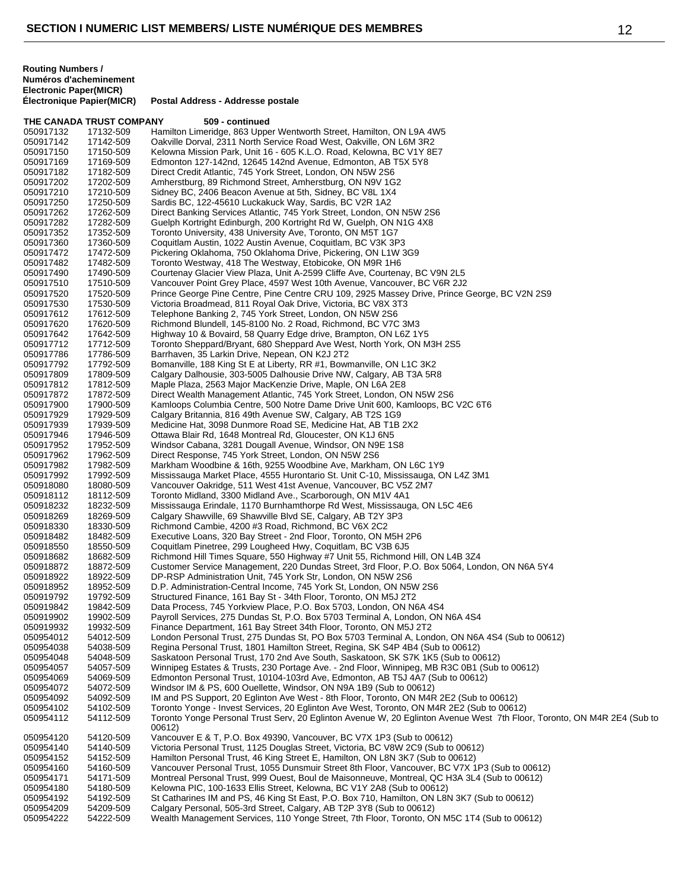**Routing Numbers / Numéros d'acheminement Electronic Paper(MICR) Électronique Papier(MICR)** **Postal Address - Addresse postale**

**THE CANADA TRUST COMPANY** **509 - continued**

| | | |
|---|---|---|
| 050917132 | 17132-509 | Hamilton Limeridge, 863 Upper Wentworth Street, Hamilton, ON L9A 4W5 |
| 050917142 | 17142-509 | Oakville Dorval, 2311 North Service Road West, Oakville, ON L6M 3R2 |
| 050917150 | 17150-509 | Kelowna Mission Park, Unit 16 - 605 K.L.O. Road, Kelowna, BC V1Y 8E7 |
| 050917169 | 17169-509 | Edmonton 127-142nd, 12645 142nd Avenue, Edmonton, AB T5X 5Y8 |
| 050917182 | 17182-509 | Direct Credit Atlantic, 745 York Street, London, ON N5W 2S6 |
| 050917202 | 17202-509 | Amherstburg, 89 Richmond Street, Amherstburg, ON N9V 1G2 |
| 050917210 | 17210-509 | Sidney BC, 2406 Beacon Avenue at 5th, Sidney, BC V8L 1X4 |
| 050917250 | 17250-509 | Sardis BC, 122-45610 Luckakuck Way, Sardis, BC V2R 1A2 |
| 050917262 | 17262-509 | Direct Banking Services Atlantic, 745 York Street, London, ON N5W 2S6 |
| 050917282 | 17282-509 | Guelph Kortright Edinburgh, 200 Kortright Rd W, Guelph, ON N1G 4X8 |
| 050917352 | 17352-509 | Toronto University, 438 University Ave, Toronto, ON M5T 1G7 |
| 050917360 | 17360-509 | Coquitlam Austin, 1022 Austin Avenue, Coquitlam, BC V3K 3P3 |
| 050917472 | 17472-509 | Pickering Oklahoma, 750 Oklahoma Drive, Pickering, ON L1W 3G9 |
| 050917482 | 17482-509 | Toronto Westway, 418 The Westway, Etobicoke, ON M9R 1H6 |
| 050917490 | 17490-509 | Courtenay Glacier View Plaza, Unit A-2599 Cliffe Ave, Courtenay, BC V9N 2L5 |
| 050917510 | 17510-509 | Vancouver Point Grey Place, 4597 West 10th Avenue, Vancouver, BC V6R 2J2 |
| 050917520 | 17520-509 | Prince George Pine Centre, Pine Centre CRU 109, 2925 Massey Drive, Prince George, BC V2N 2S9 |
| 050917530 | 17530-509 | Victoria Broadmead, 811 Royal Oak Drive, Victoria, BC V8X 3T3 |
| 050917612 | 17612-509 | Telephone Banking 2, 745 York Street, London, ON N5W 2S6 |
| 050917620 | 17620-509 | Richmond Blundell, 145-8100 No. 2 Road, Richmond, BC V7C 3M3 |
| 050917642 | 17642-509 | Highway 10 & Bovaird, 58 Quarry Edge drive, Brampton, ON L6Z 1Y5 |
| 050917712 | 17712-509 | Toronto Sheppard/Bryant, 680 Sheppard Ave West, North York, ON M3H 2S5 |
| 050917786 | 17786-509 | Barrhaven, 35 Larkin Drive, Nepean, ON K2J 2T2 |
| 050917792 | 17792-509 | Bomanville, 188 King St E at Liberty, RR #1, Bowmanville, ON L1C 3K2 |
| 050917809 | 17809-509 | Calgary Dalhousie, 303-5005 Dalhousie Drive NW, Calgary, AB T3A 5R8 |
| 050917812 | 17812-509 | Maple Plaza, 2563 Major MacKenzie Drive, Maple, ON L6A 2E8 |
| 050917872 | 17872-509 | Direct Wealth Management Atlantic, 745 York Street, London, ON N5W 2S6 |
| 050917900 | 17900-509 | Kamloops Columbia Centre, 500 Notre Dame Drive Unit 600, Kamloops, BC V2C 6T6 |
| 050917929 | 17929-509 | Calgary Britannia, 816 49th Avenue SW, Calgary, AB T2S 1G9 |
| 050917939 | 17939-509 | Medicine Hat, 3098 Dunmore Road SE, Medicine Hat, AB T1B 2X2 |
| 050917946 | 17946-509 | Ottawa Blair Rd, 1648 Montreal Rd, Gloucester, ON K1J 6N5 |
| 050917952 | 17952-509 | Windsor Cabana, 3281 Dougall Avenue, Windsor, ON N9E 1S8 |
| 050917962 | 17962-509 | Direct Response, 745 York Street, London, ON N5W 2S6 |
| 050917982 | 17982-509 | Markham Woodbine & 16th, 9255 Woodbine Ave, Markham, ON L6C 1Y9 |
| 050917992 | 17992-509 | Mississauga Market Place, 4555 Hurontario St. Unit C-10, Mississauga, ON L4Z 3M1 |
| 050918080 | 18080-509 | Vancouver Oakridge, 511 West 41st Avenue, Vancouver, BC V5Z 2M7 |
| 050918112 | 18112-509 | Toronto Midland, 3300 Midland Ave., Scarborough, ON M1V 4A1 |
| 050918232 | 18232-509 | Mississauga Erindale, 1170 Burnhamthorpe Rd West, Mississauga, ON L5C 4E6 |
| 050918269 | 18269-509 | Calgary Shawville, 69 Shawville Blvd SE, Calgary, AB T2Y 3P3 |
| 050918330 | 18330-509 | Richmond Cambie, 4200 #3 Road, Richmond, BC V6X 2C2 |
| 050918482 | 18482-509 | Executive Loans, 320 Bay Street - 2nd Floor, Toronto, ON M5H 2P6 |
| 050918550 | 18550-509 | Coquitlam Pinetree, 299 Lougheed Hwy, Coquitlam, BC V3B 6J5 |
| 050918682 | 18682-509 | Richmond Hill Times Square, 550 Highway #7 Unit 55, Richmond Hill, ON L4B 3Z4 |
| 050918872 | 18872-509 | Customer Service Management, 220 Dundas Street, 3rd Floor, P.O. Box 5064, London, ON N6A 5Y4 |
| 050918922 | 18922-509 | DP-RSP Administration Unit, 745 York Str, London, ON N5W 2S6 |
| 050918952 | 18952-509 | D.P. Administration-Central Income, 745 York St, London, ON N5W 2S6 |
| 050919792 | 19792-509 | Structured Finance, 161 Bay St - 34th Floor, Toronto, ON M5J 2T2 |
| 050919842 | 19842-509 | Data Process, 745 Yorkview Place, P.O. Box 5703, London, ON N6A 4S4 |
| 050919902 | 19902-509 | Payroll Services, 275 Dundas St, P.O. Box 5703 Terminal A, London, ON N6A 4S4 |
| 050919932 | 19932-509 | Finance Department, 161 Bay Street 34th Floor, Toronto, ON M5J 2T2 |
| 050954012 | 54012-509 | London Personal Trust, 275 Dundas St, PO Box 5703 Terminal A, London, ON N6A 4S4 (Sub to 00612) |
| 050954038 | 54038-509 | Regina Personal Trust, 1801 Hamilton Street, Regina, SK S4P 4B4 (Sub to 00612) |
| 050954048 | 54048-509 | Saskatoon Personal Trust, 170 2nd Ave South, Saskatoon, SK S7K 1K5 (Sub to 00612) |
| 050954057 | 54057-509 | Winnipeg Estates & Trusts, 230 Portage Ave. - 2nd Floor, Winnipeg, MB R3C 0B1 (Sub to 00612) |
| 050954069 | 54069-509 | Edmonton Personal Trust, 10104-103rd Ave, Edmonton, AB T5J 4A7 (Sub to 00612) |
| 050954072 | 54072-509 | Windsor IM & PS, 600 Ouellette, Windsor, ON N9A 1B9 (Sub to 00612) |
| 050954092 | 54092-509 | IM and PS Support, 20 Eglinton Ave West - 8th Floor, Toronto, ON M4R 2E2 (Sub to 00612) |
| 050954102 | 54102-509 | Toronto Yonge - Invest Services, 20 Eglinton Ave West, Toronto, ON M4R 2E2 (Sub to 00612) |
| 050954112 | 54112-509 | Toronto Yonge Personal Trust Serv, 20 Eglinton Avenue W, 20 Eglinton Avenue West 7th Floor, Toronto, ON M4R 2E4 (Sub to 00612) |
| 050954120 | 54120-509 | Vancouver E & T, P.O. Box 49390, Vancouver, BC V7X 1P3 (Sub to 00612) |
| 050954140 | 54140-509 | Victoria Personal Trust, 1125 Douglas Street, Victoria, BC V8W 2C9 (Sub to 00612) |
| 050954152 | 54152-509 | Hamilton Personal Trust, 46 King Street E, Hamilton, ON L8N 3K7 (Sub to 00612) |
| 050954160 | 54160-509 | Vancouver Personal Trust, 1055 Dunsmuir Street 8th Floor, Vancouver, BC V7X 1P3 (Sub to 00612) |
| 050954171 | 54171-509 | Montreal Personal Trust, 999 Ouest, Boul de Maisonneuve, Montreal, QC H3A 3L4 (Sub to 00612) |
| 050954180 | 54180-509 | Kelowna PIC, 100-1633 Ellis Street, Kelowna, BC V1Y 2A8 (Sub to 00612) |
| 050954192 | 54192-509 | St Catharines IM and PS, 46 King St East, P.O. Box 710, Hamilton, ON L8N 3K7 (Sub to 00612) |
| 050954209 | 54209-509 | Calgary Personal, 505-3rd Street, Calgary, AB T2P 3Y8 (Sub to 00612) |
| 050954222 | 54222-509 | Wealth Management Services, 110 Yonge Street, 7th Floor, Toronto, ON M5C 1T4 (Sub to 00612) |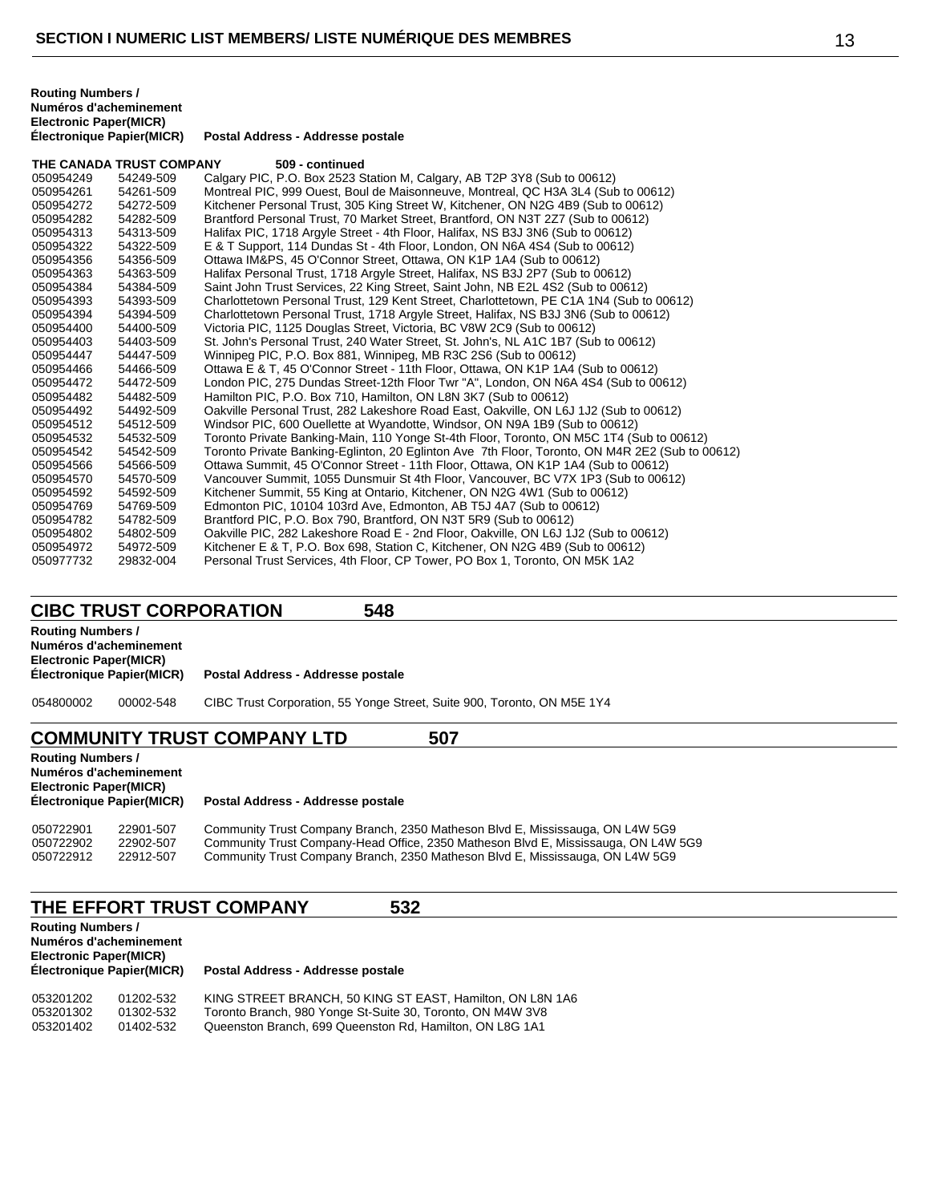**Routing Numbers / Numéros d'acheminement**

| Electronic Paper(MICR) / Électronique Papier(MICR) | | Postal Address - Addresse postale |
|---|---|---|
| **THE CANADA TRUST COMPANY** | | **509 - continued** |
| 050954249 | 54249-509 | Calgary PIC, P.O. Box 2523 Station M, Calgary, AB T2P 3Y8 (Sub to 00612) |
| 050954261 | 54261-509 | Montreal PIC, 999 Ouest, Boul de Maisonneuve, Montreal, QC H3A 3L4 (Sub to 00612) |
| 050954272 | 54272-509 | Kitchener Personal Trust, 305 King Street W, Kitchener, ON N2G 4B9 (Sub to 00612) |
| 050954282 | 54282-509 | Brantford Personal Trust, 70 Market Street, Brantford, ON N3T 2Z7 (Sub to 00612) |
| 050954313 | 54313-509 | Halifax PIC, 1718 Argyle Street - 4th Floor, Halifax, NS B3J 3N6 (Sub to 00612) |
| 050954322 | 54322-509 | E & T Support, 114 Dundas St - 4th Floor, London, ON N6A 4S4 (Sub to 00612) |
| 050954356 | 54356-509 | Ottawa IM&PS, 45 O'Connor Street, Ottawa, ON K1P 1A4 (Sub to 00612) |
| 050954363 | 54363-509 | Halifax Personal Trust, 1718 Argyle Street, Halifax, NS B3J 2P7 (Sub to 00612) |
| 050954384 | 54384-509 | Saint John Trust Services, 22 King Street, Saint John, NB E2L 4S2 (Sub to 00612) |
| 050954393 | 54393-509 | Charlottetown Personal Trust, 129 Kent Street, Charlottetown, PE C1A 1N4 (Sub to 00612) |
| 050954394 | 54394-509 | Charlottetown Personal Trust, 1718 Argyle Street, Halifax, NS B3J 3N6 (Sub to 00612) |
| 050954400 | 54400-509 | Victoria PIC, 1125 Douglas Street, Victoria, BC V8W 2C9 (Sub to 00612) |
| 050954403 | 54403-509 | St. John's Personal Trust, 240 Water Street, St. John's, NL A1C 1B7 (Sub to 00612) |
| 050954447 | 54447-509 | Winnipeg PIC, P.O. Box 881, Winnipeg, MB R3C 2S6 (Sub to 00612) |
| 050954466 | 54466-509 | Ottawa E & T, 45 O'Connor Street - 11th Floor, Ottawa, ON K1P 1A4 (Sub to 00612) |
| 050954472 | 54472-509 | London PIC, 275 Dundas Street-12th Floor Twr "A", London, ON N6A 4S4 (Sub to 00612) |
| 050954482 | 54482-509 | Hamilton PIC, P.O. Box 710, Hamilton, ON L8N 3K7 (Sub to 00612) |
| 050954492 | 54492-509 | Oakville Personal Trust, 282 Lakeshore Road East, Oakville, ON L6J 1J2 (Sub to 00612) |
| 050954512 | 54512-509 | Windsor PIC, 600 Ouellette at Wyandotte, Windsor, ON N9A 1B9 (Sub to 00612) |
| 050954532 | 54532-509 | Toronto Private Banking-Main, 110 Yonge St-4th Floor, Toronto, ON M5C 1T4 (Sub to 00612) |
| 050954542 | 54542-509 | Toronto Private Banking-Eglinton, 20 Eglinton Ave 7th Floor, Toronto, ON M4R 2E2 (Sub to 00612) |
| 050954566 | 54566-509 | Ottawa Summit, 45 O'Connor Street - 11th Floor, Ottawa, ON K1P 1A4 (Sub to 00612) |
| 050954570 | 54570-509 | Vancouver Summit, 1055 Dunsmuir St 4th Floor, Vancouver, BC V7X 1P3 (Sub to 00612) |
| 050954592 | 54592-509 | Kitchener Summit, 55 King at Ontario, Kitchener, ON N2G 4W1 (Sub to 00612) |
| 050954769 | 54769-509 | Edmonton PIC, 10104 103rd Ave, Edmonton, AB T5J 4A7 (Sub to 00612) |
| 050954782 | 54782-509 | Brantford PIC, P.O. Box 790, Brantford, ON N3T 5R9 (Sub to 00612) |
| 050954802 | 54802-509 | Oakville PIC, 282 Lakeshore Road E - 2nd Floor, Oakville, ON L6J 1J2 (Sub to 00612) |
| 050954972 | 54972-509 | Kitchener E & T, P.O. Box 698, Station C, Kitchener, ON N2G 4B9 (Sub to 00612) |
| 050977732 | 29832-004 | Personal Trust Services, 4th Floor, CP Tower, PO Box 1, Toronto, ON M5K 1A2 |

## CIBC TRUST CORPORATION 548

**Routing Numbers / Numéros d'acheminement**

| Electronic Paper(MICR) / Électronique Papier(MICR) | | Postal Address - Addresse postale |
|---|---|---|
| 054800002 | 00002-548 | CIBC Trust Corporation, 55 Yonge Street, Suite 900, Toronto, ON M5E 1Y4 |

## COMMUNITY TRUST COMPANY LTD 507

**Routing Numbers / Numéros d'acheminement**

| Electronic Paper(MICR) / Électronique Papier(MICR) | | Postal Address - Addresse postale |
|---|---|---|
| 050722901 | 22901-507 | Community Trust Company Branch, 2350 Matheson Blvd E, Mississauga, ON L4W 5G9 |
| 050722902 | 22902-507 | Community Trust Company-Head Office, 2350 Matheson Blvd E, Mississauga, ON L4W 5G9 |
| 050722912 | 22912-507 | Community Trust Company Branch, 2350 Matheson Blvd E, Mississauga, ON L4W 5G9 |

## THE EFFORT TRUST COMPANY 532

**Routing Numbers / Numéros d'acheminement**

| Electronic Paper(MICR) / Électronique Papier(MICR) | | Postal Address - Addresse postale |
|---|---|---|
| 053201202 | 01202-532 | KING STREET BRANCH, 50 KING ST EAST, Hamilton, ON L8N 1A6 |
| 053201302 | 01302-532 | Toronto Branch, 980 Yonge St-Suite 30, Toronto, ON M4W 3V8 |
| 053201402 | 01402-532 | Queenston Branch, 699 Queenston Rd, Hamilton, ON L8G 1A1 |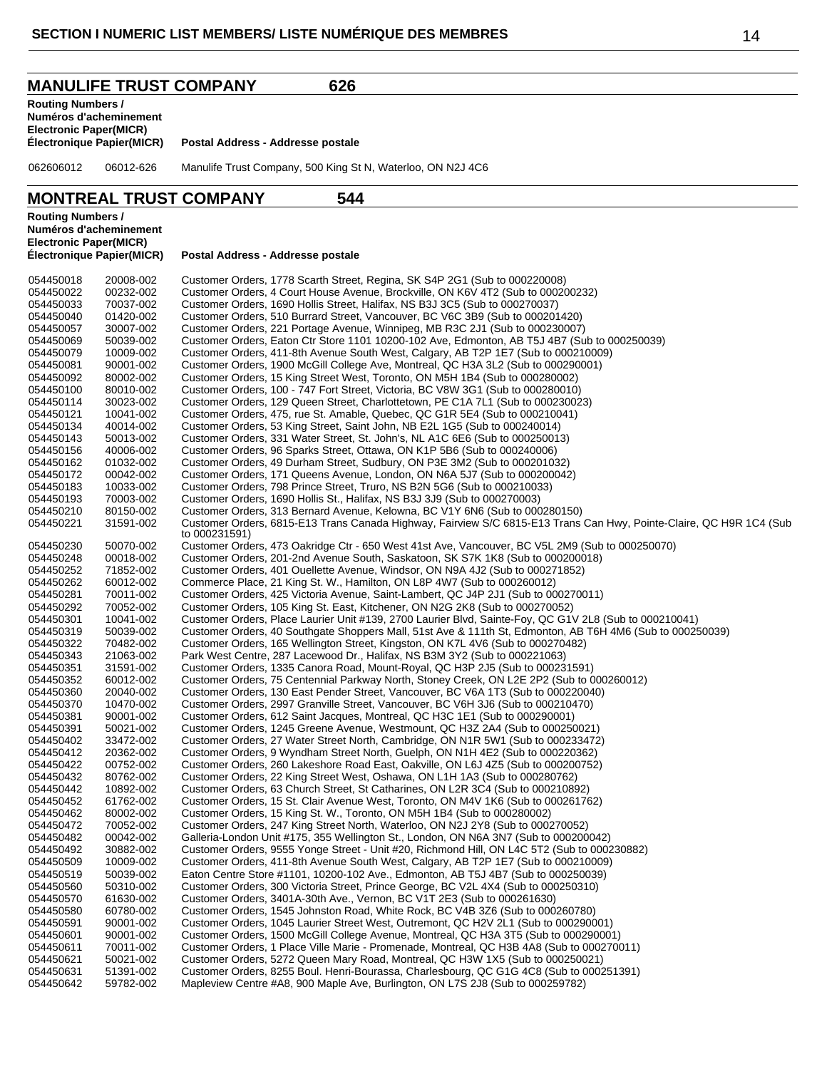## MANULIFE TRUST COMPANY 626

| Routing Numbers / Numéros d'acheminement Electronic | Paper(MICR) Électronique Papier(MICR) | Postal Address - Addresse postale |
|---|---|---|
| 062606012 | 06012-626 | Manulife Trust Company, 500 King St N, Waterloo, ON N2J 4C6 |

## MONTREAL TRUST COMPANY 544

| Routing Numbers / Numéros d'acheminement Electronic | Paper(MICR) Électronique Papier(MICR) | Postal Address - Addresse postale |
|---|---|---|
| 054450018 | 20008-002 | Customer Orders, 1778 Scarth Street, Regina, SK S4P 2G1 (Sub to 000220008) |
| 054450022 | 00232-002 | Customer Orders, 4 Court House Avenue, Brockville, ON K6V 4T2 (Sub to 000200232) |
| 054450033 | 70037-002 | Customer Orders, 1690 Hollis Street, Halifax, NS B3J 3C5 (Sub to 000270037) |
| 054450040 | 01420-002 | Customer Orders, 510 Burrard Street, Vancouver, BC V6C 3B9 (Sub to 000201420) |
| 054450057 | 30007-002 | Customer Orders, 221 Portage Avenue, Winnipeg, MB R3C 2J1 (Sub to 000230007) |
| 054450069 | 50039-002 | Customer Orders, Eaton Ctr Store 1101 10200-102 Ave, Edmonton, AB T5J 4B7 (Sub to 000250039) |
| 054450079 | 10009-002 | Customer Orders, 411-8th Avenue South West, Calgary, AB T2P 1E7 (Sub to 000210009) |
| 054450081 | 90001-002 | Customer Orders, 1900 McGill College Ave, Montreal, QC H3A 3L2 (Sub to 000290001) |
| 054450092 | 80002-002 | Customer Orders, 15 King Street West, Toronto, ON M5H 1B4 (Sub to 000280002) |
| 054450100 | 80010-002 | Customer Orders, 100 - 747 Fort Street, Victoria, BC V8W 3G1 (Sub to 000280010) |
| 054450114 | 30023-002 | Customer Orders, 129 Queen Street, Charlottetown, PE C1A 7L1 (Sub to 000230023) |
| 054450121 | 10041-002 | Customer Orders, 475, rue St. Amable, Quebec, QC G1R 5E4 (Sub to 000210041) |
| 054450134 | 40014-002 | Customer Orders, 53 King Street, Saint John, NB E2L 1G5 (Sub to 000240014) |
| 054450143 | 50013-002 | Customer Orders, 331 Water Street, St. John's, NL A1C 6E6 (Sub to 000250013) |
| 054450156 | 40006-002 | Customer Orders, 96 Sparks Street, Ottawa, ON K1P 5B6 (Sub to 000240006) |
| 054450162 | 01032-002 | Customer Orders, 49 Durham Street, Sudbury, ON P3E 3M2 (Sub to 000201032) |
| 054450172 | 00042-002 | Customer Orders, 171 Queens Avenue, London, ON N6A 5J7 (Sub to 000200042) |
| 054450183 | 10033-002 | Customer Orders, 798 Prince Street, Truro, NS B2N 5G6 (Sub to 000210033) |
| 054450193 | 70003-002 | Customer Orders, 1690 Hollis St., Halifax, NS B3J 3J9 (Sub to 000270003) |
| 054450210 | 80150-002 | Customer Orders, 313 Bernard Avenue, Kelowna, BC V1Y 6N6 (Sub to 000280150) |
| 054450221 | 31591-002 | Customer Orders, 6815-E13 Trans Canada Highway, Fairview S/C 6815-E13 Trans Can Hwy, Pointe-Claire, QC H9R 1C4 (Sub to 000231591) |
| 054450230 | 50070-002 | Customer Orders, 473 Oakridge Ctr - 650 West 41st Ave, Vancouver, BC V5L 2M9 (Sub to 000250070) |
| 054450248 | 00018-002 | Customer Orders, 201-2nd Avenue South, Saskatoon, SK S7K 1K8 (Sub to 000200018) |
| 054450252 | 71852-002 | Customer Orders, 401 Ouellette Avenue, Windsor, ON N9A 4J2 (Sub to 000271852) |
| 054450262 | 60012-002 | Commerce Place, 21 King St. W., Hamilton, ON L8P 4W7 (Sub to 000260012) |
| 054450281 | 70011-002 | Customer Orders, 425 Victoria Avenue, Saint-Lambert, QC J4P 2J1 (Sub to 000270011) |
| 054450292 | 70052-002 | Customer Orders, 105 King St. East, Kitchener, ON N2G 2K8 (Sub to 000270052) |
| 054450301 | 10041-002 | Customer Orders, Place Laurier Unit #139, 2700 Laurier Blvd, Sainte-Foy, QC G1V 2L8 (Sub to 000210041) |
| 054450319 | 50039-002 | Customer Orders, 40 Southgate Shoppers Mall, 51st Ave & 111th St, Edmonton, AB T6H 4M6 (Sub to 000250039) |
| 054450322 | 70482-002 | Customer Orders, 165 Wellington Street, Kingston, ON K7L 4V6 (Sub to 000270482) |
| 054450343 | 21063-002 | Park West Centre, 287 Lacewood Dr., Halifax, NS B3M 3Y2 (Sub to 000221063) |
| 054450351 | 31591-002 | Customer Orders, 1335 Canora Road, Mount-Royal, QC H3P 2J5 (Sub to 000231591) |
| 054450352 | 60012-002 | Customer Orders, 75 Centennial Parkway North, Stoney Creek, ON L2E 2P2 (Sub to 000260012) |
| 054450360 | 20040-002 | Customer Orders, 130 East Pender Street, Vancouver, BC V6A 1T3 (Sub to 000220040) |
| 054450370 | 10470-002 | Customer Orders, 2997 Granville Street, Vancouver, BC V6H 3J6 (Sub to 000210470) |
| 054450381 | 90001-002 | Customer Orders, 612 Saint Jacques, Montreal, QC H3C 1E1 (Sub to 000290001) |
| 054450391 | 50021-002 | Customer Orders, 1245 Greene Avenue, Westmount, QC H3Z 2A4 (Sub to 000250021) |
| 054450402 | 33472-002 | Customer Orders, 27 Water Street North, Cambridge, ON N1R 5W1 (Sub to 000233472) |
| 054450412 | 20362-002 | Customer Orders, 9 Wyndham Street North, Guelph, ON N1H 4E2 (Sub to 000220362) |
| 054450422 | 00752-002 | Customer Orders, 260 Lakeshore Road East, Oakville, ON L6J 4Z5 (Sub to 000200752) |
| 054450432 | 80762-002 | Customer Orders, 22 King Street West, Oshawa, ON L1H 1A3 (Sub to 000280762) |
| 054450442 | 10892-002 | Customer Orders, 63 Church Street, St Catharines, ON L2R 3C4 (Sub to 000210892) |
| 054450452 | 61762-002 | Customer Orders, 15 St. Clair Avenue West, Toronto, ON M4V 1K6 (Sub to 000261762) |
| 054450462 | 80002-002 | Customer Orders, 15 King St. W., Toronto, ON M5H 1B4 (Sub to 000280002) |
| 054450472 | 70052-002 | Customer Orders, 247 King Street North, Waterloo, ON N2J 2Y8 (Sub to 000270052) |
| 054450482 | 00042-002 | Galleria-London Unit #175, 355 Wellington St., London, ON N6A 3N7 (Sub to 000200042) |
| 054450492 | 30882-002 | Customer Orders, 9555 Yonge Street - Unit #20, Richmond Hill, ON L4C 5T2 (Sub to 000230882) |
| 054450509 | 10009-002 | Customer Orders, 411-8th Avenue South West, Calgary, AB T2P 1E7 (Sub to 000210009) |
| 054450519 | 50039-002 | Eaton Centre Store #1101, 10200-102 Ave., Edmonton, AB T5J 4B7 (Sub to 000250039) |
| 054450560 | 50310-002 | Customer Orders, 300 Victoria Street, Prince George, BC V2L 4X4 (Sub to 000250310) |
| 054450570 | 61630-002 | Customer Orders, 3401A-30th Ave., Vernon, BC V1T 2E3 (Sub to 000261630) |
| 054450580 | 60780-002 | Customer Orders, 1545 Johnston Road, White Rock, BC V4B 3Z6 (Sub to 000260780) |
| 054450591 | 90001-002 | Customer Orders, 1045 Laurier Street West, Outremont, QC H2V 2L1 (Sub to 000290001) |
| 054450601 | 90001-002 | Customer Orders, 1500 McGill College Avenue, Montreal, QC H3A 3T5 (Sub to 000290001) |
| 054450611 | 70011-002 | Customer Orders, 1 Place Ville Marie - Promenade, Montreal, QC H3B 4A8 (Sub to 000270011) |
| 054450621 | 50021-002 | Customer Orders, 5272 Queen Mary Road, Montreal, QC H3W 1X5 (Sub to 000250021) |
| 054450631 | 51391-002 | Customer Orders, 8255 Boul. Henri-Bourassa, Charlesbourg, QC G1G 4C8 (Sub to 000251391) |
| 054450642 | 59782-002 | Mapleview Centre #A8, 900 Maple Ave, Burlington, ON L7S 2J8 (Sub to 000259782) |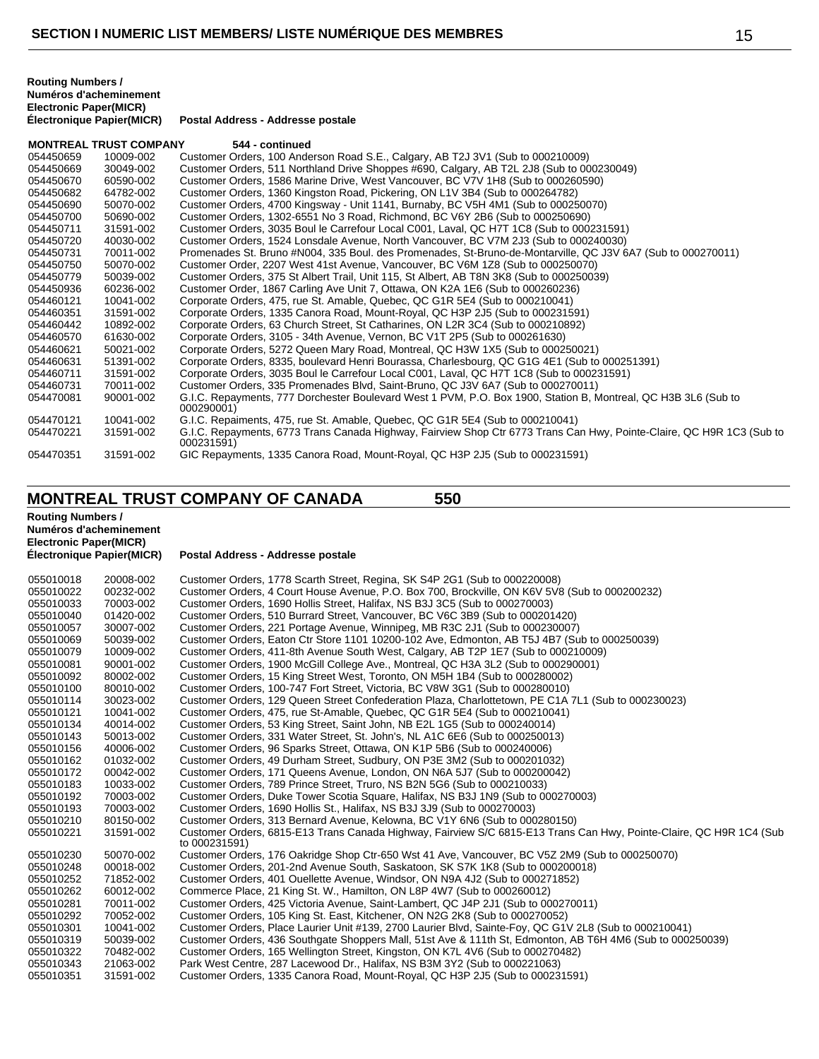**Routing Numbers / Numéros d'acheminement**

| Electronic Paper(MICR) / Électronique Papier(MICR) | | Postal Address - Addresse postale |
|---|---|---|
| **MONTREAL TRUST COMPANY** | | **544 - continued** |
| 054450659 | 10009-002 | Customer Orders, 100 Anderson Road S.E., Calgary, AB T2J 3V1 (Sub to 000210009) |
| 054450669 | 30049-002 | Customer Orders, 511 Northland Drive Shoppes #690, Calgary, AB T2L 2J8 (Sub to 000230049) |
| 054450670 | 60590-002 | Customer Orders, 1586 Marine Drive, West Vancouver, BC V7V 1H8 (Sub to 000260590) |
| 054450682 | 64782-002 | Customer Orders, 1360 Kingston Road, Pickering, ON L1V 3B4 (Sub to 000264782) |
| 054450690 | 50070-002 | Customer Orders, 4700 Kingsway - Unit 1141, Burnaby, BC V5H 4M1 (Sub to 000250070) |
| 054450700 | 50690-002 | Customer Orders, 1302-6551 No 3 Road, Richmond, BC V6Y 2B6 (Sub to 000250690) |
| 054450711 | 31591-002 | Customer Orders, 3035 Boul le Carrefour Local C001, Laval, QC H7T 1C8 (Sub to 000231591) |
| 054450720 | 40030-002 | Customer Orders, 1524 Lonsdale Avenue, North Vancouver, BC V7M 2J3 (Sub to 000240030) |
| 054450731 | 70011-002 | Promenades St. Bruno #N004, 335 Boul. des Promenades, St-Bruno-de-Montarville, QC J3V 6A7 (Sub to 000270011) |
| 054450750 | 50070-002 | Customer Order, 2207 West 41st Avenue, Vancouver, BC V6M 1Z8 (Sub to 000250070) |
| 054450779 | 50039-002 | Customer Orders, 375 St Albert Trail, Unit 115, St Albert, AB T8N 3K8 (Sub to 000250039) |
| 054450936 | 60236-002 | Customer Order, 1867 Carling Ave Unit 7, Ottawa, ON K2A 1E6 (Sub to 000260236) |
| 054460121 | 10041-002 | Corporate Orders, 475, rue St. Amable, Quebec, QC G1R 5E4 (Sub to 000210041) |
| 054460351 | 31591-002 | Corporate Orders, 1335 Canora Road, Mount-Royal, QC H3P 2J5 (Sub to 000231591) |
| 054460442 | 10892-002 | Corporate Orders, 63 Church Street, St Catharines, ON L2R 3C4 (Sub to 000210892) |
| 054460570 | 61630-002 | Corporate Orders, 3105 - 34th Avenue, Vernon, BC V1T 2P5 (Sub to 000261630) |
| 054460621 | 50021-002 | Corporate Orders, 5272 Queen Mary Road, Montreal, QC H3W 1X5 (Sub to 000250021) |
| 054460631 | 51391-002 | Corporate Orders, 8335, boulevard Henri Bourassa, Charlesbourg, QC G1G 4E1 (Sub to 000251391) |
| 054460711 | 31591-002 | Corporate Orders, 3035 Boul le Carrefour Local C001, Laval, QC H7T 1C8 (Sub to 000231591) |
| 054460731 | 70011-002 | Customer Orders, 335 Promenades Blvd, Saint-Bruno, QC J3V 6A7 (Sub to 000270011) |
| 054470081 | 90001-002 | G.I.C. Repayments, 777 Dorchester Boulevard West 1 PVM, P.O. Box 1900, Station B, Montreal, QC H3B 3L6 (Sub to 000290001) |
| 054470121 | 10041-002 | G.I.C. Repaiments, 475, rue St. Amable, Quebec, QC G1R 5E4 (Sub to 000210041) |
| 054470221 | 31591-002 | G.I.C. Repayments, 6773 Trans Canada Highway, Fairview Shop Ctr 6773 Trans Can Hwy, Pointe-Claire, QC H9R 1C3 (Sub to 000231591) |
| 054470351 | 31591-002 | GIC Repayments, 1335 Canora Road, Mount-Royal, QC H3P 2J5 (Sub to 000231591) |

## MONTREAL TRUST COMPANY OF CANADA 550

**Routing Numbers / Numéros d'acheminement**

| Electronic Paper(MICR) / Électronique Papier(MICR) | | Postal Address - Addresse postale |
|---|---|---|
| 055010018 | 20008-002 | Customer Orders, 1778 Scarth Street, Regina, SK S4P 2G1 (Sub to 000220008) |
| 055010022 | 00232-002 | Customer Orders, 4 Court House Avenue, P.O. Box 700, Brockville, ON K6V 5V8 (Sub to 000200232) |
| 055010033 | 70003-002 | Customer Orders, 1690 Hollis Street, Halifax, NS B3J 3C5 (Sub to 000270003) |
| 055010040 | 01420-002 | Customer Orders, 510 Burrard Street, Vancouver, BC V6C 3B9 (Sub to 000201420) |
| 055010057 | 30007-002 | Customer Orders, 221 Portage Avenue, Winnipeg, MB R3C 2J1 (Sub to 000230007) |
| 055010069 | 50039-002 | Customer Orders, Eaton Ctr Store 1101 10200-102 Ave, Edmonton, AB T5J 4B7 (Sub to 000250039) |
| 055010079 | 10009-002 | Customer Orders, 411-8th Avenue South West, Calgary, AB T2P 1E7 (Sub to 000210009) |
| 055010081 | 90001-002 | Customer Orders, 1900 McGill College Ave., Montreal, QC H3A 3L2 (Sub to 000290001) |
| 055010092 | 80002-002 | Customer Orders, 15 King Street West, Toronto, ON M5H 1B4 (Sub to 000280002) |
| 055010100 | 80010-002 | Customer Orders, 100-747 Fort Street, Victoria, BC V8W 3G1 (Sub to 000280010) |
| 055010114 | 30023-002 | Customer Orders, 129 Queen Street Confederation Plaza, Charlottetown, PE C1A 7L1 (Sub to 000230023) |
| 055010121 | 10041-002 | Customer Orders, 475, rue St-Amable, Quebec, QC G1R 5E4 (Sub to 000210041) |
| 055010134 | 40014-002 | Customer Orders, 53 King Street, Saint John, NB E2L 1G5 (Sub to 000240014) |
| 055010143 | 50013-002 | Customer Orders, 331 Water Street, St. John's, NL A1C 6E6 (Sub to 000250013) |
| 055010156 | 40006-002 | Customer Orders, 96 Sparks Street, Ottawa, ON K1P 5B6 (Sub to 000240006) |
| 055010162 | 01032-002 | Customer Orders, 49 Durham Street, Sudbury, ON P3E 3M2 (Sub to 000201032) |
| 055010172 | 00042-002 | Customer Orders, 171 Queens Avenue, London, ON N6A 5J7 (Sub to 000200042) |
| 055010183 | 10033-002 | Customer Orders, 789 Prince Street, Truro, NS B2N 5G6 (Sub to 000210033) |
| 055010192 | 70003-002 | Customer Orders, Duke Tower Scotia Square, Halifax, NS B3J 1N9 (Sub to 000270003) |
| 055010193 | 70003-002 | Customer Orders, 1690 Hollis St., Halifax, NS B3J 3J9 (Sub to 000270003) |
| 055010210 | 80150-002 | Customer Orders, 313 Bernard Avenue, Kelowna, BC V1Y 6N6 (Sub to 000280150) |
| 055010221 | 31591-002 | Customer Orders, 6815-E13 Trans Canada Highway, Fairview S/C 6815-E13 Trans Can Hwy, Pointe-Claire, QC H9R 1C4 (Sub to 000231591) |
| 055010230 | 50070-002 | Customer Orders, 176 Oakridge Shop Ctr-650 Wst 41 Ave, Vancouver, BC V5Z 2M9 (Sub to 000250070) |
| 055010248 | 00018-002 | Customer Orders, 201-2nd Avenue South, Saskatoon, SK S7K 1K8 (Sub to 000200018) |
| 055010252 | 71852-002 | Customer Orders, 401 Ouellette Avenue, Windsor, ON N9A 4J2 (Sub to 000271852) |
| 055010262 | 60012-002 | Commerce Place, 21 King St. W., Hamilton, ON L8P 4W7 (Sub to 000260012) |
| 055010281 | 70011-002 | Customer Orders, 425 Victoria Avenue, Saint-Lambert, QC J4P 2J1 (Sub to 000270011) |
| 055010292 | 70052-002 | Customer Orders, 105 King St. East, Kitchener, ON N2G 2K8 (Sub to 000270052) |
| 055010301 | 10041-002 | Customer Orders, Place Laurier Unit #139, 2700 Laurier Blvd, Sainte-Foy, QC G1V 2L8 (Sub to 000210041) |
| 055010319 | 50039-002 | Customer Orders, 436 Southgate Shoppers Mall, 51st Ave & 111th St, Edmonton, AB T6H 4M6 (Sub to 000250039) |
| 055010322 | 70482-002 | Customer Orders, 165 Wellington Street, Kingston, ON K7L 4V6 (Sub to 000270482) |
| 055010343 | 21063-002 | Park West Centre, 287 Lacewood Dr., Halifax, NS B3M 3Y2 (Sub to 000221063) |
| 055010351 | 31591-002 | Customer Orders, 1335 Canora Road, Mount-Royal, QC H3P 2J5 (Sub to 000231591) |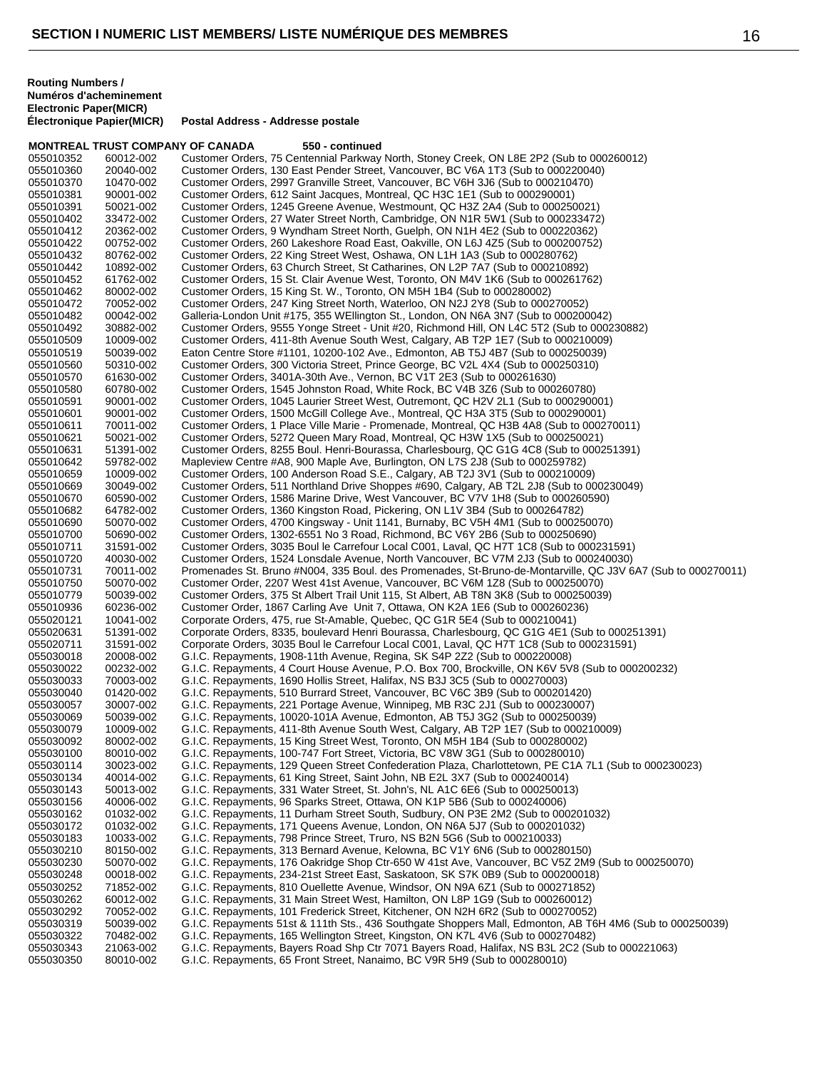## SECTION I NUMERIC LIST MEMBERS/ LISTE NUMÉRIQUE DES MEMBRES

**Routing Numbers / Numéros d'acheminement Electronic Paper(MICR) Électronique Papier(MICR)** — **Postal Address - Addresse postale**

**MONTREAL TRUST COMPANY OF CANADA 550 - continued**

| | | |
|---|---|---|
| 055010352 | 60012-002 | Customer Orders, 75 Centennial Parkway North, Stoney Creek, ON L8E 2P2 (Sub to 000260012) |
| 055010360 | 20040-002 | Customer Orders, 130 East Pender Street, Vancouver, BC V6A 1T3 (Sub to 000220040) |
| 055010370 | 10470-002 | Customer Orders, 2997 Granville Street, Vancouver, BC V6H 3J6 (Sub to 000210470) |
| 055010381 | 90001-002 | Customer Orders, 612 Saint Jacques, Montreal, QC H3C 1E1 (Sub to 000290001) |
| 055010391 | 50021-002 | Customer Orders, 1245 Greene Avenue, Westmount, QC H3Z 2A4 (Sub to 000250021) |
| 055010402 | 33472-002 | Customer Orders, 27 Water Street North, Cambridge, ON N1R 5W1 (Sub to 000233472) |
| 055010412 | 20362-002 | Customer Orders, 9 Wyndham Street North, Guelph, ON N1H 4E2 (Sub to 000220362) |
| 055010422 | 00752-002 | Customer Orders, 260 Lakeshore Road East, Oakville, ON L6J 4Z5 (Sub to 000200752) |
| 055010432 | 80762-002 | Customer Orders, 22 King Street West, Oshawa, ON L1H 1A3 (Sub to 000280762) |
| 055010442 | 10892-002 | Customer Orders, 63 Church Street, St Catharines, ON L2P 7A7 (Sub to 000210892) |
| 055010452 | 61762-002 | Customer Orders, 15 St. Clair Avenue West, Toronto, ON M4V 1K6 (Sub to 000261762) |
| 055010462 | 80002-002 | Customer Orders, 15 King St. W., Toronto, ON M5H 1B4 (Sub to 000280002) |
| 055010472 | 70052-002 | Customer Orders, 247 King Street North, Waterloo, ON N2J 2Y8 (Sub to 000270052) |
| 055010482 | 00042-002 | Galleria-London Unit #175, 355 WEllington St., London, ON N6A 3N7 (Sub to 000200042) |
| 055010492 | 30882-002 | Customer Orders, 9555 Yonge Street - Unit #20, Richmond Hill, ON L4C 5T2 (Sub to 000230882) |
| 055010509 | 10009-002 | Customer Orders, 411-8th Avenue South West, Calgary, AB T2P 1E7 (Sub to 000210009) |
| 055010519 | 50039-002 | Eaton Centre Store #1101, 10200-102 Ave., Edmonton, AB T5J 4B7 (Sub to 000250039) |
| 055010560 | 50310-002 | Customer Orders, 300 Victoria Street, Prince George, BC V2L 4X4 (Sub to 000250310) |
| 055010570 | 61630-002 | Customer Orders, 3401A-30th Ave., Vernon, BC V1T 2E3 (Sub to 000261630) |
| 055010580 | 60780-002 | Customer Orders, 1545 Johnston Road, White Rock, BC V4B 3Z6 (Sub to 000260780) |
| 055010591 | 90001-002 | Customer Orders, 1045 Laurier Street West, Outremont, QC H2V 2L1 (Sub to 000290001) |
| 055010601 | 90001-002 | Customer Orders, 1500 McGill College Ave., Montreal, QC H3A 3T5 (Sub to 000290001) |
| 055010611 | 70011-002 | Customer Orders, 1 Place Ville Marie - Promenade, Montreal, QC H3B 4A8 (Sub to 000270011) |
| 055010621 | 50021-002 | Customer Orders, 5272 Queen Mary Road, Montreal, QC H3W 1X5 (Sub to 000250021) |
| 055010631 | 51391-002 | Customer Orders, 8255 Boul. Henri-Bourassa, Charlesbourg, QC G1G 4C8 (Sub to 000251391) |
| 055010642 | 59782-002 | Mapleview Centre #A8, 900 Maple Ave, Burlington, ON L7S 2J8 (Sub to 000259782) |
| 055010659 | 10009-002 | Customer Orders, 100 Anderson Road S.E., Calgary, AB T2J 3V1 (Sub to 000210009) |
| 055010669 | 30049-002 | Customer Orders, 511 Northland Drive Shoppes #690, Calgary, AB T2L 2J8 (Sub to 000230049) |
| 055010670 | 60590-002 | Customer Orders, 1586 Marine Drive, West Vancouver, BC V7V 1H8 (Sub to 000260590) |
| 055010682 | 64782-002 | Customer Orders, 1360 Kingston Road, Pickering, ON L1V 3B4 (Sub to 000264782) |
| 055010690 | 50070-002 | Customer Orders, 4700 Kingsway - Unit 1141, Burnaby, BC V5H 4M1 (Sub to 000250070) |
| 055010700 | 50690-002 | Customer Orders, 1302-6551 No 3 Road, Richmond, BC V6Y 2B6 (Sub to 000250690) |
| 055010711 | 31591-002 | Customer Orders, 3035 Boul le Carrefour Local C001, Laval, QC H7T 1C8 (Sub to 000231591) |
| 055010720 | 40030-002 | Customer Orders, 1524 Lonsdale Avenue, North Vancouver, BC V7M 2J3 (Sub to 000240030) |
| 055010731 | 70011-002 | Promenades St. Bruno #N004, 335 Boul. des Promenades, St-Bruno-de-Montarville, QC J3V 6A7 (Sub to 000270011) |
| 055010750 | 50070-002 | Customer Order, 2207 West 41st Avenue, Vancouver, BC V6M 1Z8 (Sub to 000250070) |
| 055010779 | 50039-002 | Customer Orders, 375 St Albert Trail Unit 115, St Albert, AB T8N 3K8 (Sub to 000250039) |
| 055010936 | 60236-002 | Customer Order, 1867 Carling Ave Unit 7, Ottawa, ON K2A 1E6 (Sub to 000260236) |
| 055020121 | 10041-002 | Corporate Orders, 475, rue St-Amable, Quebec, QC G1R 5E4 (Sub to 000210041) |
| 055020631 | 51391-002 | Corporate Orders, 8335, boulevard Henri Bourassa, Charlesbourg, QC G1G 4E1 (Sub to 000251391) |
| 055020711 | 31591-002 | Corporate Orders, 3035 Boul le Carrefour Local C001, Laval, QC H7T 1C8 (Sub to 000231591) |
| 055030018 | 20008-002 | G.I.C. Repayments, 1908-11th Avenue, Regina, SK S4P 2Z2 (Sub to 000220008) |
| 055030022 | 00232-002 | G.I.C. Repayments, 4 Court House Avenue, P.O. Box 700, Brockville, ON K6V 5V8 (Sub to 000200232) |
| 055030033 | 70003-002 | G.I.C. Repayments, 1690 Hollis Street, Halifax, NS B3J 3C5 (Sub to 000270003) |
| 055030040 | 01420-002 | G.I.C. Repayments, 510 Burrard Street, Vancouver, BC V6C 3B9 (Sub to 000201420) |
| 055030057 | 30007-002 | G.I.C. Repayments, 221 Portage Avenue, Winnipeg, MB R3C 2J1 (Sub to 000230007) |
| 055030069 | 50039-002 | G.I.C. Repayments, 10020-101A Avenue, Edmonton, AB T5J 3G2 (Sub to 000250039) |
| 055030079 | 10009-002 | G.I.C. Repayments, 411-8th Avenue South West, Calgary, AB T2P 1E7 (Sub to 000210009) |
| 055030092 | 80002-002 | G.I.C. Repayments, 15 King Street West, Toronto, ON M5H 1B4 (Sub to 000280002) |
| 055030100 | 80010-002 | G.I.C. Repayments, 100-747 Fort Street, Victoria, BC V8W 3G1 (Sub to 000280010) |
| 055030114 | 30023-002 | G.I.C. Repayments, 129 Queen Street Confederation Plaza, Charlottetown, PE C1A 7L1 (Sub to 000230023) |
| 055030134 | 40014-002 | G.I.C. Repayments, 61 King Street, Saint John, NB E2L 3X7 (Sub to 000240014) |
| 055030143 | 50013-002 | G.I.C. Repayments, 331 Water Street, St. John's, NL A1C 6E6 (Sub to 000250013) |
| 055030156 | 40006-002 | G.I.C. Repayments, 96 Sparks Street, Ottawa, ON K1P 5B6 (Sub to 000240006) |
| 055030162 | 01032-002 | G.I.C. Repayments, 11 Durham Street South, Sudbury, ON P3E 2M2 (Sub to 000201032) |
| 055030172 | 01032-002 | G.I.C. Repayments, 171 Queens Avenue, London, ON N6A 5J7 (Sub to 000201032) |
| 055030183 | 10033-002 | G.I.C. Repayments, 798 Prince Street, Truro, NS B2N 5G6 (Sub to 000210033) |
| 055030210 | 80150-002 | G.I.C. Repayments, 313 Bernard Avenue, Kelowna, BC V1Y 6N6 (Sub to 000280150) |
| 055030230 | 50070-002 | G.I.C. Repayments, 176 Oakridge Shop Ctr-650 W 41st Ave, Vancouver, BC V5Z 2M9 (Sub to 000250070) |
| 055030248 | 00018-002 | G.I.C. Repayments, 234-21st Street East, Saskatoon, SK S7K 0B9 (Sub to 000200018) |
| 055030252 | 71852-002 | G.I.C. Repayments, 810 Ouellette Avenue, Windsor, ON N9A 6Z1 (Sub to 000271852) |
| 055030262 | 60012-002 | G.I.C. Repayments, 31 Main Street West, Hamilton, ON L8P 1G9 (Sub to 000260012) |
| 055030292 | 70052-002 | G.I.C. Repayments, 101 Frederick Street, Kitchener, ON N2H 6R2 (Sub to 000270052) |
| 055030319 | 50039-002 | G.I.C. Repayments 51st & 111th Sts., 436 Southgate Shoppers Mall, Edmonton, AB T6H 4M6 (Sub to 000250039) |
| 055030322 | 70482-002 | G.I.C. Repayments, 165 Wellington Street, Kingston, ON K7L 4V6 (Sub to 000270482) |
| 055030343 | 21063-002 | G.I.C. Repayments, Bayers Road Shp Ctr 7071 Bayers Road, Halifax, NS B3L 2C2 (Sub to 000221063) |
| 055030350 | 80010-002 | G.I.C. Repayments, 65 Front Street, Nanaimo, BC V9R 5H9 (Sub to 000280010) |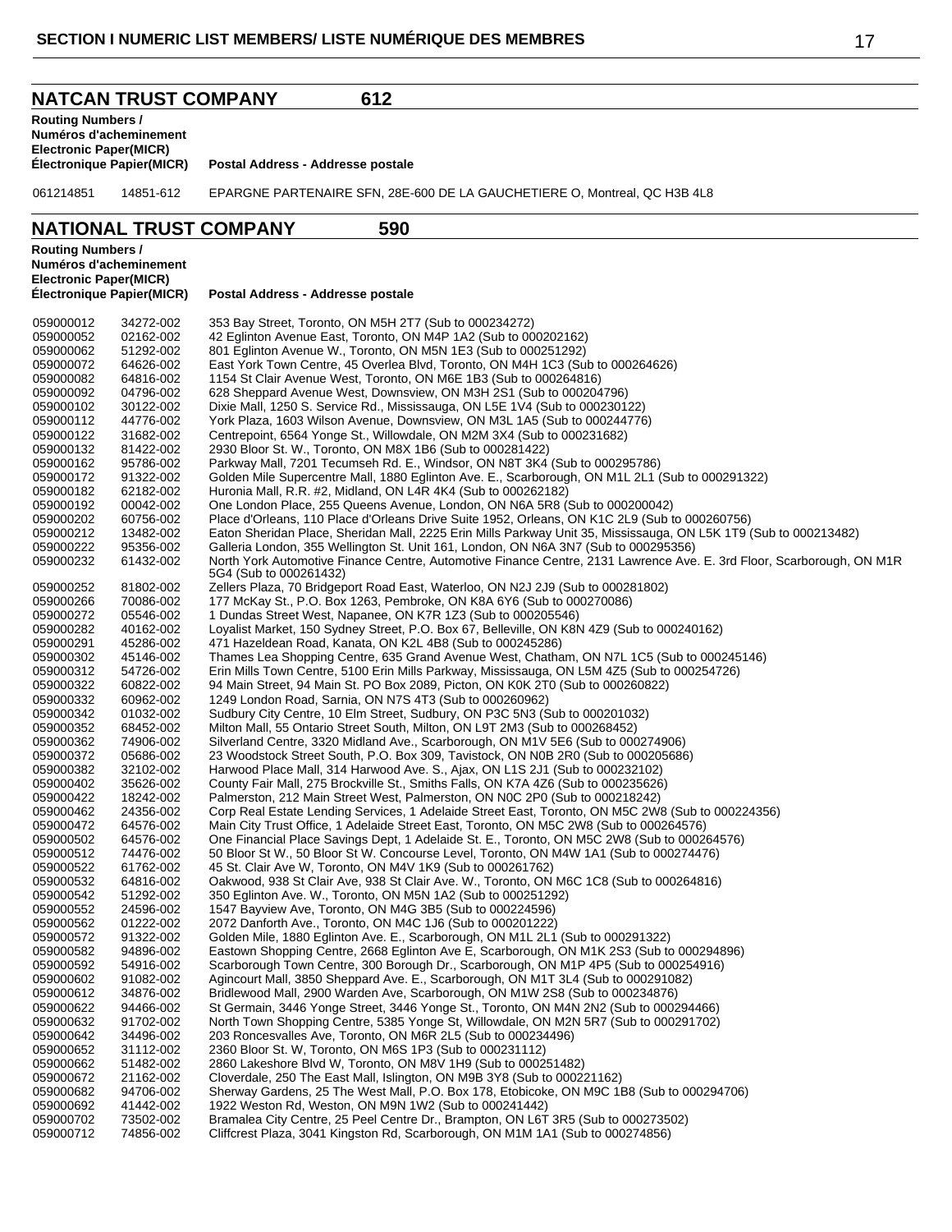## NATCAN TRUST COMPANY 612

| Routing Numbers / Numéros d'acheminement Electronic Paper(MICR) Électronique Papier(MICR) | | Postal Address - Addresse postale |
|---|---|---|
| 061214851 | 14851-612 | EPARGNE PARTENAIRE SFN, 28E-600 DE LA GAUCHETIERE O, Montreal, QC H3B 4L8 |

## NATIONAL TRUST COMPANY 590

| Routing Numbers / Numéros d'acheminement Electronic Paper(MICR) Électronique Papier(MICR) | | Postal Address - Addresse postale |
|---|---|---|
| 059000012 | 34272-002 | 353 Bay Street, Toronto, ON M5H 2T7 (Sub to 000234272) |
| 059000052 | 02162-002 | 42 Eglinton Avenue East, Toronto, ON M4P 1A2 (Sub to 000202162) |
| 059000062 | 51292-002 | 801 Eglinton Avenue W., Toronto, ON M5N 1E3 (Sub to 000251292) |
| 059000072 | 64626-002 | East York Town Centre, 45 Overlea Blvd, Toronto, ON M4H 1C3 (Sub to 000264626) |
| 059000082 | 64816-002 | 1154 St Clair Avenue West, Toronto, ON M6E 1B3 (Sub to 000264816) |
| 059000092 | 04796-002 | 628 Sheppard Avenue West, Downsview, ON M3H 2S1 (Sub to 000204796) |
| 059000102 | 30122-002 | Dixie Mall, 1250 S. Service Rd., Mississauga, ON L5E 1V4 (Sub to 000230122) |
| 059000112 | 44776-002 | York Plaza, 1603 Wilson Avenue, Downsview, ON M3L 1A5 (Sub to 000244776) |
| 059000122 | 31682-002 | Centrepoint, 6564 Yonge St., Willowdale, ON M2M 3X4 (Sub to 000231682) |
| 059000132 | 81422-002 | 2930 Bloor St. W., Toronto, ON M8X 1B6 (Sub to 000281422) |
| 059000162 | 95786-002 | Parkway Mall, 7201 Tecumseh Rd. E., Windsor, ON N8T 3K4 (Sub to 000295786) |
| 059000172 | 91322-002 | Golden Mile Supercentre Mall, 1880 Eglinton Ave. E., Scarborough, ON M1L 2L1 (Sub to 000291322) |
| 059000182 | 62182-002 | Huronia Mall, R.R. #2, Midland, ON L4R 4K4 (Sub to 000262182) |
| 059000192 | 00042-002 | One London Place, 255 Queens Avenue, London, ON N6A 5R8 (Sub to 000200042) |
| 059000202 | 60756-002 | Place d'Orleans, 110 Place d'Orleans Drive Suite 1952, Orleans, ON K1C 2L9 (Sub to 000260756) |
| 059000212 | 13482-002 | Eaton Sheridan Place, Sheridan Mall, 2225 Erin Mills Parkway Unit 35, Mississauga, ON L5K 1T9 (Sub to 000213482) |
| 059000222 | 95356-002 | Galleria London, 355 Wellington St. Unit 161, London, ON N6A 3N7 (Sub to 000295356) |
| 059000232 | 61432-002 | North York Automotive Finance Centre, Automotive Finance Centre, 2131 Lawrence Ave. E. 3rd Floor, Scarborough, ON M1R 5G4 (Sub to 000261432) |
| 059000252 | 81802-002 | Zellers Plaza, 70 Bridgeport Road East, Waterloo, ON N2J 2J9 (Sub to 000281802) |
| 059000266 | 70086-002 | 177 McKay St., P.O. Box 1263, Pembroke, ON K8A 6Y6 (Sub to 000270086) |
| 059000272 | 05546-002 | 1 Dundas Street West, Napanee, ON K7R 1Z3 (Sub to 000205546) |
| 059000282 | 40162-002 | Loyalist Market, 150 Sydney Street, P.O. Box 67, Belleville, ON K8N 4Z9 (Sub to 000240162) |
| 059000291 | 45286-002 | 471 Hazeldean Road, Kanata, ON K2L 4B8 (Sub to 000245286) |
| 059000302 | 45146-002 | Thames Lea Shopping Centre, 635 Grand Avenue West, Chatham, ON N7L 1C5 (Sub to 000245146) |
| 059000312 | 54726-002 | Erin Mills Town Centre, 5100 Erin Mills Parkway, Mississauga, ON L5M 4Z5 (Sub to 000254726) |
| 059000322 | 60822-002 | 94 Main Street, 94 Main St. PO Box 2089, Picton, ON K0K 2T0 (Sub to 000260822) |
| 059000332 | 60962-002 | 1249 London Road, Sarnia, ON N7S 4T3 (Sub to 000260962) |
| 059000342 | 01032-002 | Sudbury City Centre, 10 Elm Street, Sudbury, ON P3C 5N3 (Sub to 000201032) |
| 059000352 | 68452-002 | Milton Mall, 55 Ontario Street South, Milton, ON L9T 2M3 (Sub to 000268452) |
| 059000362 | 74906-002 | Silverland Centre, 3320 Midland Ave., Scarborough, ON M1V 5E6 (Sub to 000274906) |
| 059000372 | 05686-002 | 23 Woodstock Street South, P.O. Box 309, Tavistock, ON N0B 2R0 (Sub to 000205686) |
| 059000382 | 32102-002 | Harwood Place Mall, 314 Harwood Ave. S., Ajax, ON L1S 2J1 (Sub to 000232102) |
| 059000402 | 35626-002 | County Fair Mall, 275 Brockville St., Smiths Falls, ON K7A 4Z6 (Sub to 000235626) |
| 059000422 | 18242-002 | Palmerston, 212 Main Street West, Palmerston, ON N0C 2P0 (Sub to 000218242) |
| 059000462 | 24356-002 | Corp Real Estate Lending Services, 1 Adelaide Street East, Toronto, ON M5C 2W8 (Sub to 000224356) |
| 059000472 | 64576-002 | Main City Trust Office, 1 Adelaide Street East, Toronto, ON M5C 2W8 (Sub to 000264576) |
| 059000502 | 64576-002 | One Financial Place Savings Dept, 1 Adelaide St. E., Toronto, ON M5C 2W8 (Sub to 000264576) |
| 059000512 | 74476-002 | 50 Bloor St W., 50 Bloor St W. Concourse Level, Toronto, ON M4W 1A1 (Sub to 000274476) |
| 059000522 | 61762-002 | 45 St. Clair Ave W, Toronto, ON M4V 1K9 (Sub to 000261762) |
| 059000532 | 64816-002 | Oakwood, 938 St Clair Ave, 938 St Clair Ave. W., Toronto, ON M6C 1C8 (Sub to 000264816) |
| 059000542 | 51292-002 | 350 Eglinton Ave. W., Toronto, ON M5N 1A2 (Sub to 000251292) |
| 059000552 | 24596-002 | 1547 Bayview Ave, Toronto, ON M4G 3B5 (Sub to 000224596) |
| 059000562 | 01222-002 | 2072 Danforth Ave., Toronto, ON M4C 1J6 (Sub to 000201222) |
| 059000572 | 91322-002 | Golden Mile, 1880 Eglinton Ave. E., Scarborough, ON M1L 2L1 (Sub to 000291322) |
| 059000582 | 94896-002 | Eastown Shopping Centre, 2668 Eglinton Ave E, Scarborough, ON M1K 2S3 (Sub to 000294896) |
| 059000592 | 54916-002 | Scarborough Town Centre, 300 Borough Dr., Scarborough, ON M1P 4P5 (Sub to 000254916) |
| 059000602 | 91082-002 | Agincourt Mall, 3850 Sheppard Ave. E., Scarborough, ON M1T 3L4 (Sub to 000291082) |
| 059000612 | 34876-002 | Bridlewood Mall, 2900 Warden Ave, Scarborough, ON M1W 2S8 (Sub to 000234876) |
| 059000622 | 94466-002 | St Germain, 3446 Yonge Street, 3446 Yonge St., Toronto, ON M4N 2N2 (Sub to 000294466) |
| 059000632 | 91702-002 | North Town Shopping Centre, 5385 Yonge St, Willowdale, ON M2N 5R7 (Sub to 000291702) |
| 059000642 | 34496-002 | 203 Roncesvalles Ave, Toronto, ON M6R 2L5 (Sub to 000234496) |
| 059000652 | 31112-002 | 2360 Bloor St. W, Toronto, ON M6S 1P3 (Sub to 000231112) |
| 059000662 | 51482-002 | 2860 Lakeshore Blvd W, Toronto, ON M8V 1H9 (Sub to 000251482) |
| 059000672 | 21162-002 | Cloverdale, 250 The East Mall, Islington, ON M9B 3Y8 (Sub to 000221162) |
| 059000682 | 94706-002 | Sherway Gardens, 25 The West Mall, P.O. Box 178, Etobicoke, ON M9C 1B8 (Sub to 000294706) |
| 059000692 | 41442-002 | 1922 Weston Rd, Weston, ON M9N 1W2 (Sub to 000241442) |
| 059000702 | 73502-002 | Bramalea City Centre, 25 Peel Centre Dr., Brampton, ON L6T 3R5 (Sub to 000273502) |
| 059000712 | 74856-002 | Cliffcrest Plaza, 3041 Kingston Rd, Scarborough, ON M1M 1A1 (Sub to 000274856) |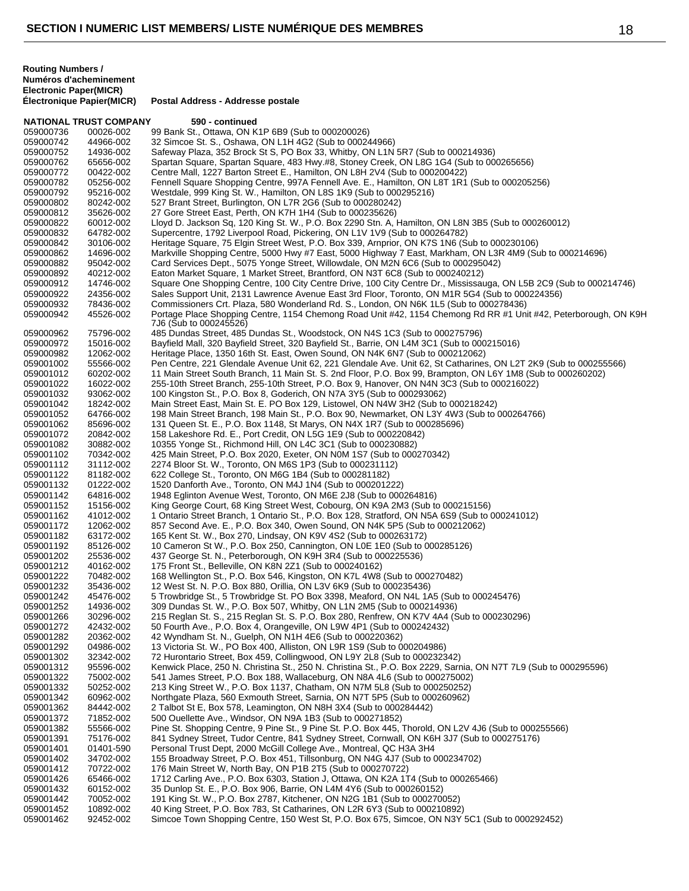**Routing Numbers / Numéros d'acheminement Electronic Paper(MICR) Électronique Papier(MICR)** | **Postal Address - Addresse postale**

**NATIONAL TRUST COMPANY 590 - continued**

| | | |
|---|---|---|
| 059000736 | 00026-002 | 99 Bank St., Ottawa, ON K1P 6B9 (Sub to 000200026) |
| 059000742 | 44966-002 | 32 Simcoe St. S., Oshawa, ON L1H 4G2 (Sub to 000244966) |
| 059000752 | 14936-002 | Safeway Plaza, 352 Brock St S, PO Box 33, Whitby, ON L1N 5R7 (Sub to 000214936) |
| 059000762 | 65656-002 | Spartan Square, Spartan Square, 483 Hwy.#8, Stoney Creek, ON L8G 1G4 (Sub to 000265656) |
| 059000772 | 00422-002 | Centre Mall, 1227 Barton Street E., Hamilton, ON L8H 2V4 (Sub to 000200422) |
| 059000782 | 05256-002 | Fennell Square Shopping Centre, 997A Fennell Ave. E., Hamilton, ON L8T 1R1 (Sub to 000205256) |
| 059000792 | 95216-002 | Westdale, 999 King St. W., Hamilton, ON L8S 1K9 (Sub to 000295216) |
| 059000802 | 80242-002 | 527 Brant Street, Burlington, ON L7R 2G6 (Sub to 000280242) |
| 059000812 | 35626-002 | 27 Gore Street East, Perth, ON K7H 1H4 (Sub to 000235626) |
| 059000822 | 60012-002 | Lloyd D. Jackson Sq, 120 King St. W., P.O. Box 2290 Stn. A, Hamilton, ON L8N 3B5 (Sub to 000260012) |
| 059000832 | 64782-002 | Supercentre, 1792 Liverpool Road, Pickering, ON L1V 1V9 (Sub to 000264782) |
| 059000842 | 30106-002 | Heritage Square, 75 Elgin Street West, P.O. Box 339, Arnprior, ON K7S 1N6 (Sub to 000230106) |
| 059000862 | 14696-002 | Markville Shopping Centre, 5000 Hwy #7 East, 5000 Highway 7 East, Markham, ON L3R 4M9 (Sub to 000214696) |
| 059000882 | 95042-002 | Card Services Dept., 5075 Yonge Street, Willowdale, ON M2N 6C6 (Sub to 000295042) |
| 059000892 | 40212-002 | Eaton Market Square, 1 Market Street, Brantford, ON N3T 6C8 (Sub to 000240212) |
| 059000912 | 14746-002 | Square One Shopping Centre, 100 City Centre Drive, 100 City Centre Dr., Mississauga, ON L5B 2C9 (Sub to 000214746) |
| 059000922 | 24356-002 | Sales Support Unit, 2131 Lawrence Avenue East 3rd Floor, Toronto, ON M1R 5G4 (Sub to 000224356) |
| 059000932 | 78436-002 | Commissioners Crt. Plaza, 580 Wonderland Rd. S., London, ON N6K 1L5 (Sub to 000278436) |
| 059000942 | 45526-002 | Portage Place Shopping Centre, 1154 Chemong Road Unit #42, 1154 Chemong Rd RR #1 Unit #42, Peterborough, ON K9H 7J6 (Sub to 000245526) |
| 059000962 | 75796-002 | 485 Dundas Street, 485 Dundas St., Woodstock, ON N4S 1C3 (Sub to 000275796) |
| 059000972 | 15016-002 | Bayfield Mall, 320 Bayfield Street, 320 Bayfield St., Barrie, ON L4M 3C1 (Sub to 000215016) |
| 059000982 | 12062-002 | Heritage Place, 1350 16th St. East, Owen Sound, ON N4K 6N7 (Sub to 000212062) |
| 059001002 | 55566-002 | Pen Centre, 221 Glendale Avenue Unit 62, 221 Glendale Ave. Unit 62, St Catharines, ON L2T 2K9 (Sub to 000255566) |
| 059001012 | 60202-002 | 11 Main Street South Branch, 11 Main St. S. 2nd Floor, P.O. Box 99, Brampton, ON L6Y 1M8 (Sub to 000260202) |
| 059001022 | 16022-002 | 255-10th Street Branch, 255-10th Street, P.O. Box 9, Hanover, ON N4N 3C3 (Sub to 000216022) |
| 059001032 | 93062-002 | 100 Kingston St., P.O. Box 8, Goderich, ON N7A 3Y5 (Sub to 000293062) |
| 059001042 | 18242-002 | Main Street East, Main St. E. PO Box 129, Listowel, ON N4W 3H2 (Sub to 000218242) |
| 059001052 | 64766-002 | 198 Main Street Branch, 198 Main St., P.O. Box 90, Newmarket, ON L3Y 4W3 (Sub to 000264766) |
| 059001062 | 85696-002 | 131 Queen St. E., P.O. Box 1148, St Marys, ON N4X 1R7 (Sub to 000285696) |
| 059001072 | 20842-002 | 158 Lakeshore Rd. E., Port Credit, ON L5G 1E9 (Sub to 000220842) |
| 059001082 | 30882-002 | 10355 Yonge St., Richmond Hill, ON L4C 3C1 (Sub to 000230882) |
| 059001102 | 70342-002 | 425 Main Street, P.O. Box 2020, Exeter, ON N0M 1S7 (Sub to 000270342) |
| 059001112 | 31112-002 | 2274 Bloor St. W., Toronto, ON M6S 1P3 (Sub to 000231112) |
| 059001122 | 81182-002 | 622 College St., Toronto, ON M6G 1B4 (Sub to 000281182) |
| 059001132 | 01222-002 | 1520 Danforth Ave., Toronto, ON M4J 1N4 (Sub to 000201222) |
| 059001142 | 64816-002 | 1948 Eglinton Avenue West, Toronto, ON M6E 2J8 (Sub to 000264816) |
| 059001152 | 15156-002 | King George Court, 68 King Street West, Cobourg, ON K9A 2M3 (Sub to 000215156) |
| 059001162 | 41012-002 | 1 Ontario Street Branch, 1 Ontario St., P.O. Box 128, Stratford, ON N5A 6S9 (Sub to 000241012) |
| 059001172 | 12062-002 | 857 Second Ave. E., P.O. Box 340, Owen Sound, ON N4K 5P5 (Sub to 000212062) |
| 059001182 | 63172-002 | 165 Kent St. W., Box 270, Lindsay, ON K9V 4S2 (Sub to 000263172) |
| 059001192 | 85126-002 | 10 Cameron St W., P.O. Box 250, Cannington, ON L0E 1E0 (Sub to 000285126) |
| 059001202 | 25536-002 | 437 George St. N., Peterborough, ON K9H 3R4 (Sub to 000225536) |
| 059001212 | 40162-002 | 175 Front St., Belleville, ON K8N 2Z1 (Sub to 000240162) |
| 059001222 | 70482-002 | 168 Wellington St., P.O. Box 546, Kingston, ON K7L 4W8 (Sub to 000270482) |
| 059001232 | 35436-002 | 12 West St. N. P.O. Box 880, Orillia, ON L3V 6K9 (Sub to 000235436) |
| 059001242 | 45476-002 | 5 Trowbridge St., 5 Trowbridge St. PO Box 3398, Meaford, ON N4L 1A5 (Sub to 000245476) |
| 059001252 | 14936-002 | 309 Dundas St. W., P.O. Box 507, Whitby, ON L1N 2M5 (Sub to 000214936) |
| 059001266 | 30296-002 | 215 Reglan St. S., 215 Reglan St. S. P.O. Box 280, Renfrew, ON K7V 4A4 (Sub to 000230296) |
| 059001272 | 42432-002 | 50 Fourth Ave., P.O. Box 4, Orangeville, ON L9W 4P1 (Sub to 000242432) |
| 059001282 | 20362-002 | 42 Wyndham St. N., Guelph, ON N1H 4E6 (Sub to 000220362) |
| 059001292 | 04986-002 | 13 Victoria St. W., PO Box 400, Alliston, ON L9R 1S9 (Sub to 000204986) |
| 059001302 | 32342-002 | 72 Hurontario Street, Box 459, Collingwood, ON L9Y 2L8 (Sub to 000232342) |
| 059001312 | 95596-002 | Kenwick Place, 250 N. Christina St., 250 N. Christina St., P.O. Box 2229, Sarnia, ON N7T 7L9 (Sub to 000295596) |
| 059001322 | 75002-002 | 541 James Street, P.O. Box 188, Wallaceburg, ON N8A 4L6 (Sub to 000275002) |
| 059001332 | 50252-002 | 213 King Street W., P.O. Box 1137, Chatham, ON N7M 5L8 (Sub to 000250252) |
| 059001342 | 60962-002 | Northgate Plaza, 560 Exmouth Street, Sarnia, ON N7T 5P5 (Sub to 000260962) |
| 059001362 | 84442-002 | 2 Talbot St E, Box 578, Leamington, ON N8H 3X4 (Sub to 000284442) |
| 059001372 | 71852-002 | 500 Ouellette Ave., Windsor, ON N9A 1B3 (Sub to 000271852) |
| 059001382 | 55566-002 | Pine St. Shopping Centre, 9 Pine St., 9 Pine St. P.O. Box 445, Thorold, ON L2V 4J6 (Sub to 000255566) |
| 059001391 | 75176-002 | 841 Sydney Street, Tudor Centre, 841 Sydney Street, Cornwall, ON K6H 3J7 (Sub to 000275176) |
| 059001401 | 01401-590 | Personal Trust Dept, 2000 McGill College Ave., Montreal, QC H3A 3H4 |
| 059001402 | 34702-002 | 155 Broadway Street, P.O. Box 451, Tillsonburg, ON N4G 4J7 (Sub to 000234702) |
| 059001412 | 70722-002 | 176 Main Street W, North Bay, ON P1B 2T5 (Sub to 000270722) |
| 059001426 | 65466-002 | 1712 Carling Ave., P.O. Box 6303, Station J, Ottawa, ON K2A 1T4 (Sub to 000265466) |
| 059001432 | 60152-002 | 35 Dunlop St. E., P.O. Box 906, Barrie, ON L4M 4Y6 (Sub to 000260152) |
| 059001442 | 70052-002 | 191 King St. W., P.O. Box 2787, Kitchener, ON N2G 1B1 (Sub to 000270052) |
| 059001452 | 10892-002 | 40 King Street, P.O. Box 783, St Catharines, ON L2R 6Y3 (Sub to 000210892) |
| 059001462 | 92452-002 | Simcoe Town Shopping Centre, 150 West St, P.O. Box 675, Simcoe, ON N3Y 5C1 (Sub to 000292452) |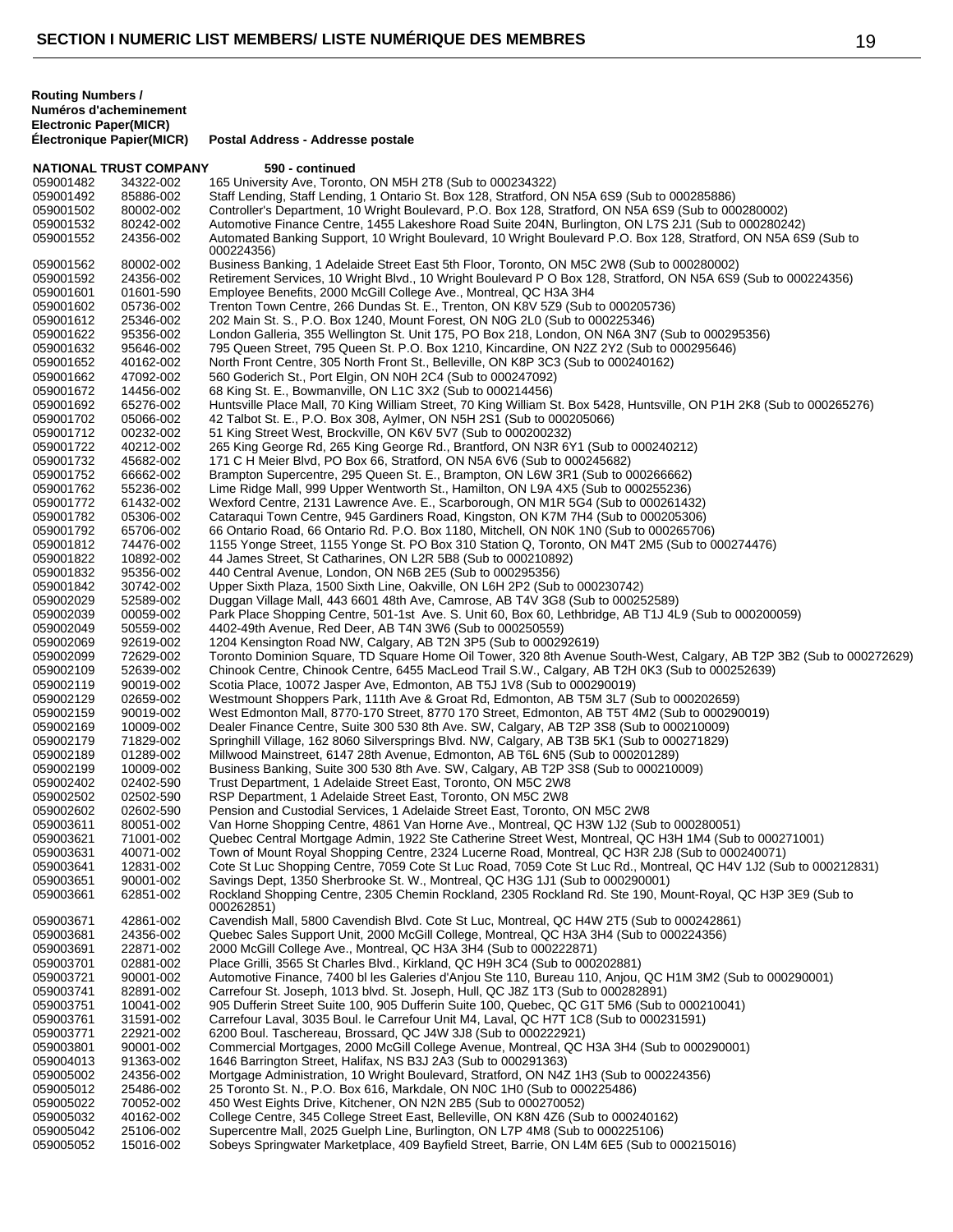**Routing Numbers / Numéros d'acheminement Electronic Paper(MICR) Électronique Papier(MICR)** &nbsp;&nbsp;&nbsp; **Postal Address - Addresse postale**

**NATIONAL TRUST COMPANY** &nbsp;&nbsp;&nbsp; **590 - continued**

| | | |
|---|---|---|
| 059001482 | 34322-002 | 165 University Ave, Toronto, ON M5H 2T8 (Sub to 000234322) |
| 059001492 | 85886-002 | Staff Lending, Staff Lending, 1 Ontario St. Box 128, Stratford, ON N5A 6S9 (Sub to 000285886) |
| 059001502 | 80002-002 | Controller's Department, 10 Wright Boulevard, P.O. Box 128, Stratford, ON N5A 6S9 (Sub to 000280002) |
| 059001532 | 80242-002 | Automotive Finance Centre, 1455 Lakeshore Road Suite 204N, Burlington, ON L7S 2J1 (Sub to 000280242) |
| 059001552 | 24356-002 | Automated Banking Support, 10 Wright Boulevard, 10 Wright Boulevard P.O. Box 128, Stratford, ON N5A 6S9 (Sub to 000224356) |
| 059001562 | 80002-002 | Business Banking, 1 Adelaide Street East 5th Floor, Toronto, ON M5C 2W8 (Sub to 000280002) |
| 059001592 | 24356-002 | Retirement Services, 10 Wright Blvd., 10 Wright Boulevard P O Box 128, Stratford, ON N5A 6S9 (Sub to 000224356) |
| 059001601 | 01601-590 | Employee Benefits, 2000 McGill College Ave., Montreal, QC H3A 3H4 |
| 059001602 | 05736-002 | Trenton Town Centre, 266 Dundas St. E., Trenton, ON K8V 5Z9 (Sub to 000205736) |
| 059001612 | 25346-002 | 202 Main St. S., P.O. Box 1240, Mount Forest, ON N0G 2L0 (Sub to 000225346) |
| 059001622 | 95356-002 | London Galleria, 355 Wellington St. Unit 175, PO Box 218, London, ON N6A 3N7 (Sub to 000295356) |
| 059001632 | 95646-002 | 795 Queen Street, 795 Queen St. P.O. Box 1210, Kincardine, ON N2Z 2Y2 (Sub to 000295646) |
| 059001652 | 40162-002 | North Front Centre, 305 North Front St., Belleville, ON K8P 3C3 (Sub to 000240162) |
| 059001662 | 47092-002 | 560 Goderich St., Port Elgin, ON N0H 2C4 (Sub to 000247092) |
| 059001672 | 14456-002 | 68 King St. E., Bowmanville, ON L1C 3X2 (Sub to 000214456) |
| 059001692 | 65276-002 | Huntsville Place Mall, 70 King William Street, 70 King William St. Box 5428, Huntsville, ON P1H 2K8 (Sub to 000265276) |
| 059001702 | 05066-002 | 42 Talbot St. E., P.O. Box 308, Aylmer, ON N5H 2S1 (Sub to 000205066) |
| 059001712 | 00232-002 | 51 King Street West, Brockville, ON K6V 5V7 (Sub to 000200232) |
| 059001722 | 40212-002 | 265 King George Rd, 265 King George Rd., Brantford, ON N3R 6Y1 (Sub to 000240212) |
| 059001732 | 45682-002 | 171 C H Meier Blvd, PO Box 66, Stratford, ON N5A 6V6 (Sub to 000245682) |
| 059001752 | 66662-002 | Brampton Supercentre, 295 Queen St. E., Brampton, ON L6W 3R1 (Sub to 000266662) |
| 059001762 | 55236-002 | Lime Ridge Mall, 999 Upper Wentworth St., Hamilton, ON L9A 4X5 (Sub to 000255236) |
| 059001772 | 61432-002 | Wexford Centre, 2131 Lawrence Ave. E., Scarborough, ON M1R 5G4 (Sub to 000261432) |
| 059001782 | 05306-002 | Cataraqui Town Centre, 945 Gardiners Road, Kingston, ON K7M 7H4 (Sub to 000205306) |
| 059001792 | 65706-002 | 66 Ontario Road, 66 Ontario Rd. P.O. Box 1180, Mitchell, ON N0K 1N0 (Sub to 000265706) |
| 059001812 | 74476-002 | 1155 Yonge Street, 1155 Yonge St. PO Box 310 Station Q, Toronto, ON M4T 2M5 (Sub to 000274476) |
| 059001822 | 10892-002 | 44 James Street, St Catharines, ON L2R 5B8 (Sub to 000210892) |
| 059001832 | 95356-002 | 440 Central Avenue, London, ON N6B 2E5 (Sub to 000295356) |
| 059001842 | 30742-002 | Upper Sixth Plaza, 1500 Sixth Line, Oakville, ON L6H 2P2 (Sub to 000230742) |
| 059002029 | 52589-002 | Duggan Village Mall, 443 6601 48th Ave, Camrose, AB T4V 3G8 (Sub to 000252589) |
| 059002039 | 00059-002 | Park Place Shopping Centre, 501-1st Ave. S. Unit 60, Box 60, Lethbridge, AB T1J 4L9 (Sub to 000200059) |
| 059002049 | 50559-002 | 4402-49th Avenue, Red Deer, AB T4N 3W6 (Sub to 000250559) |
| 059002069 | 92619-002 | 1204 Kensington Road NW, Calgary, AB T2N 3P5 (Sub to 000292619) |
| 059002099 | 72629-002 | Toronto Dominion Square, TD Square Home Oil Tower, 320 8th Avenue South-West, Calgary, AB T2P 3B2 (Sub to 000272629) |
| 059002109 | 52639-002 | Chinook Centre, Chinook Centre, 6455 MacLeod Trail S.W., Calgary, AB T2H 0K3 (Sub to 000252639) |
| 059002119 | 90019-002 | Scotia Place, 10072 Jasper Ave, Edmonton, AB T5J 1V8 (Sub to 000290019) |
| 059002129 | 02659-002 | Westmount Shoppers Park, 111th Ave & Groat Rd, Edmonton, AB T5M 3L7 (Sub to 000202659) |
| 059002159 | 90019-002 | West Edmonton Mall, 8770-170 Street, 8770 170 Street, Edmonton, AB T5T 4M2 (Sub to 000290019) |
| 059002169 | 10009-002 | Dealer Finance Centre, Suite 300 530 8th Ave. SW, Calgary, AB T2P 3S8 (Sub to 000210009) |
| 059002179 | 71829-002 | Springhill Village, 162 8060 Silversprings Blvd. NW, Calgary, AB T3B 5K1 (Sub to 000271829) |
| 059002189 | 01289-002 | Millwood Mainstreet, 6147 28th Avenue, Edmonton, AB T6L 6N5 (Sub to 000201289) |
| 059002199 | 10009-002 | Business Banking, Suite 300 530 8th Ave. SW, Calgary, AB T2P 3S8 (Sub to 000210009) |
| 059002402 | 02402-590 | Trust Department, 1 Adelaide Street East, Toronto, ON M5C 2W8 |
| 059002502 | 02502-590 | RSP Department, 1 Adelaide Street East, Toronto, ON M5C 2W8 |
| 059002602 | 02602-590 | Pension and Custodial Services, 1 Adelaide Street East, Toronto, ON M5C 2W8 |
| 059003611 | 80051-002 | Van Horne Shopping Centre, 4861 Van Horne Ave., Montreal, QC H3W 1J2 (Sub to 000280051) |
| 059003621 | 71001-002 | Quebec Central Mortgage Admin, 1922 Ste Catherine Street West, Montreal, QC H3H 1M4 (Sub to 000271001) |
| 059003631 | 40071-002 | Town of Mount Royal Shopping Centre, 2324 Lucerne Road, Montreal, QC H3R 2J8 (Sub to 000240071) |
| 059003641 | 12831-002 | Cote St Luc Shopping Centre, 7059 Cote St Luc Road, 7059 Cote St Luc Rd., Montreal, QC H4V 1J2 (Sub to 000212831) |
| 059003651 | 90001-002 | Savings Dept, 1350 Sherbrooke St. W., Montreal, QC H3G 1J1 (Sub to 000290001) |
| 059003661 | 62851-002 | Rockland Shopping Centre, 2305 Chemin Rockland, 2305 Rockland Rd. Ste 190, Mount-Royal, QC H3P 3E9 (Sub to 000262851) |
| 059003671 | 42861-002 | Cavendish Mall, 5800 Cavendish Blvd. Cote St Luc, Montreal, QC H4W 2T5 (Sub to 000242861) |
| 059003681 | 24356-002 | Quebec Sales Support Unit, 2000 McGill College, Montreal, QC H3A 3H4 (Sub to 000224356) |
| 059003691 | 22871-002 | 2000 McGill College Ave., Montreal, QC H3A 3H4 (Sub to 000222871) |
| 059003701 | 02881-002 | Place Grilli, 3565 St Charles Blvd., Kirkland, QC H9H 3C4 (Sub to 000202881) |
| 059003721 | 90001-002 | Automotive Finance, 7400 bl les Galeries d'Anjou Ste 110, Bureau 110, Anjou, QC H1M 3M2 (Sub to 000290001) |
| 059003741 | 82891-002 | Carrefour St. Joseph, 1013 blvd. St. Joseph, Hull, QC J8Z 1T3 (Sub to 000282891) |
| 059003751 | 10041-002 | 905 Dufferin Street Suite 100, 905 Dufferin Suite 100, Quebec, QC G1T 5M6 (Sub to 000210041) |
| 059003761 | 31591-002 | Carrefour Laval, 3035 Boul. le Carrefour Unit M4, Laval, QC H7T 1C8 (Sub to 000231591) |
| 059003771 | 22921-002 | 6200 Boul. Taschereau, Brossard, QC J4W 3J8 (Sub to 000222921) |
| 059003801 | 90001-002 | Commercial Mortgages, 2000 McGill College Avenue, Montreal, QC H3A 3H4 (Sub to 000290001) |
| 059004013 | 91363-002 | 1646 Barrington Street, Halifax, NS B3J 2A3 (Sub to 000291363) |
| 059005002 | 24356-002 | Mortgage Administration, 10 Wright Boulevard, Stratford, ON N4Z 1H3 (Sub to 000224356) |
| 059005012 | 25486-002 | 25 Toronto St. N., P.O. Box 616, Markdale, ON N0C 1H0 (Sub to 000225486) |
| 059005022 | 70052-002 | 450 West Eights Drive, Kitchener, ON N2N 2B5 (Sub to 000270052) |
| 059005032 | 40162-002 | College Centre, 345 College Street East, Belleville, ON K8N 4Z6 (Sub to 000240162) |
| 059005042 | 25106-002 | Supercentre Mall, 2025 Guelph Line, Burlington, ON L7P 4M8 (Sub to 000225106) |
| 059005052 | 15016-002 | Sobeys Springwater Marketplace, 409 Bayfield Street, Barrie, ON L4M 6E5 (Sub to 000215016) |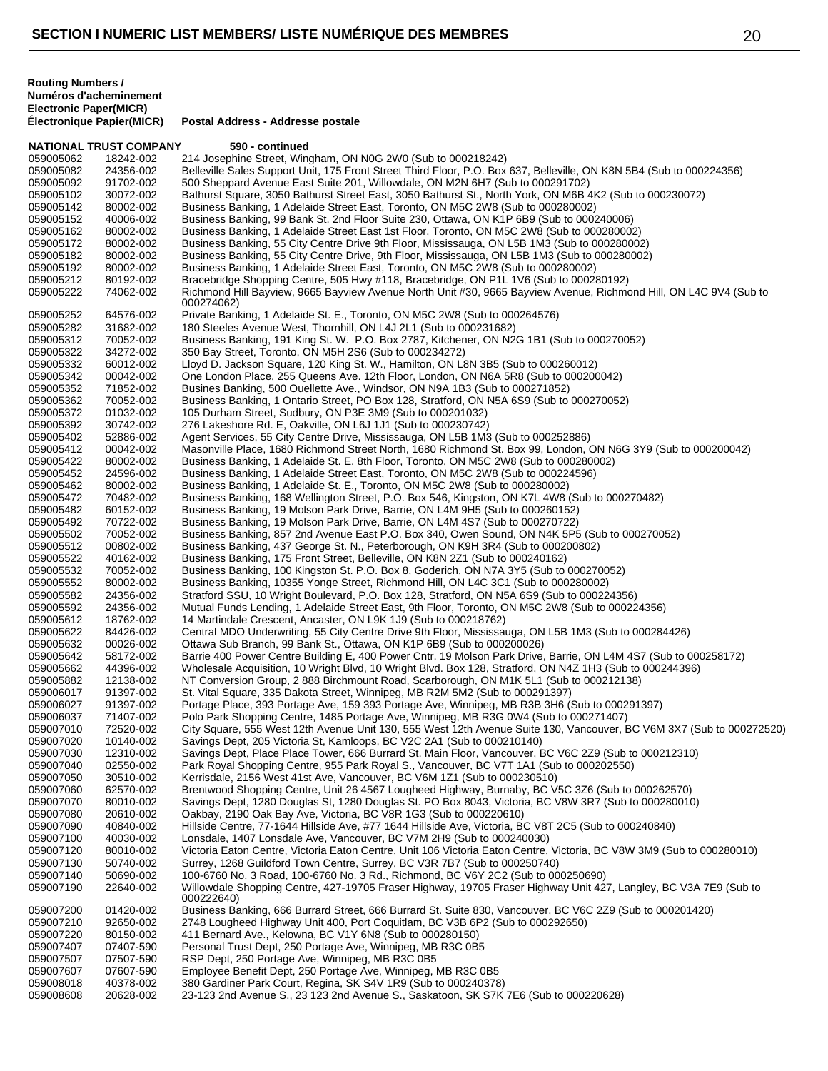**Routing Numbers / Numéros d'acheminement Electronic Paper(MICR) Électronique Papier(MICR)** **Postal Address - Addresse postale**

**NATIONAL TRUST COMPANY 590 - continued**

| | | |
|---|---|---|
| 059005062 | 18242-002 | 214 Josephine Street, Wingham, ON N0G 2W0 (Sub to 000218242) |
| 059005082 | 24356-002 | Belleville Sales Support Unit, 175 Front Street Third Floor, P.O. Box 637, Belleville, ON K8N 5B4 (Sub to 000224356) |
| 059005092 | 91702-002 | 500 Sheppard Avenue East Suite 201, Willowdale, ON M2N 6H7 (Sub to 000291702) |
| 059005102 | 30072-002 | Bathurst Square, 3050 Bathurst Street East, 3050 Bathurst St., North York, ON M6B 4K2 (Sub to 000230072) |
| 059005142 | 80002-002 | Business Banking, 1 Adelaide Street East, Toronto, ON M5C 2W8 (Sub to 000280002) |
| 059005152 | 40006-002 | Business Banking, 99 Bank St. 2nd Floor Suite 230, Ottawa, ON K1P 6B9 (Sub to 000240006) |
| 059005162 | 80002-002 | Business Banking, 1 Adelaide Street East 1st Floor, Toronto, ON M5C 2W8 (Sub to 000280002) |
| 059005172 | 80002-002 | Business Banking, 55 City Centre Drive 9th Floor, Mississauga, ON L5B 1M3 (Sub to 000280002) |
| 059005182 | 80002-002 | Business Banking, 55 City Centre Drive, 9th Floor, Mississauga, ON L5B 1M3 (Sub to 000280002) |
| 059005192 | 80002-002 | Business Banking, 1 Adelaide Street East, Toronto, ON M5C 2W8 (Sub to 000280002) |
| 059005212 | 80192-002 | Bracebridge Shopping Centre, 505 Hwy #118, Bracebridge, ON P1L 1V6 (Sub to 000280192) |
| 059005222 | 74062-002 | Richmond Hill Bayview, 9665 Bayview Avenue North Unit #30, 9665 Bayview Avenue, Richmond Hill, ON L4C 9V4 (Sub to 000274062) |
| 059005252 | 64576-002 | Private Banking, 1 Adelaide St. E., Toronto, ON M5C 2W8 (Sub to 000264576) |
| 059005282 | 31682-002 | 180 Steeles Avenue West, Thornhill, ON L4J 2L1 (Sub to 000231682) |
| 059005312 | 70052-002 | Business Banking, 191 King St. W. P.O. Box 2787, Kitchener, ON N2G 1B1 (Sub to 000270052) |
| 059005322 | 34272-002 | 350 Bay Street, Toronto, ON M5H 2S6 (Sub to 000234272) |
| 059005332 | 60012-002 | Lloyd D. Jackson Square, 120 King St. W., Hamilton, ON L8N 3B5 (Sub to 000260012) |
| 059005342 | 00042-002 | One London Place, 255 Queens Ave. 12th Floor, London, ON N6A 5R8 (Sub to 000200042) |
| 059005352 | 71852-002 | Busines Banking, 500 Ouellette Ave., Windsor, ON N9A 1B3 (Sub to 000271852) |
| 059005362 | 70052-002 | Business Banking, 1 Ontario Street, PO Box 128, Stratford, ON N5A 6S9 (Sub to 000270052) |
| 059005372 | 01032-002 | 105 Durham Street, Sudbury, ON P3E 3M9 (Sub to 000201032) |
| 059005392 | 30742-002 | 276 Lakeshore Rd. E, Oakville, ON L6J 1J1 (Sub to 000230742) |
| 059005402 | 52886-002 | Agent Services, 55 City Centre Drive, Mississauga, ON L5B 1M3 (Sub to 000252886) |
| 059005412 | 00042-002 | Masonville Place, 1680 Richmond Street North, 1680 Richmond St. Box 99, London, ON N6G 3Y9 (Sub to 000200042) |
| 059005422 | 80002-002 | Business Banking, 1 Adelaide St. E. 8th Floor, Toronto, ON M5C 2W8 (Sub to 000280002) |
| 059005452 | 24596-002 | Business Banking, 1 Adelaide Street East, Toronto, ON M5C 2W8 (Sub to 000224596) |
| 059005462 | 80002-002 | Business Banking, 1 Adelaide St. E., Toronto, ON M5C 2W8 (Sub to 000280002) |
| 059005472 | 70482-002 | Business Banking, 168 Wellington Street, P.O. Box 546, Kingston, ON K7L 4W8 (Sub to 000270482) |
| 059005482 | 60152-002 | Business Banking, 19 Molson Park Drive, Barrie, ON L4M 9H5 (Sub to 000260152) |
| 059005492 | 70722-002 | Business Banking, 19 Molson Park Drive, Barrie, ON L4M 4S7 (Sub to 000270722) |
| 059005502 | 70052-002 | Business Banking, 857 2nd Avenue East P.O. Box 340, Owen Sound, ON N4K 5P5 (Sub to 000270052) |
| 059005512 | 00802-002 | Business Banking, 437 George St. N., Peterborough, ON K9H 3R4 (Sub to 000200802) |
| 059005522 | 40162-002 | Business Banking, 175 Front Street, Belleville, ON K8N 2Z1 (Sub to 000240162) |
| 059005532 | 70052-002 | Business Banking, 100 Kingston St. P.O. Box 8, Goderich, ON N7A 3Y5 (Sub to 000270052) |
| 059005552 | 80002-002 | Business Banking, 10355 Yonge Street, Richmond Hill, ON L4C 3C1 (Sub to 000280002) |
| 059005582 | 24356-002 | Stratford SSU, 10 Wright Boulevard, P.O. Box 128, Stratford, ON N5A 6S9 (Sub to 000224356) |
| 059005592 | 24356-002 | Mutual Funds Lending, 1 Adelaide Street East, 9th Floor, Toronto, ON M5C 2W8 (Sub to 000224356) |
| 059005612 | 18762-002 | 14 Martindale Crescent, Ancaster, ON L9K 1J9 (Sub to 000218762) |
| 059005622 | 84426-002 | Central MDO Underwriting, 55 City Centre Drive 9th Floor, Mississauga, ON L5B 1M3 (Sub to 000284426) |
| 059005632 | 00026-002 | Ottawa Sub Branch, 99 Bank St., Ottawa, ON K1P 6B9 (Sub to 000200026) |
| 059005642 | 58172-002 | Barrie 400 Power Centre Building E, 400 Power Cntr. 19 Molson Park Drive, Barrie, ON L4M 4S7 (Sub to 000258172) |
| 059005662 | 44396-002 | Wholesale Acquisition, 10 Wright Blvd, 10 Wright Blvd. Box 128, Stratford, ON N4Z 1H3 (Sub to 000244396) |
| 059005882 | 12138-002 | NT Conversion Group, 2 888 Birchmount Road, Scarborough, ON M1K 5L1 (Sub to 000212138) |
| 059006017 | 91397-002 | St. Vital Square, 335 Dakota Street, Winnipeg, MB R2M 5M2 (Sub to 000291397) |
| 059006027 | 91397-002 | Portage Place, 393 Portage Ave, 159 393 Portage Ave, Winnipeg, MB R3B 3H6 (Sub to 000291397) |
| 059006037 | 71407-002 | Polo Park Shopping Centre, 1485 Portage Ave, Winnipeg, MB R3G 0W4 (Sub to 000271407) |
| 059007010 | 72520-002 | City Square, 555 West 12th Avenue Unit 130, 555 West 12th Avenue Suite 130, Vancouver, BC V6M 3X7 (Sub to 000272520) |
| 059007020 | 10140-002 | Savings Dept, 205 Victoria St, Kamloops, BC V2C 2A1 (Sub to 000210140) |
| 059007030 | 12310-002 | Savings Dept, Place Place Tower, 666 Burrard St. Main Floor, Vancouver, BC V6C 2Z9 (Sub to 000212310) |
| 059007040 | 02550-002 | Park Royal Shopping Centre, 955 Park Royal S., Vancouver, BC V7T 1A1 (Sub to 000202550) |
| 059007050 | 30510-002 | Kerrisdale, 2156 West 41st Ave, Vancouver, BC V6M 1Z1 (Sub to 000230510) |
| 059007060 | 62570-002 | Brentwood Shopping Centre, Unit 26 4567 Lougheed Highway, Burnaby, BC V5C 3Z6 (Sub to 000262570) |
| 059007070 | 80010-002 | Savings Dept, 1280 Douglas St, 1280 Douglas St. PO Box 8043, Victoria, BC V8W 3R7 (Sub to 000280010) |
| 059007080 | 20610-002 | Oakbay, 2190 Oak Bay Ave, Victoria, BC V8R 1G3 (Sub to 000220610) |
| 059007090 | 40840-002 | Hillside Centre, 77-1644 Hillside Ave, #77 1644 Hillside Ave, Victoria, BC V8T 2C5 (Sub to 000240840) |
| 059007100 | 40030-002 | Lonsdale, 1407 Lonsdale Ave, Vancouver, BC V7M 2H9 (Sub to 000240030) |
| 059007120 | 80010-002 | Victoria Eaton Centre, Victoria Eaton Centre, Unit 106 Victoria Eaton Centre, Victoria, BC V8W 3M9 (Sub to 000280010) |
| 059007130 | 50740-002 | Surrey, 1268 Guildford Town Centre, Surrey, BC V3R 7B7 (Sub to 000250740) |
| 059007140 | 50690-002 | 100-6760 No. 3 Road, 100-6760 No. 3 Rd., Richmond, BC V6Y 2C2 (Sub to 000250690) |
| 059007190 | 22640-002 | Willowdale Shopping Centre, 427-19705 Fraser Highway, 19705 Fraser Highway Unit 427, Langley, BC V3A 7E9 (Sub to 000222640) |
| 059007200 | 01420-002 | Business Banking, 666 Burrard Street, 666 Burrard St. Suite 830, Vancouver, BC V6C 2Z9 (Sub to 000201420) |
| 059007210 | 92650-002 | 2748 Lougheed Highway Unit 400, Port Coquitlam, BC V3B 6P2 (Sub to 000292650) |
| 059007220 | 80150-002 | 411 Bernard Ave., Kelowna, BC V1Y 6N8 (Sub to 000280150) |
| 059007407 | 07407-590 | Personal Trust Dept, 250 Portage Ave, Winnipeg, MB R3C 0B5 |
| 059007507 | 07507-590 | RSP Dept, 250 Portage Ave, Winnipeg, MB R3C 0B5 |
| 059007607 | 07607-590 | Employee Benefit Dept, 250 Portage Ave, Winnipeg, MB R3C 0B5 |
| 059008018 | 40378-002 | 380 Gardiner Park Court, Regina, SK S4V 1R9 (Sub to 000240378) |
| 059008608 | 20628-002 | 23-123 2nd Avenue S., 23 123 2nd Avenue S., Saskatoon, SK S7K 7E6 (Sub to 000220628) |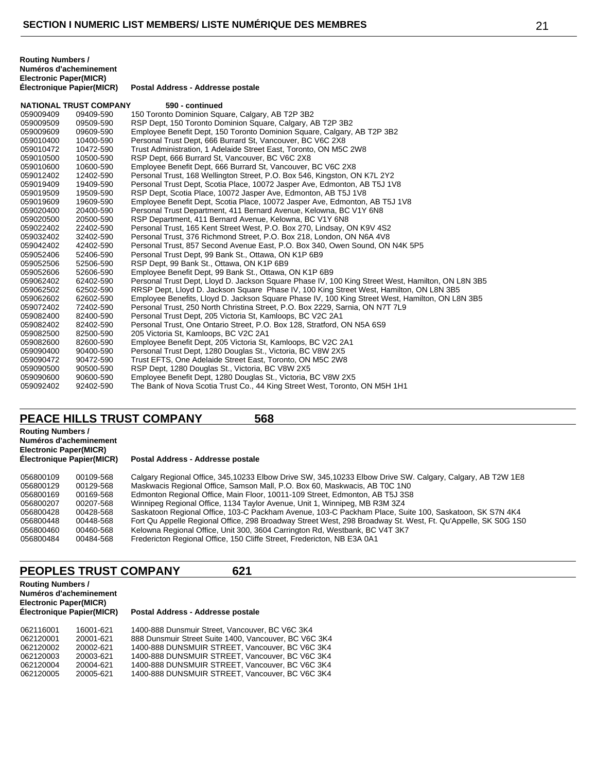| Routing Numbers / Numéros d'acheminement Electronic Paper(MICR) Électronique Papier(MICR) | | Postal Address - Addresse postale |
|---|---|---|
| **NATIONAL TRUST COMPANY** | | **590 - continued** |
| 059009409 | 09409-590 | 150 Toronto Dominion Square, Calgary, AB T2P 3B2 |
| 059009509 | 09509-590 | RSP Dept, 150 Toronto Dominion Square, Calgary, AB T2P 3B2 |
| 059009609 | 09609-590 | Employee Benefit Dept, 150 Toronto Dominion Square, Calgary, AB T2P 3B2 |
| 059010400 | 10400-590 | Personal Trust Dept, 666 Burrard St, Vancouver, BC V6C 2X8 |
| 059010472 | 10472-590 | Trust Administration, 1 Adelaide Street East, Toronto, ON M5C 2W8 |
| 059010500 | 10500-590 | RSP Dept, 666 Burrard St, Vancouver, BC V6C 2X8 |
| 059010600 | 10600-590 | Employee Benefit Dept, 666 Burrard St, Vancouver, BC V6C 2X8 |
| 059012402 | 12402-590 | Personal Trust, 168 Wellington Street, P.O. Box 546, Kingston, ON K7L 2Y2 |
| 059019409 | 19409-590 | Personal Trust Dept, Scotia Place, 10072 Jasper Ave, Edmonton, AB T5J 1V8 |
| 059019509 | 19509-590 | RSP Dept, Scotia Place, 10072 Jasper Ave, Edmonton, AB T5J 1V8 |
| 059019609 | 19609-590 | Employee Benefit Dept, Scotia Place, 10072 Jasper Ave, Edmonton, AB T5J 1V8 |
| 059020400 | 20400-590 | Personal Trust Department, 411 Bernard Avenue, Kelowna, BC V1Y 6N8 |
| 059020500 | 20500-590 | RSP Department, 411 Bernard Avenue, Kelowna, BC V1Y 6N8 |
| 059022402 | 22402-590 | Personal Trust, 165 Kent Street West, P.O. Box 270, Lindsay, ON K9V 4S2 |
| 059032402 | 32402-590 | Personal Trust, 376 Richmond Street, P.O. Box 218, London, ON N6A 4V8 |
| 059042402 | 42402-590 | Personal Trust, 857 Second Avenue East, P.O. Box 340, Owen Sound, ON N4K 5P5 |
| 059052406 | 52406-590 | Personal Trust Dept, 99 Bank St., Ottawa, ON K1P 6B9 |
| 059052506 | 52506-590 | RSP Dept, 99 Bank St., Ottawa, ON K1P 6B9 |
| 059052606 | 52606-590 | Employee Benefit Dept, 99 Bank St., Ottawa, ON K1P 6B9 |
| 059062402 | 62402-590 | Personal Trust Dept, Lloyd D. Jackson Square Phase IV, 100 King Street West, Hamilton, ON L8N 3B5 |
| 059062502 | 62502-590 | RRSP Dept, Lloyd D. Jackson Square Phase IV, 100 King Street West, Hamilton, ON L8N 3B5 |
| 059062602 | 62602-590 | Employee Benefits, Lloyd D. Jackson Square Phase IV, 100 King Street West, Hamilton, ON L8N 3B5 |
| 059072402 | 72402-590 | Personal Trust, 250 North Christina Street, P.O. Box 2229, Sarnia, ON N7T 7L9 |
| 059082400 | 82400-590 | Personal Trust Dept, 205 Victoria St, Kamloops, BC V2C 2A1 |
| 059082402 | 82402-590 | Personal Trust, One Ontario Street, P.O. Box 128, Stratford, ON N5A 6S9 |
| 059082500 | 82500-590 | 205 Victoria St, Kamloops, BC V2C 2A1 |
| 059082600 | 82600-590 | Employee Benefit Dept, 205 Victoria St, Kamloops, BC V2C 2A1 |
| 059090400 | 90400-590 | Personal Trust Dept, 1280 Douglas St., Victoria, BC V8W 2X5 |
| 059090472 | 90472-590 | Trust EFTS, One Adelaide Street East, Toronto, ON M5C 2W8 |
| 059090500 | 90500-590 | RSP Dept, 1280 Douglas St., Victoria, BC V8W 2X5 |
| 059090600 | 90600-590 | Employee Benefit Dept, 1280 Douglas St., Victoria, BC V8W 2X5 |
| 059092402 | 92402-590 | The Bank of Nova Scotia Trust Co., 44 King Street West, Toronto, ON M5H 1H1 |

## PEACE HILLS TRUST COMPANY 568

| Routing Numbers / Numéros d'acheminement Electronic Paper(MICR) Électronique Papier(MICR) | | Postal Address - Addresse postale |
|---|---|---|
| 056800109 | 00109-568 | Calgary Regional Office, 345,10233 Elbow Drive SW, 345,10233 Elbow Drive SW. Calgary, Calgary, AB T2W 1E8 |
| 056800129 | 00129-568 | Maskwacis Regional Office, Samson Mall, P.O. Box 60, Maskwacis, AB T0C 1N0 |
| 056800169 | 00169-568 | Edmonton Regional Office, Main Floor, 10011-109 Street, Edmonton, AB T5J 3S8 |
| 056800207 | 00207-568 | Winnipeg Regional Office, 1134 Taylor Avenue, Unit 1, Winnipeg, MB R3M 3Z4 |
| 056800428 | 00428-568 | Saskatoon Regional Office, 103-C Packham Avenue, 103-C Packham Place, Suite 100, Saskatoon, SK S7N 4K4 |
| 056800448 | 00448-568 | Fort Qu Appelle Regional Office, 298 Broadway Street West, 298 Broadway St. West, Ft. Qu'Appelle, SK S0G 1S0 |
| 056800460 | 00460-568 | Kelowna Regional Office, Unit 300, 3604 Carrington Rd, Westbank, BC V4T 3K7 |
| 056800484 | 00484-568 | Fredericton Regional Office, 150 Cliffe Street, Fredericton, NB E3A 0A1 |

## PEOPLES TRUST COMPANY 621

| Routing Numbers / Numéros d'acheminement Electronic Paper(MICR) Électronique Papier(MICR) | | Postal Address - Addresse postale |
|---|---|---|
| 062116001 | 16001-621 | 1400-888 Dunsmuir Street, Vancouver, BC V6C 3K4 |
| 062120001 | 20001-621 | 888 Dunsmuir Street Suite 1400, Vancouver, BC V6C 3K4 |
| 062120002 | 20002-621 | 1400-888 DUNSMUIR STREET, Vancouver, BC V6C 3K4 |
| 062120003 | 20003-621 | 1400-888 DUNSMUIR STREET, Vancouver, BC V6C 3K4 |
| 062120004 | 20004-621 | 1400-888 DUNSMUIR STREET, Vancouver, BC V6C 3K4 |
| 062120005 | 20005-621 | 1400-888 DUNSMUIR STREET, Vancouver, BC V6C 3K4 |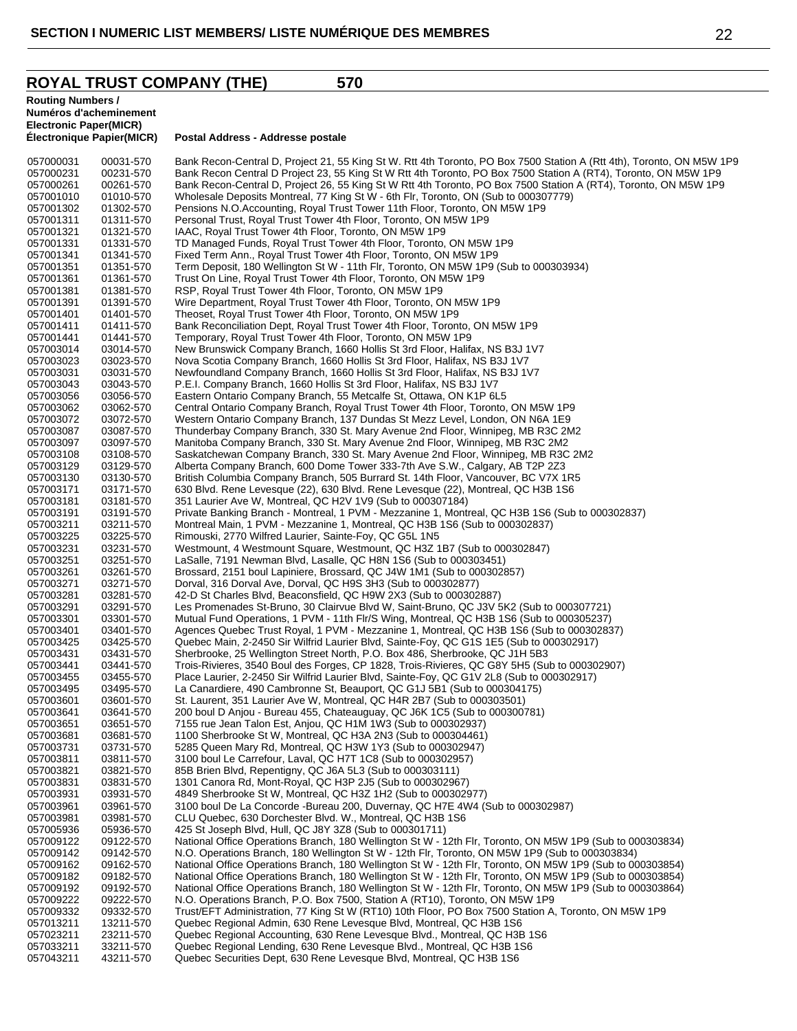## ROYAL TRUST COMPANY (THE) 570

| Routing Numbers / Numéros d'acheminement Electronic Paper(MICR) | Électronique Papier(MICR) | Postal Address - Addresse postale |
|---|---|---|
| 057000031 | 00031-570 | Bank Recon-Central D, Project 21, 55 King St W. Rtt 4th Toronto, PO Box 7500 Station A (Rtt 4th), Toronto, ON M5W 1P9 |
| 057000231 | 00231-570 | Bank Recon Central D Project 23, 55 King St W Rtt 4th Toronto, PO Box 7500 Station A (RT4), Toronto, ON M5W 1P9 |
| 057000261 | 00261-570 | Bank Recon-Central D, Project 26, 55 King St W Rtt 4th Toronto, PO Box 7500 Station A (RT4), Toronto, ON M5W 1P9 |
| 057001010 | 01010-570 | Wholesale Deposits Montreal, 77 King St W - 6th Flr, Toronto, ON (Sub to 000307779) |
| 057001302 | 01302-570 | Pensions N.O.Accounting, Royal Trust Tower 11th Floor, Toronto, ON M5W 1P9 |
| 057001311 | 01311-570 | Personal Trust, Royal Trust Tower 4th Floor, Toronto, ON M5W 1P9 |
| 057001321 | 01321-570 | IAAC, Royal Trust Tower 4th Floor, Toronto, ON M5W 1P9 |
| 057001331 | 01331-570 | TD Managed Funds, Royal Trust Tower 4th Floor, Toronto, ON M5W 1P9 |
| 057001341 | 01341-570 | Fixed Term Ann., Royal Trust Tower 4th Floor, Toronto, ON M5W 1P9 |
| 057001351 | 01351-570 | Term Deposit, 180 Wellington St W - 11th Flr, Toronto, ON M5W 1P9 (Sub to 000303934) |
| 057001361 | 01361-570 | Trust On Line, Royal Trust Tower 4th Floor, Toronto, ON M5W 1P9 |
| 057001381 | 01381-570 | RSP, Royal Trust Tower 4th Floor, Toronto, ON M5W 1P9 |
| 057001391 | 01391-570 | Wire Department, Royal Trust Tower 4th Floor, Toronto, ON M5W 1P9 |
| 057001401 | 01401-570 | Theoset, Royal Trust Tower 4th Floor, Toronto, ON M5W 1P9 |
| 057001411 | 01411-570 | Bank Reconciliation Dept, Royal Trust Tower 4th Floor, Toronto, ON M5W 1P9 |
| 057001441 | 01441-570 | Temporary, Royal Trust Tower 4th Floor, Toronto, ON M5W 1P9 |
| 057003014 | 03014-570 | New Brunswick Company Branch, 1660 Hollis St 3rd Floor, Halifax, NS B3J 1V7 |
| 057003023 | 03023-570 | Nova Scotia Company Branch, 1660 Hollis St 3rd Floor, Halifax, NS B3J 1V7 |
| 057003031 | 03031-570 | Newfoundland Company Branch, 1660 Hollis St 3rd Floor, Halifax, NS B3J 1V7 |
| 057003043 | 03043-570 | P.E.I. Company Branch, 1660 Hollis St 3rd Floor, Halifax, NS B3J 1V7 |
| 057003056 | 03056-570 | Eastern Ontario Company Branch, 55 Metcalfe St, Ottawa, ON K1P 6L5 |
| 057003062 | 03062-570 | Central Ontario Company Branch, Royal Trust Tower 4th Floor, Toronto, ON M5W 1P9 |
| 057003072 | 03072-570 | Western Ontario Company Branch, 137 Dundas St Mezz Level, London, ON N6A 1E9 |
| 057003087 | 03087-570 | Thunderbay Company Branch, 330 St. Mary Avenue 2nd Floor, Winnipeg, MB R3C 2M2 |
| 057003097 | 03097-570 | Manitoba Company Branch, 330 St. Mary Avenue 2nd Floor, Winnipeg, MB R3C 2M2 |
| 057003108 | 03108-570 | Saskatchewan Company Branch, 330 St. Mary Avenue 2nd Floor, Winnipeg, MB R3C 2M2 |
| 057003129 | 03129-570 | Alberta Company Branch, 600 Dome Tower 333-7th Ave S.W., Calgary, AB T2P 2Z3 |
| 057003130 | 03130-570 | British Columbia Company Branch, 505 Burrard St. 14th Floor, Vancouver, BC V7X 1R5 |
| 057003171 | 03171-570 | 630 Blvd. Rene Levesque (22), 630 Blvd. Rene Levesque (22), Montreal, QC H3B 1S6 |
| 057003181 | 03181-570 | 351 Laurier Ave W, Montreal, QC H2V 1V9 (Sub to 000307184) |
| 057003191 | 03191-570 | Private Banking Branch - Montreal, 1 PVM - Mezzanine 1, Montreal, QC H3B 1S6 (Sub to 000302837) |
| 057003211 | 03211-570 | Montreal Main, 1 PVM - Mezzanine 1, Montreal, QC H3B 1S6 (Sub to 000302837) |
| 057003225 | 03225-570 | Rimouski, 2770 Wilfred Laurier, Sainte-Foy, QC G5L 1N5 |
| 057003231 | 03231-570 | Westmount, 4 Westmount Square, Westmount, QC H3Z 1B7 (Sub to 000302847) |
| 057003251 | 03251-570 | LaSalle, 7191 Newman Blvd, Lasalle, QC H8N 1S6 (Sub to 000303451) |
| 057003261 | 03261-570 | Brossard, 2151 boul Lapiniere, Brossard, QC J4W 1M1 (Sub to 000302857) |
| 057003271 | 03271-570 | Dorval, 316 Dorval Ave, Dorval, QC H9S 3H3 (Sub to 000302877) |
| 057003281 | 03281-570 | 42-D St Charles Blvd, Beaconsfield, QC H9W 2X3 (Sub to 000302887) |
| 057003291 | 03291-570 | Les Promenades St-Bruno, 30 Clairvue Blvd W, Saint-Bruno, QC J3V 5K2 (Sub to 000307721) |
| 057003301 | 03301-570 | Mutual Fund Operations, 1 PVM - 11th Flr/S Wing, Montreal, QC H3B 1S6 (Sub to 000305237) |
| 057003401 | 03401-570 | Agences Quebec Trust Royal, 1 PVM - Mezzanine 1, Montreal, QC H3B 1S6 (Sub to 000302837) |
| 057003425 | 03425-570 | Quebec Main, 2-2450 Sir Wilfrid Laurier Blvd, Sainte-Foy, QC G1S 1E5 (Sub to 000302917) |
| 057003431 | 03431-570 | Sherbrooke, 25 Wellington Street North, P.O. Box 486, Sherbrooke, QC J1H 5B3 |
| 057003441 | 03441-570 | Trois-Rivieres, 3540 Boul des Forges, CP 1828, Trois-Rivieres, QC G8Y 5H5 (Sub to 000302907) |
| 057003455 | 03455-570 | Place Laurier, 2-2450 Sir Wilfrid Laurier Blvd, Sainte-Foy, QC G1V 2L8 (Sub to 000302917) |
| 057003495 | 03495-570 | La Canardiere, 490 Cambronne St, Beauport, QC G1J 5B1 (Sub to 000304175) |
| 057003601 | 03601-570 | St. Laurent, 351 Laurier Ave W, Montreal, QC H4R 2B7 (Sub to 000303501) |
| 057003641 | 03641-570 | 200 boul D Anjou - Bureau 455, Chateauguay, QC J6K 1C5 (Sub to 000300781) |
| 057003651 | 03651-570 | 7155 rue Jean Talon Est, Anjou, QC H1M 1W3 (Sub to 000302937) |
| 057003681 | 03681-570 | 1100 Sherbrooke St W, Montreal, QC H3A 2N3 (Sub to 000304461) |
| 057003731 | 03731-570 | 5285 Queen Mary Rd, Montreal, QC H3W 1Y3 (Sub to 000302947) |
| 057003811 | 03811-570 | 3100 boul Le Carrefour, Laval, QC H7T 1C8 (Sub to 000302957) |
| 057003821 | 03821-570 | 85B Brien Blvd, Repentigny, QC J6A 5L3 (Sub to 000303111) |
| 057003831 | 03831-570 | 1301 Canora Rd, Mont-Royal, QC H3P 2J5 (Sub to 000302967) |
| 057003931 | 03931-570 | 4849 Sherbrooke St W, Montreal, QC H3Z 1H2 (Sub to 000302977) |
| 057003961 | 03961-570 | 3100 boul De La Concorde -Bureau 200, Duvernay, QC H7E 4W4 (Sub to 000302987) |
| 057003981 | 03981-570 | CLU Quebec, 630 Dorchester Blvd. W., Montreal, QC H3B 1S6 |
| 057005936 | 05936-570 | 425 St Joseph Blvd, Hull, QC J8Y 3Z8 (Sub to 000301711) |
| 057009122 | 09122-570 | National Office Operations Branch, 180 Wellington St W - 12th Flr, Toronto, ON M5W 1P9 (Sub to 000303834) |
| 057009142 | 09142-570 | N.O. Operations Branch, 180 Wellington St W - 12th Flr, Toronto, ON M5W 1P9 (Sub to 000303834) |
| 057009162 | 09162-570 | National Office Operations Branch, 180 Wellington St W - 12th Flr, Toronto, ON M5W 1P9 (Sub to 000303854) |
| 057009182 | 09182-570 | National Office Operations Branch, 180 Wellington St W - 12th Flr, Toronto, ON M5W 1P9 (Sub to 000303854) |
| 057009192 | 09192-570 | National Office Operations Branch, 180 Wellington St W - 12th Flr, Toronto, ON M5W 1P9 (Sub to 000303864) |
| 057009222 | 09222-570 | N.O. Operations Branch, P.O. Box 7500, Station A (RT10), Toronto, ON M5W 1P9 |
| 057009332 | 09332-570 | Trust/EFT Administration, 77 King St W (RT10) 10th Floor, PO Box 7500 Station A, Toronto, ON M5W 1P9 |
| 057013211 | 13211-570 | Quebec Regional Admin, 630 Rene Levesque Blvd, Montreal, QC H3B 1S6 |
| 057023211 | 23211-570 | Quebec Regional Accounting, 630 Rene Levesque Blvd., Montreal, QC H3B 1S6 |
| 057033211 | 33211-570 | Quebec Regional Lending, 630 Rene Levesque Blvd., Montreal, QC H3B 1S6 |
| 057043211 | 43211-570 | Quebec Securities Dept, 630 Rene Levesque Blvd, Montreal, QC H3B 1S6 |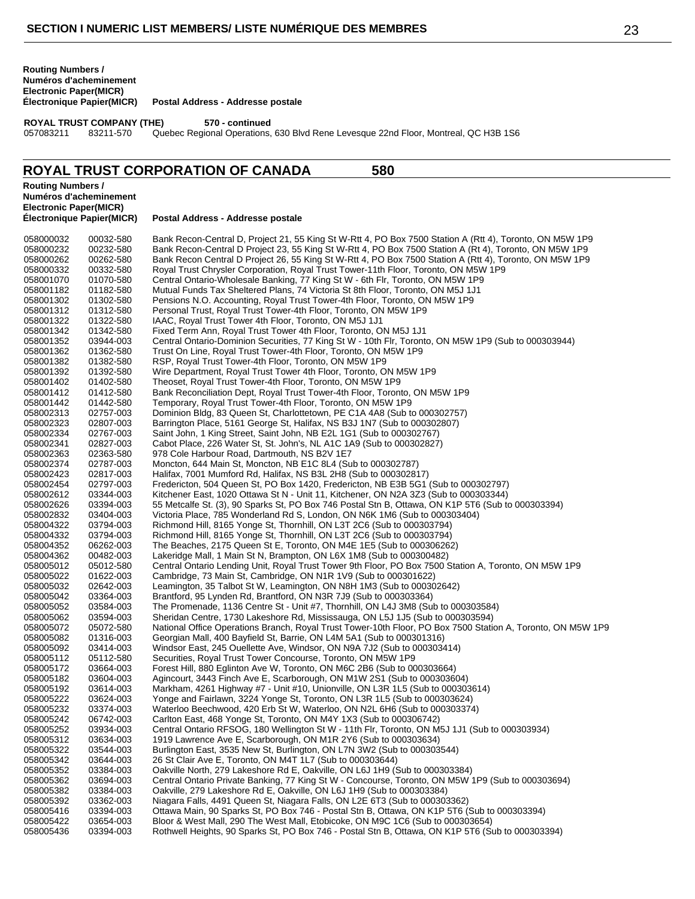**Routing Numbers / Numéros d'acheminement**

| Electronic Paper(MICR) | Électronique Papier(MICR) | Postal Address - Addresse postale |
|---|---|---|
| **ROYAL TRUST COMPANY (THE)** | | **570 - continued** |
| 057083211 | 83211-570 | Quebec Regional Operations, 630 Blvd Rene Levesque 22nd Floor, Montreal, QC H3B 1S6 |

## ROYAL TRUST CORPORATION OF CANADA 580

**Routing Numbers / Numéros d'acheminement**

| Electronic Paper(MICR) | Électronique Papier(MICR) | Postal Address - Addresse postale |
|---|---|---|
| 058000032 | 00032-580 | Bank Recon-Central D, Project 21, 55 King St W-Rtt 4, PO Box 7500 Station A (Rtt 4), Toronto, ON M5W 1P9 |
| 058000232 | 00232-580 | Bank Recon-Central D Project 23, 55 King St W-Rtt 4, PO Box 7500 Station A (Rt 4), Toronto, ON M5W 1P9 |
| 058000262 | 00262-580 | Bank Recon Central D Project 26, 55 King St W-Rtt 4, PO Box 7500 Station A (Rtt 4), Toronto, ON M5W 1P9 |
| 058000332 | 00332-580 | Royal Trust Chrysler Corporation, Royal Trust Tower-11th Floor, Toronto, ON M5W 1P9 |
| 058001070 | 01070-580 | Central Ontario-Wholesale Banking, 77 King St W - 6th Flr, Toronto, ON M5W 1P9 |
| 058001182 | 01182-580 | Mutual Funds Tax Sheltered Plans, 74 Victoria St 8th Floor, Toronto, ON M5J 1J1 |
| 058001302 | 01302-580 | Pensions N.O. Accounting, Royal Trust Tower-4th Floor, Toronto, ON M5W 1P9 |
| 058001312 | 01312-580 | Personal Trust, Royal Trust Tower-4th Floor, Toronto, ON M5W 1P9 |
| 058001322 | 01322-580 | IAAC, Royal Trust Tower 4th Floor, Toronto, ON M5J 1J1 |
| 058001342 | 01342-580 | Fixed Term Ann, Royal Trust Tower 4th Floor, Toronto, ON M5J 1J1 |
| 058001352 | 03944-003 | Central Ontario-Dominion Securities, 77 King St W - 10th Flr, Toronto, ON M5W 1P9 (Sub to 000303944) |
| 058001362 | 01362-580 | Trust On Line, Royal Trust Tower-4th Floor, Toronto, ON M5W 1P9 |
| 058001382 | 01382-580 | RSP, Royal Trust Tower-4th Floor, Toronto, ON M5W 1P9 |
| 058001392 | 01392-580 | Wire Department, Royal Trust Tower 4th Floor, Toronto, ON M5W 1P9 |
| 058001402 | 01402-580 | Theoset, Royal Trust Tower-4th Floor, Toronto, ON M5W 1P9 |
| 058001412 | 01412-580 | Bank Reconciliation Dept, Royal Trust Tower-4th Floor, Toronto, ON M5W 1P9 |
| 058001442 | 01442-580 | Temporary, Royal Trust Tower-4th Floor, Toronto, ON M5W 1P9 |
| 058002313 | 02757-003 | Dominion Bldg, 83 Queen St, Charlottetown, PE C1A 4A8 (Sub to 000302757) |
| 058002323 | 02807-003 | Barrington Place, 5161 George St, Halifax, NS B3J 1N7 (Sub to 000302807) |
| 058002334 | 02767-003 | Saint John, 1 King Street, Saint John, NB E2L 1G1 (Sub to 000302767) |
| 058002341 | 02827-003 | Cabot Place, 226 Water St, St. John's, NL A1C 1A9 (Sub to 000302827) |
| 058002363 | 02363-580 | 978 Cole Harbour Road, Dartmouth, NS B2V 1E7 |
| 058002374 | 02787-003 | Moncton, 644 Main St, Moncton, NB E1C 8L4 (Sub to 000302787) |
| 058002423 | 02817-003 | Halifax, 7001 Mumford Rd, Halifax, NS B3L 2H8 (Sub to 000302817) |
| 058002454 | 02797-003 | Fredericton, 504 Queen St, PO Box 1420, Fredericton, NB E3B 5G1 (Sub to 000302797) |
| 058002612 | 03344-003 | Kitchener East, 1020 Ottawa St N - Unit 11, Kitchener, ON N2A 3Z3 (Sub to 000303344) |
| 058002626 | 03394-003 | 55 Metcalfe St. (3), 90 Sparks St, PO Box 746 Postal Stn B, Ottawa, ON K1P 5T6 (Sub to 000303394) |
| 058002832 | 03404-003 | Victoria Place, 785 Wonderland Rd S, London, ON N6K 1M6 (Sub to 000303404) |
| 058004322 | 03794-003 | Richmond Hill, 8165 Yonge St, Thornhill, ON L3T 2C6 (Sub to 000303794) |
| 058004332 | 03794-003 | Richmond Hill, 8165 Yonge St, Thornhill, ON L3T 2C6 (Sub to 000303794) |
| 058004352 | 06262-003 | The Beaches, 2175 Queen St E, Toronto, ON M4E 1E5 (Sub to 000306262) |
| 058004362 | 00482-003 | Lakeridge Mall, 1 Main St N, Brampton, ON L6X 1M8 (Sub to 000300482) |
| 058005012 | 05012-580 | Central Ontario Lending Unit, Royal Trust Tower 9th Floor, PO Box 7500 Station A, Toronto, ON M5W 1P9 |
| 058005022 | 01622-003 | Cambridge, 73 Main St, Cambridge, ON N1R 1V9 (Sub to 000301622) |
| 058005032 | 02642-003 | Leamington, 35 Talbot St W, Leamington, ON N8H 1M3 (Sub to 000302642) |
| 058005042 | 03364-003 | Brantford, 95 Lynden Rd, Brantford, ON N3R 7J9 (Sub to 000303364) |
| 058005052 | 03584-003 | The Promenade, 1136 Centre St - Unit #7, Thornhill, ON L4J 3M8 (Sub to 000303584) |
| 058005062 | 03594-003 | Sheridan Centre, 1730 Lakeshore Rd, Mississauga, ON L5J 1J5 (Sub to 000303594) |
| 058005072 | 05072-580 | National Office Operations Branch, Royal Trust Tower-10th Floor, PO Box 7500 Station A, Toronto, ON M5W 1P9 |
| 058005082 | 01316-003 | Georgian Mall, 400 Bayfield St, Barrie, ON L4M 5A1 (Sub to 000301316) |
| 058005092 | 03414-003 | Windsor East, 245 Ouellette Ave, Windsor, ON N9A 7J2 (Sub to 000303414) |
| 058005112 | 05112-580 | Securities, Royal Trust Tower Concourse, Toronto, ON M5W 1P9 |
| 058005172 | 03664-003 | Forest Hill, 880 Eglinton Ave W, Toronto, ON M6C 2B6 (Sub to 000303664) |
| 058005182 | 03604-003 | Agincourt, 3443 Finch Ave E, Scarborough, ON M1W 2S1 (Sub to 000303604) |
| 058005192 | 03614-003 | Markham, 4261 Highway #7 - Unit #10, Unionville, ON L3R 1L5 (Sub to 000303614) |
| 058005222 | 03624-003 | Yonge and Fairlawn, 3224 Yonge St, Toronto, ON L3R 1L5 (Sub to 000303624) |
| 058005232 | 03374-003 | Waterloo Beechwood, 420 Erb St W, Waterloo, ON N2L 6H6 (Sub to 000303374) |
| 058005242 | 06742-003 | Carlton East, 468 Yonge St, Toronto, ON M4Y 1X3 (Sub to 000306742) |
| 058005252 | 03934-003 | Central Ontario RFSOG, 180 Wellington St W - 11th Flr, Toronto, ON M5J 1J1 (Sub to 000303934) |
| 058005312 | 03634-003 | 1919 Lawrence Ave E, Scarborough, ON M1R 2Y6 (Sub to 000303634) |
| 058005322 | 03544-003 | Burlington East, 3535 New St, Burlington, ON L7N 3W2 (Sub to 000303544) |
| 058005342 | 03644-003 | 26 St Clair Ave E, Toronto, ON M4T 1L7 (Sub to 000303644) |
| 058005352 | 03384-003 | Oakville North, 279 Lakeshore Rd E, Oakville, ON L6J 1H9 (Sub to 000303384) |
| 058005362 | 03694-003 | Central Ontario Private Banking, 77 King St W - Concourse, Toronto, ON M5W 1P9 (Sub to 000303694) |
| 058005382 | 03384-003 | Oakville, 279 Lakeshore Rd E, Oakville, ON L6J 1H9 (Sub to 000303384) |
| 058005392 | 03362-003 | Niagara Falls, 4491 Queen St, Niagara Falls, ON L2E 6T3 (Sub to 000303362) |
| 058005416 | 03394-003 | Ottawa Main, 90 Sparks St, PO Box 746 - Postal Stn B, Ottawa, ON K1P 5T6 (Sub to 000303394) |
| 058005422 | 03654-003 | Bloor & West Mall, 290 The West Mall, Etobicoke, ON M9C 1C6 (Sub to 000303654) |
| 058005436 | 03394-003 | Rothwell Heights, 90 Sparks St, PO Box 746 - Postal Stn B, Ottawa, ON K1P 5T6 (Sub to 000303394) |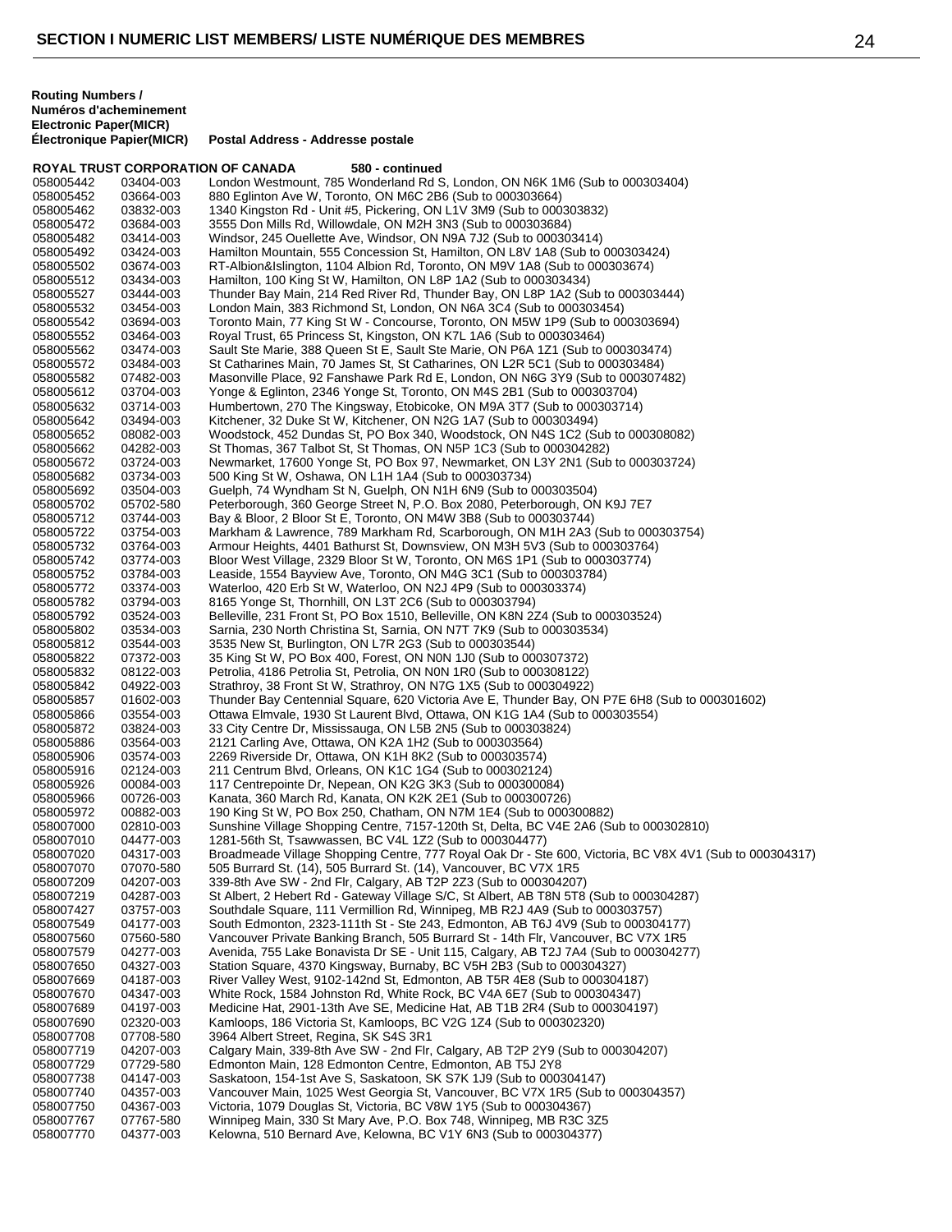**Routing Numbers / Numéros d'acheminement**

| Electronic Paper(MICR) | Électronique Papier(MICR) | Postal Address - Addresse postale |
|---|---|---|
| **ROYAL TRUST CORPORATION OF CANADA** | | **580 - continued** |
| 058005442 | 03404-003 | London Westmount, 785 Wonderland Rd S, London, ON N6K 1M6 (Sub to 000303404) |
| 058005452 | 03664-003 | 880 Eglinton Ave W, Toronto, ON M6C 2B6 (Sub to 000303664) |
| 058005462 | 03832-003 | 1340 Kingston Rd - Unit #5, Pickering, ON L1V 3M9 (Sub to 000303832) |
| 058005472 | 03684-003 | 3555 Don Mills Rd, Willowdale, ON M2H 3N3 (Sub to 000303684) |
| 058005482 | 03414-003 | Windsor, 245 Ouellette Ave, Windsor, ON N9A 7J2 (Sub to 000303414) |
| 058005492 | 03424-003 | Hamilton Mountain, 555 Concession St, Hamilton, ON L8V 1A8 (Sub to 000303424) |
| 058005502 | 03674-003 | RT-Albion&Islington, 1104 Albion Rd, Toronto, ON M9V 1A8 (Sub to 000303674) |
| 058005512 | 03434-003 | Hamilton, 100 King St W, Hamilton, ON L8P 1A2 (Sub to 000303434) |
| 058005527 | 03444-003 | Thunder Bay Main, 214 Red River Rd, Thunder Bay, ON L8P 1A2 (Sub to 000303444) |
| 058005532 | 03454-003 | London Main, 383 Richmond St, London, ON N6A 3C4 (Sub to 000303454) |
| 058005542 | 03694-003 | Toronto Main, 77 King St W - Concourse, Toronto, ON M5W 1P9 (Sub to 000303694) |
| 058005552 | 03464-003 | Royal Trust, 65 Princess St, Kingston, ON K7L 1A6 (Sub to 000303464) |
| 058005562 | 03474-003 | Sault Ste Marie, 388 Queen St E, Sault Ste Marie, ON P6A 1Z1 (Sub to 000303474) |
| 058005572 | 03484-003 | St Catharines Main, 70 James St, St Catharines, ON L2R 5C1 (Sub to 000303484) |
| 058005582 | 07482-003 | Masonville Place, 92 Fanshawe Park Rd E, London, ON N6G 3Y9 (Sub to 000307482) |
| 058005612 | 03704-003 | Yonge & Eglinton, 2346 Yonge St, Toronto, ON M4S 2B1 (Sub to 000303704) |
| 058005632 | 03714-003 | Humbertown, 270 The Kingsway, Etobicoke, ON M9A 3T7 (Sub to 000303714) |
| 058005642 | 03494-003 | Kitchener, 32 Duke St W, Kitchener, ON N2G 1A7 (Sub to 000303494) |
| 058005652 | 08082-003 | Woodstock, 452 Dundas St, PO Box 340, Woodstock, ON N4S 1C2 (Sub to 000308082) |
| 058005662 | 04282-003 | St Thomas, 367 Talbot St, St Thomas, ON N5P 1C3 (Sub to 000304282) |
| 058005672 | 03724-003 | Newmarket, 17600 Yonge St, PO Box 97, Newmarket, ON L3Y 2N1 (Sub to 000303724) |
| 058005682 | 03734-003 | 500 King St W, Oshawa, ON L1H 1A4 (Sub to 000303734) |
| 058005692 | 03504-003 | Guelph, 74 Wyndham St N, Guelph, ON N1H 6N9 (Sub to 000303504) |
| 058005702 | 05702-580 | Peterborough, 360 George Street N, P.O. Box 2080, Peterborough, ON K9J 7E7 |
| 058005712 | 03744-003 | Bay & Bloor, 2 Bloor St E, Toronto, ON M4W 3B8 (Sub to 000303744) |
| 058005722 | 03754-003 | Markham & Lawrence, 789 Markham Rd, Scarborough, ON M1H 2A3 (Sub to 000303754) |
| 058005732 | 03764-003 | Armour Heights, 4401 Bathurst St, Downsview, ON M3H 5V3 (Sub to 000303764) |
| 058005742 | 03774-003 | Bloor West Village, 2329 Bloor St W, Toronto, ON M6S 1P1 (Sub to 000303774) |
| 058005752 | 03784-003 | Leaside, 1554 Bayview Ave, Toronto, ON M4G 3C1 (Sub to 000303784) |
| 058005772 | 03374-003 | Waterloo, 420 Erb St W, Waterloo, ON N2J 4P9 (Sub to 000303374) |
| 058005782 | 03794-003 | 8165 Yonge St, Thornhill, ON L3T 2C6 (Sub to 000303794) |
| 058005792 | 03524-003 | Belleville, 231 Front St, PO Box 1510, Belleville, ON K8N 2Z4 (Sub to 000303524) |
| 058005802 | 03534-003 | Sarnia, 230 North Christina St, Sarnia, ON N7T 7K9 (Sub to 000303534) |
| 058005812 | 03544-003 | 3535 New St, Burlington, ON L7R 2G3 (Sub to 000303544) |
| 058005822 | 07372-003 | 35 King St W, PO Box 400, Forest, ON N0N 1J0 (Sub to 000307372) |
| 058005832 | 08122-003 | Petrolia, 4186 Petrolia St, Petrolia, ON N0N 1R0 (Sub to 000308122) |
| 058005842 | 04922-003 | Strathroy, 38 Front St W, Strathroy, ON N7G 1X5 (Sub to 000304922) |
| 058005857 | 01602-003 | Thunder Bay Centennial Square, 620 Victoria Ave E, Thunder Bay, ON P7E 6H8 (Sub to 000301602) |
| 058005866 | 03554-003 | Ottawa Elmvale, 1930 St Laurent Blvd, Ottawa, ON K1G 1A4 (Sub to 000303554) |
| 058005872 | 03824-003 | 33 City Centre Dr, Mississauga, ON L5B 2N5 (Sub to 000303824) |
| 058005886 | 03564-003 | 2121 Carling Ave, Ottawa, ON K2A 1H2 (Sub to 000303564) |
| 058005906 | 03574-003 | 2269 Riverside Dr, Ottawa, ON K1H 8K2 (Sub to 000303574) |
| 058005916 | 02124-003 | 211 Centrum Blvd, Orleans, ON K1C 1G4 (Sub to 000302124) |
| 058005926 | 00084-003 | 117 Centrepointe Dr, Nepean, ON K2G 3K3 (Sub to 000300084) |
| 058005966 | 00726-003 | Kanata, 360 March Rd, Kanata, ON K2K 2E1 (Sub to 000300726) |
| 058005972 | 00882-003 | 190 King St W, PO Box 250, Chatham, ON N7M 1E4 (Sub to 000300882) |
| 058007000 | 02810-003 | Sunshine Village Shopping Centre, 7157-120th St, Delta, BC V4E 2A6 (Sub to 000302810) |
| 058007010 | 04477-003 | 1281-56th St, Tsawwassen, BC V4L 1Z2 (Sub to 000304477) |
| 058007020 | 04317-003 | Broadmeade Village Shopping Centre, 777 Royal Oak Dr - Ste 600, Victoria, BC V8X 4V1 (Sub to 000304317) |
| 058007070 | 07070-580 | 505 Burrard St. (14), 505 Burrard St. (14), Vancouver, BC V7X 1R5 |
| 058007209 | 04207-003 | 339-8th Ave SW - 2nd Flr, Calgary, AB T2P 2Z3 (Sub to 000304207) |
| 058007219 | 04287-003 | St Albert, 2 Hebert Rd - Gateway Village S/C, St Albert, AB T8N 5T8 (Sub to 000304287) |
| 058007427 | 03757-003 | Southdale Square, 111 Vermillion Rd, Winnipeg, MB R2J 4A9 (Sub to 000303757) |
| 058007549 | 04177-003 | South Edmonton, 2323-111th St - Ste 243, Edmonton, AB T6J 4V9 (Sub to 000304177) |
| 058007560 | 07560-580 | Vancouver Private Banking Branch, 505 Burrard St - 14th Flr, Vancouver, BC V7X 1R5 |
| 058007579 | 04277-003 | Avenida, 755 Lake Bonavista Dr SE - Unit 115, Calgary, AB T2J 7A4 (Sub to 000304277) |
| 058007650 | 04327-003 | Station Square, 4370 Kingsway, Burnaby, BC V5H 2B3 (Sub to 000304327) |
| 058007669 | 04187-003 | River Valley West, 9102-142nd St, Edmonton, AB T5R 4E8 (Sub to 000304187) |
| 058007670 | 04347-003 | White Rock, 1584 Johnston Rd, White Rock, BC V4A 6E7 (Sub to 000304347) |
| 058007689 | 04197-003 | Medicine Hat, 2901-13th Ave SE, Medicine Hat, AB T1B 2R4 (Sub to 000304197) |
| 058007690 | 02320-003 | Kamloops, 186 Victoria St, Kamloops, BC V2G 1Z4 (Sub to 000302320) |
| 058007708 | 07708-580 | 3964 Albert Street, Regina, SK S4S 3R1 |
| 058007719 | 04207-003 | Calgary Main, 339-8th Ave SW - 2nd Flr, Calgary, AB T2P 2Y9 (Sub to 000304207) |
| 058007729 | 07729-580 | Edmonton Main, 128 Edmonton Centre, Edmonton, AB T5J 2Y8 |
| 058007738 | 04147-003 | Saskatoon, 154-1st Ave S, Saskatoon, SK S7K 1J9 (Sub to 000304147) |
| 058007740 | 04357-003 | Vancouver Main, 1025 West Georgia St, Vancouver, BC V7X 1R5 (Sub to 000304357) |
| 058007750 | 04367-003 | Victoria, 1079 Douglas St, Victoria, BC V8W 1Y5 (Sub to 000304367) |
| 058007767 | 07767-580 | Winnipeg Main, 330 St Mary Ave, P.O. Box 748, Winnipeg, MB R3C 3Z5 |
| 058007770 | 04377-003 | Kelowna, 510 Bernard Ave, Kelowna, BC V1Y 6N3 (Sub to 000304377) |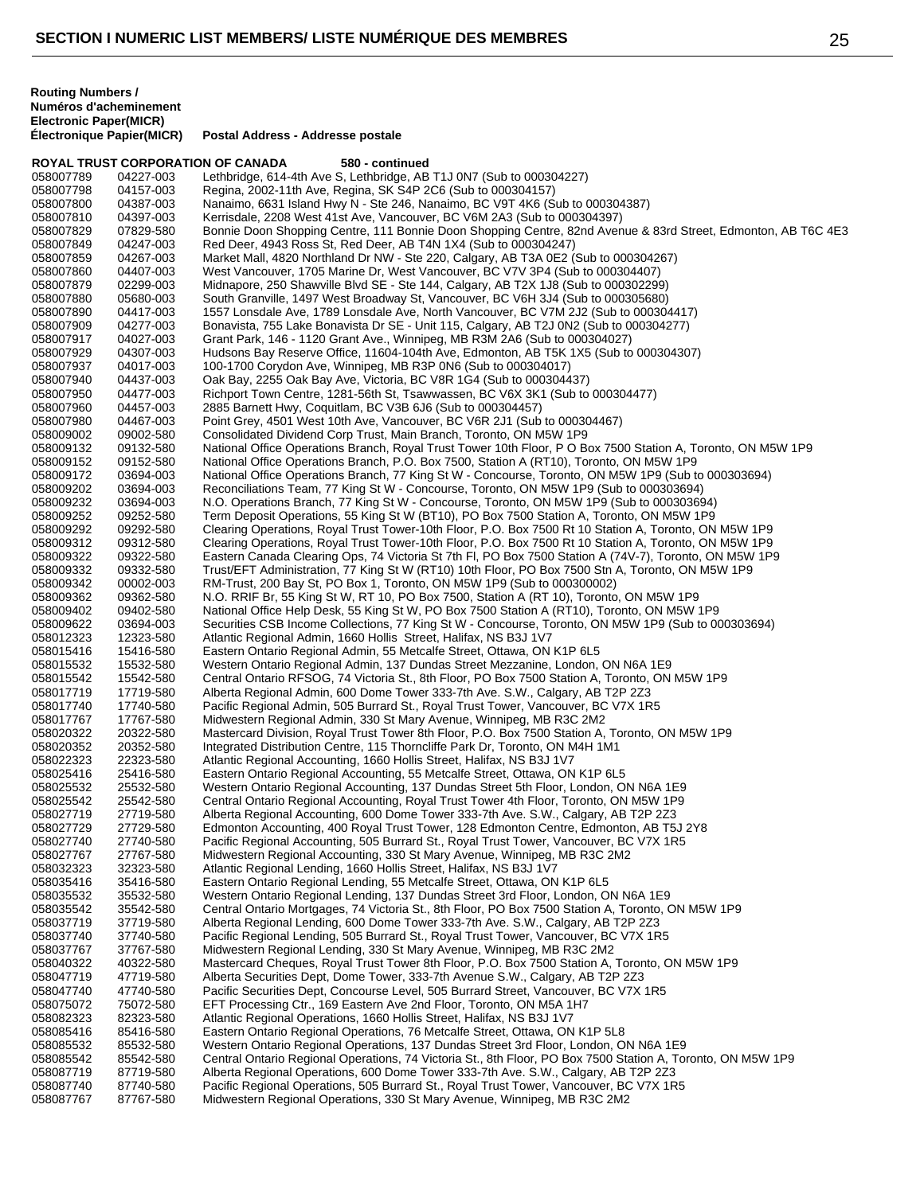**Routing Numbers / Numéros d'acheminement Electronic Paper(MICR) Électronique Papier(MICR)** **Postal Address - Addresse postale**

**ROYAL TRUST CORPORATION OF CANADA 580 - continued**

| | | |
|---|---|---|
| 058007789 | 04227-003 | Lethbridge, 614-4th Ave S, Lethbridge, AB T1J 0N7 (Sub to 000304227) |
| 058007798 | 04157-003 | Regina, 2002-11th Ave, Regina, SK S4P 2C6 (Sub to 000304157) |
| 058007800 | 04387-003 | Nanaimo, 6631 Island Hwy N - Ste 246, Nanaimo, BC V9T 4K6 (Sub to 000304387) |
| 058007810 | 04397-003 | Kerrisdale, 2208 West 41st Ave, Vancouver, BC V6M 2A3 (Sub to 000304397) |
| 058007829 | 07829-580 | Bonnie Doon Shopping Centre, 111 Bonnie Doon Shopping Centre, 82nd Avenue & 83rd Street, Edmonton, AB T6C 4E3 |
| 058007849 | 04247-003 | Red Deer, 4943 Ross St, Red Deer, AB T4N 1X4 (Sub to 000304247) |
| 058007859 | 04267-003 | Market Mall, 4820 Northland Dr NW - Ste 220, Calgary, AB T3A 0E2 (Sub to 000304267) |
| 058007860 | 04407-003 | West Vancouver, 1705 Marine Dr, West Vancouver, BC V7V 3P4 (Sub to 000304407) |
| 058007879 | 02299-003 | Midnapore, 250 Shawville Blvd SE - Ste 144, Calgary, AB T2X 1J8 (Sub to 000302299) |
| 058007880 | 05680-003 | South Granville, 1497 West Broadway St, Vancouver, BC V6H 3J4 (Sub to 000305680) |
| 058007890 | 04417-003 | 1557 Lonsdale Ave, 1789 Lonsdale Ave, North Vancouver, BC V7M 2J2 (Sub to 000304417) |
| 058007909 | 04277-003 | Bonavista, 755 Lake Bonavista Dr SE - Unit 115, Calgary, AB T2J 0N2 (Sub to 000304277) |
| 058007917 | 04027-003 | Grant Park, 146 - 1120 Grant Ave., Winnipeg, MB R3M 2A6 (Sub to 000304027) |
| 058007929 | 04307-003 | Hudsons Bay Reserve Office, 11604-104th Ave, Edmonton, AB T5K 1X5 (Sub to 000304307) |
| 058007937 | 04017-003 | 100-1700 Corydon Ave, Winnipeg, MB R3P 0N6 (Sub to 000304017) |
| 058007940 | 04437-003 | Oak Bay, 2255 Oak Bay Ave, Victoria, BC V8R 1G4 (Sub to 000304437) |
| 058007950 | 04477-003 | Richport Town Centre, 1281-56th St, Tsawwassen, BC V6X 3K1 (Sub to 000304477) |
| 058007960 | 04457-003 | 2885 Barnett Hwy, Coquitlam, BC V3B 6J6 (Sub to 000304457) |
| 058007980 | 04467-003 | Point Grey, 4501 West 10th Ave, Vancouver, BC V6R 2J1 (Sub to 000304467) |
| 058009002 | 09002-580 | Consolidated Dividend Corp Trust, Main Branch, Toronto, ON M5W 1P9 |
| 058009132 | 09132-580 | National Office Operations Branch, Royal Trust Tower 10th Floor, P O Box 7500 Station A, Toronto, ON M5W 1P9 |
| 058009152 | 09152-580 | National Office Operations Branch, P.O. Box 7500, Station A (RT10), Toronto, ON M5W 1P9 |
| 058009172 | 03694-003 | National Office Operations Branch, 77 King St W - Concourse, Toronto, ON M5W 1P9 (Sub to 000303694) |
| 058009202 | 03694-003 | Reconciliations Team, 77 King St W - Concourse, Toronto, ON M5W 1P9 (Sub to 000303694) |
| 058009232 | 03694-003 | N.O. Operations Branch, 77 King St W - Concourse, Toronto, ON M5W 1P9 (Sub to 000303694) |
| 058009252 | 09252-580 | Term Deposit Operations, 55 King St W (BT10), PO Box 7500 Station A, Toronto, ON M5W 1P9 |
| 058009292 | 09292-580 | Clearing Operations, Royal Trust Tower-10th Floor, P.O. Box 7500 Rt 10 Station A, Toronto, ON M5W 1P9 |
| 058009312 | 09312-580 | Clearing Operations, Royal Trust Tower-10th Floor, P.O. Box 7500 Rt 10 Station A, Toronto, ON M5W 1P9 |
| 058009322 | 09322-580 | Eastern Canada Clearing Ops, 74 Victoria St 7th Fl, PO Box 7500 Station A (74V-7), Toronto, ON M5W 1P9 |
| 058009332 | 09332-580 | Trust/EFT Administration, 77 King St W (RT10) 10th Floor, PO Box 7500 Stn A, Toronto, ON M5W 1P9 |
| 058009342 | 00002-003 | RM-Trust, 200 Bay St, PO Box 1, Toronto, ON M5W 1P9 (Sub to 000300002) |
| 058009362 | 09362-580 | N.O. RRIF Br, 55 King St W, RT 10, PO Box 7500, Station A (RT 10), Toronto, ON M5W 1P9 |
| 058009402 | 09402-580 | National Office Help Desk, 55 King St W, PO Box 7500 Station A (RT10), Toronto, ON M5W 1P9 |
| 058009622 | 03694-003 | Securities CSB Income Collections, 77 King St W - Concourse, Toronto, ON M5W 1P9 (Sub to 000303694) |
| 058012323 | 12323-580 | Atlantic Regional Admin, 1660 Hollis Street, Halifax, NS B3J 1V7 |
| 058015416 | 15416-580 | Eastern Ontario Regional Admin, 55 Metcalfe Street, Ottawa, ON K1P 6L5 |
| 058015532 | 15532-580 | Western Ontario Regional Admin, 137 Dundas Street Mezzanine, London, ON N6A 1E9 |
| 058015542 | 15542-580 | Central Ontario RFSOG, 74 Victoria St., 8th Floor, PO Box 7500 Station A, Toronto, ON M5W 1P9 |
| 058017719 | 17719-580 | Alberta Regional Admin, 600 Dome Tower 333-7th Ave. S.W., Calgary, AB T2P 2Z3 |
| 058017740 | 17740-580 | Pacific Regional Admin, 505 Burrard St., Royal Trust Tower, Vancouver, BC V7X 1R5 |
| 058017767 | 17767-580 | Midwestern Regional Admin, 330 St Mary Avenue, Winnipeg, MB R3C 2M2 |
| 058020322 | 20322-580 | Mastercard Division, Royal Trust Tower 8th Floor, P.O. Box 7500 Station A, Toronto, ON M5W 1P9 |
| 058020352 | 20352-580 | Integrated Distribution Centre, 115 Thorncliffe Park Dr, Toronto, ON M4H 1M1 |
| 058022323 | 22323-580 | Atlantic Regional Accounting, 1660 Hollis Street, Halifax, NS B3J 1V7 |
| 058025416 | 25416-580 | Eastern Ontario Regional Accounting, 55 Metcalfe Street, Ottawa, ON K1P 6L5 |
| 058025532 | 25532-580 | Western Ontario Regional Accounting, 137 Dundas Street 5th Floor, London, ON N6A 1E9 |
| 058025542 | 25542-580 | Central Ontario Regional Accounting, Royal Trust Tower 4th Floor, Toronto, ON M5W 1P9 |
| 058027719 | 27719-580 | Alberta Regional Accounting, 600 Dome Tower 333-7th Ave. S.W., Calgary, AB T2P 2Z3 |
| 058027729 | 27729-580 | Edmonton Accounting, 400 Royal Trust Tower, 128 Edmonton Centre, Edmonton, AB T5J 2Y8 |
| 058027740 | 27740-580 | Pacific Regional Accounting, 505 Burrard St., Royal Trust Tower, Vancouver, BC V7X 1R5 |
| 058027767 | 27767-580 | Midwestern Regional Accounting, 330 St Mary Avenue, Winnipeg, MB R3C 2M2 |
| 058032323 | 32323-580 | Atlantic Regional Lending, 1660 Hollis Street, Halifax, NS B3J 1V7 |
| 058035416 | 35416-580 | Eastern Ontario Regional Lending, 55 Metcalfe Street, Ottawa, ON K1P 6L5 |
| 058035532 | 35532-580 | Western Ontario Regional Lending, 137 Dundas Street 3rd Floor, London, ON N6A 1E9 |
| 058035542 | 35542-580 | Central Ontario Mortgages, 74 Victoria St., 8th Floor, PO Box 7500 Station A, Toronto, ON M5W 1P9 |
| 058037719 | 37719-580 | Alberta Regional Lending, 600 Dome Tower 333-7th Ave. S.W., Calgary, AB T2P 2Z3 |
| 058037740 | 37740-580 | Pacific Regional Lending, 505 Burrard St., Royal Trust Tower, Vancouver, BC V7X 1R5 |
| 058037767 | 37767-580 | Midwestern Regional Lending, 330 St Mary Avenue, Winnipeg, MB R3C 2M2 |
| 058040322 | 40322-580 | Mastercard Cheques, Royal Trust Tower 8th Floor, P.O. Box 7500 Station A, Toronto, ON M5W 1P9 |
| 058047719 | 47719-580 | Alberta Securities Dept, Dome Tower, 333-7th Avenue S.W., Calgary, AB T2P 2Z3 |
| 058047740 | 47740-580 | Pacific Securities Dept, Concourse Level, 505 Burrard Street, Vancouver, BC V7X 1R5 |
| 058075072 | 75072-580 | EFT Processing Ctr., 169 Eastern Ave 2nd Floor, Toronto, ON M5A 1H7 |
| 058082323 | 82323-580 | Atlantic Regional Operations, 1660 Hollis Street, Halifax, NS B3J 1V7 |
| 058085416 | 85416-580 | Eastern Ontario Regional Operations, 76 Metcalfe Street, Ottawa, ON K1P 5L8 |
| 058085532 | 85532-580 | Western Ontario Regional Operations, 137 Dundas Street 3rd Floor, London, ON N6A 1E9 |
| 058085542 | 85542-580 | Central Ontario Regional Operations, 74 Victoria St., 8th Floor, PO Box 7500 Station A, Toronto, ON M5W 1P9 |
| 058087719 | 87719-580 | Alberta Regional Operations, 600 Dome Tower 333-7th Ave. S.W., Calgary, AB T2P 2Z3 |
| 058087740 | 87740-580 | Pacific Regional Operations, 505 Burrard St., Royal Trust Tower, Vancouver, BC V7X 1R5 |
| 058087767 | 87767-580 | Midwestern Regional Operations, 330 St Mary Avenue, Winnipeg, MB R3C 2M2 |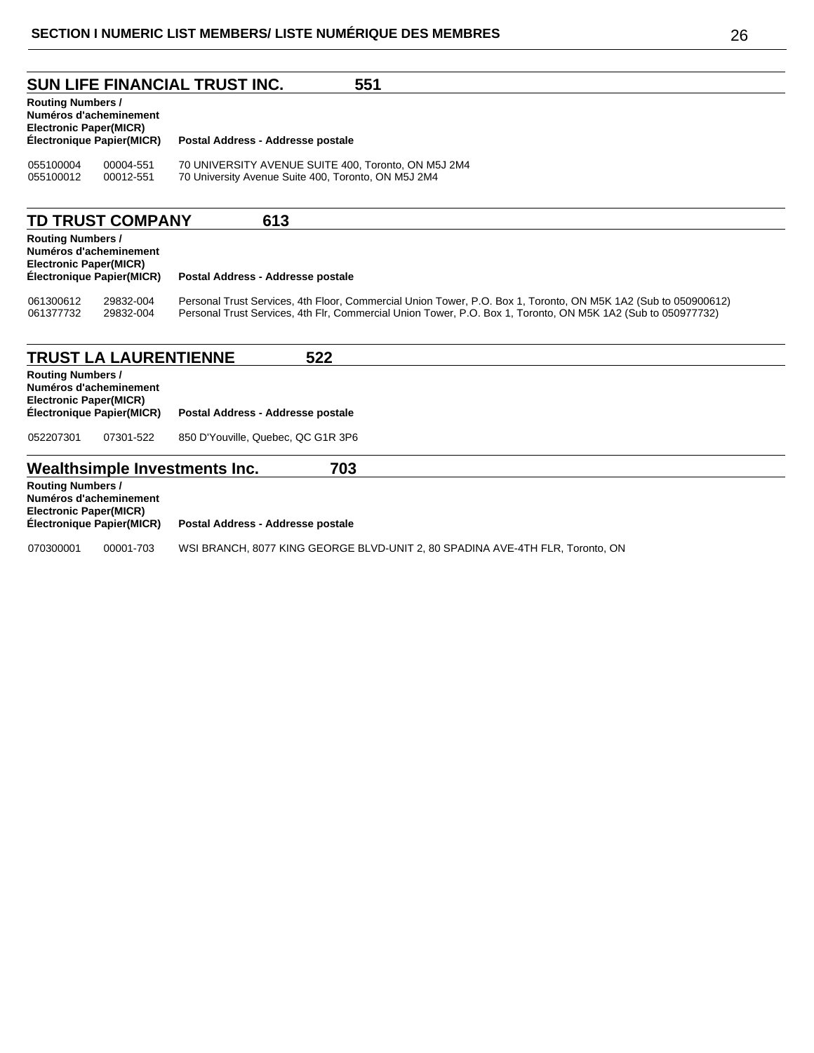## SUN LIFE FINANCIAL TRUST INC. 551

| Routing Numbers / Numéros d'acheminement Electronic | Paper(MICR) Électronique Papier(MICR) | Postal Address - Addresse postale |
|---|---|---|
| 055100004 | 00004-551 | 70 UNIVERSITY AVENUE SUITE 400, Toronto, ON M5J 2M4 |
| 055100012 | 00012-551 | 70 University Avenue Suite 400, Toronto, ON M5J 2M4 |

## TD TRUST COMPANY 613

| Routing Numbers / Numéros d'acheminement Electronic | Paper(MICR) Électronique Papier(MICR) | Postal Address - Addresse postale |
|---|---|---|
| 061300612 | 29832-004 | Personal Trust Services, 4th Floor, Commercial Union Tower, P.O. Box 1, Toronto, ON M5K 1A2 (Sub to 050900612) |
| 061377732 | 29832-004 | Personal Trust Services, 4th Flr, Commercial Union Tower, P.O. Box 1, Toronto, ON M5K 1A2 (Sub to 050977732) |

## TRUST LA LAURENTIENNE 522

| Routing Numbers / Numéros d'acheminement Electronic | Paper(MICR) Électronique Papier(MICR) | Postal Address - Addresse postale |
|---|---|---|
| 052207301 | 07301-522 | 850 D'Youville, Quebec, QC G1R 3P6 |

## Wealthsimple Investments Inc. 703

| Routing Numbers / Numéros d'acheminement Electronic | Paper(MICR) Électronique Papier(MICR) | Postal Address - Addresse postale |
|---|---|---|
| 070300001 | 00001-703 | WSI BRANCH, 8077 KING GEORGE BLVD-UNIT 2, 80 SPADINA AVE-4TH FLR, Toronto, ON |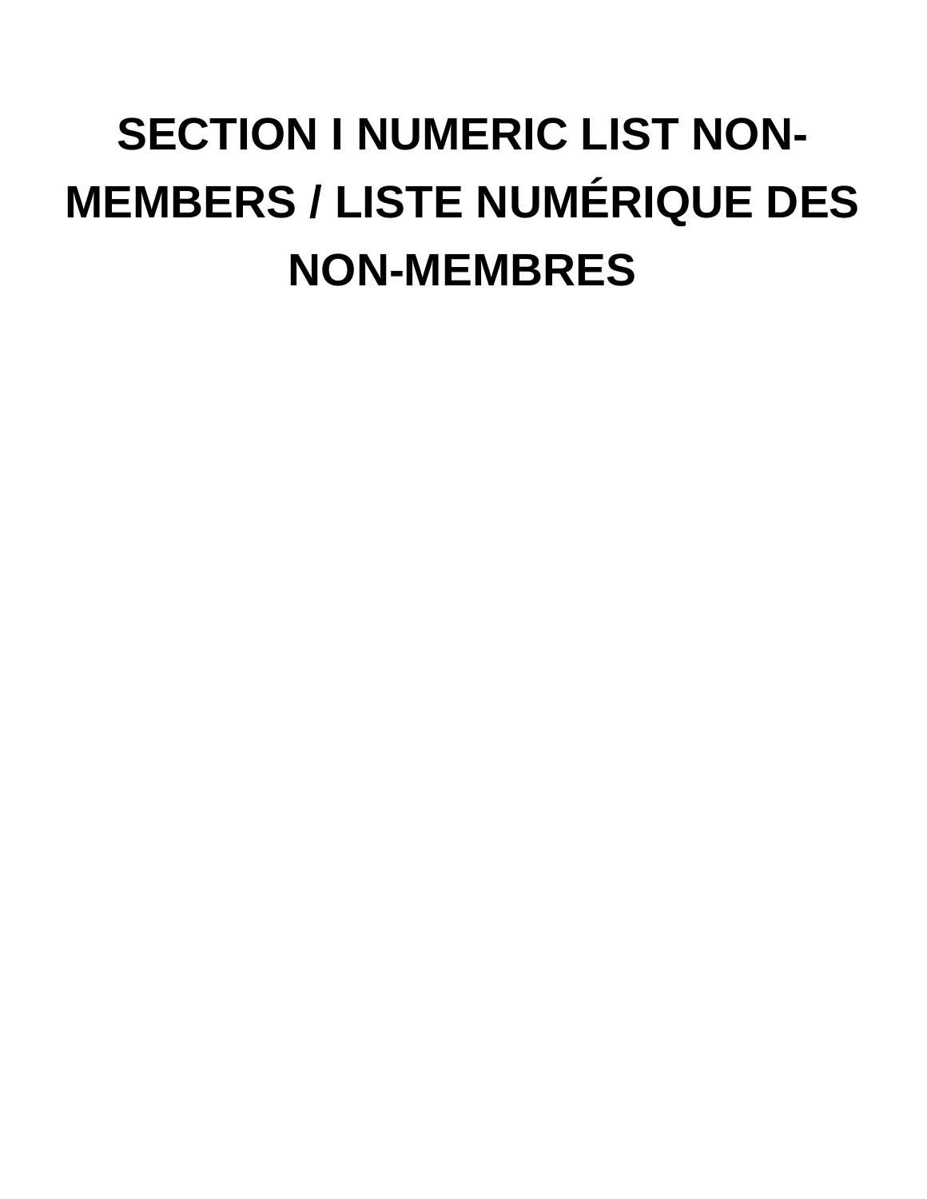# SECTION I NUMERIC LIST NON-MEMBERS / LISTE NUMÉRIQUE DES NON-MEMBRES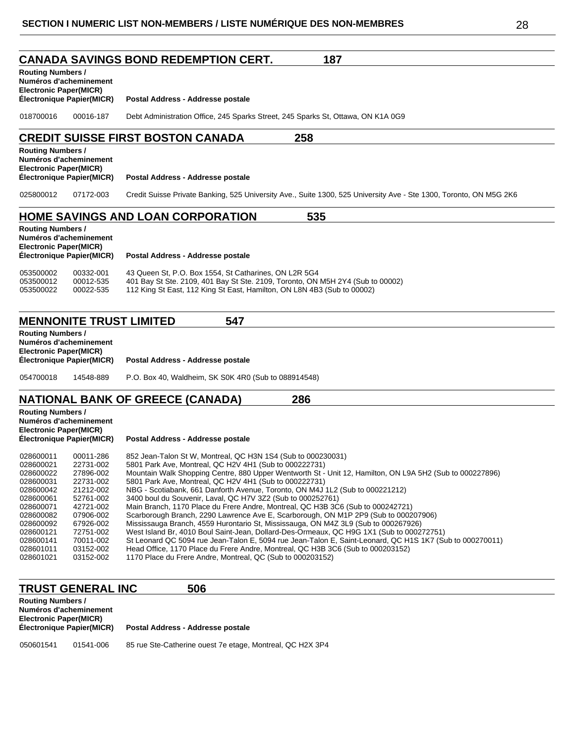## CANADA SAVINGS BOND REDEMPTION CERT. 187

| Routing Numbers / Numéros d'acheminement Electronic | Paper(MICR) Électronique Papier(MICR) | Postal Address - Addresse postale |
|---|---|---|
| 018700016 | 00016-187 | Debt Administration Office, 245 Sparks Street, 245 Sparks St, Ottawa, ON K1A 0G9 |

## CREDIT SUISSE FIRST BOSTON CANADA 258

| Routing Numbers / Numéros d'acheminement Electronic | Paper(MICR) Électronique Papier(MICR) | Postal Address - Addresse postale |
|---|---|---|
| 025800012 | 07172-003 | Credit Suisse Private Banking, 525 University Ave., Suite 1300, 525 University Ave - Ste 1300, Toronto, ON M5G 2K6 |

## HOME SAVINGS AND LOAN CORPORATION 535

| Routing Numbers / Numéros d'acheminement Electronic | Paper(MICR) Électronique Papier(MICR) | Postal Address - Addresse postale |
|---|---|---|
| 053500002 | 00332-001 | 43 Queen St, P.O. Box 1554, St Catharines, ON L2R 5G4 |
| 053500012 | 00012-535 | 401 Bay St Ste. 2109, 401 Bay St Ste. 2109, Toronto, ON M5H 2Y4 (Sub to 00002) |
| 053500022 | 00022-535 | 112 King St East, 112 King St East, Hamilton, ON L8N 4B3 (Sub to 00002) |

## MENNONITE TRUST LIMITED 547

| Routing Numbers / Numéros d'acheminement Electronic | Paper(MICR) Électronique Papier(MICR) | Postal Address - Addresse postale |
|---|---|---|
| 054700018 | 14548-889 | P.O. Box 40, Waldheim, SK S0K 4R0 (Sub to 088914548) |

## NATIONAL BANK OF GREECE (CANADA) 286

| Routing Numbers / Numéros d'acheminement Electronic | Paper(MICR) Électronique Papier(MICR) | Postal Address - Addresse postale |
|---|---|---|
| 028600011 | 00011-286 | 852 Jean-Talon St W, Montreal, QC H3N 1S4 (Sub to 000230031) |
| 028600021 | 22731-002 | 5801 Park Ave, Montreal, QC H2V 4H1 (Sub to 000222731) |
| 028600022 | 27896-002 | Mountain Walk Shopping Centre, 880 Upper Wentworth St - Unit 12, Hamilton, ON L9A 5H2 (Sub to 000227896) |
| 028600031 | 22731-002 | 5801 Park Ave, Montreal, QC H2V 4H1 (Sub to 000222731) |
| 028600042 | 21212-002 | NBG - Scotiabank, 661 Danforth Avenue, Toronto, ON M4J 1L2 (Sub to 000221212) |
| 028600061 | 52761-002 | 3400 boul du Souvenir, Laval, QC H7V 3Z2 (Sub to 000252761) |
| 028600071 | 42721-002 | Main Branch, 1170 Place du Frere Andre, Montreal, QC H3B 3C6 (Sub to 000242721) |
| 028600082 | 07906-002 | Scarborough Branch, 2290 Lawrence Ave E, Scarborough, ON M1P 2P9 (Sub to 000207906) |
| 028600092 | 67926-002 | Mississauga Branch, 4559 Hurontario St, Mississauga, ON M4Z 3L9 (Sub to 000267926) |
| 028600121 | 72751-002 | West Island Br, 4010 Boul Saint-Jean, Dollard-Des-Ormeaux, QC H9G 1X1 (Sub to 000272751) |
| 028600141 | 70011-002 | St Leonard QC 5094 rue Jean-Talon E, 5094 rue Jean-Talon E, Saint-Leonard, QC H1S 1K7 (Sub to 000270011) |
| 028601011 | 03152-002 | Head Office, 1170 Place du Frere Andre, Montreal, QC H3B 3C6 (Sub to 000203152) |
| 028601021 | 03152-002 | 1170 Place du Frere Andre, Montreal, QC (Sub to 000203152) |

## TRUST GENERAL INC 506

| Routing Numbers / Numéros d'acheminement Electronic | Paper(MICR) Électronique Papier(MICR) | Postal Address - Addresse postale |
|---|---|---|
| 050601541 | 01541-006 | 85 rue Ste-Catherine ouest 7e etage, Montreal, QC H2X 3P4 |